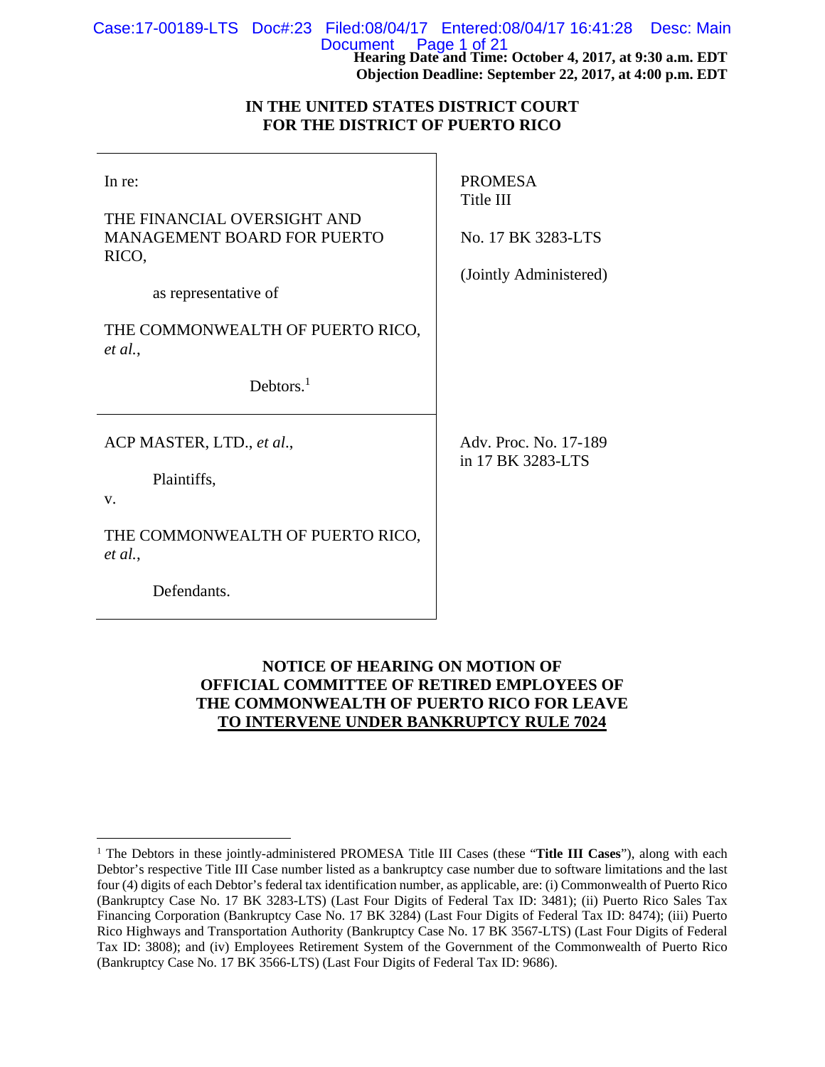**Hearing Date and Time: October 4, 2017, at 9:30 a.m. EDT**
**Objection Deadline: September 22, 2017, at 4:00 p.m. EDT**

**IN THE UNITED STATES DISTRICT COURT**
**FOR THE DISTRICT OF PUERTO RICO**

| | |
|---|---|
| In re:<br><br>THE FINANCIAL OVERSIGHT AND MANAGEMENT BOARD FOR PUERTO RICO,<br><br>as representative of<br><br>THE COMMONWEALTH OF PUERTO RICO, *et al.*,<br><br>Debtors.[1] | PROMESA<br>Title III<br><br>No. 17 BK 3283-LTS<br><br>(Jointly Administered) |
| ACP MASTER, LTD., *et al*.,<br><br>Plaintiffs,<br><br>v.<br><br>THE COMMONWEALTH OF PUERTO RICO, *et al.*,<br><br>Defendants. | Adv. Proc. No. 17-189<br>in 17 BK 3283-LTS |

**NOTICE OF HEARING ON MOTION OF OFFICIAL COMMITTEE OF RETIRED EMPLOYEES OF THE COMMONWEALTH OF PUERTO RICO FOR LEAVE TO INTERVENE UNDER BANKRUPTCY RULE 7024**

[1] The Debtors in these jointly-administered PROMESA Title III Cases (these "**Title III Cases**"), along with each Debtor's respective Title III Case number listed as a bankruptcy case number due to software limitations and the last four (4) digits of each Debtor's federal tax identification number, as applicable, are: (i) Commonwealth of Puerto Rico (Bankruptcy Case No. 17 BK 3283-LTS) (Last Four Digits of Federal Tax ID: 3481); (ii) Puerto Rico Sales Tax Financing Corporation (Bankruptcy Case No. 17 BK 3284) (Last Four Digits of Federal Tax ID: 8474); (iii) Puerto Rico Highways and Transportation Authority (Bankruptcy Case No. 17 BK 3567-LTS) (Last Four Digits of Federal Tax ID: 3808); and (iv) Employees Retirement System of the Government of the Commonwealth of Puerto Rico (Bankruptcy Case No. 17 BK 3566-LTS) (Last Four Digits of Federal Tax ID: 9686).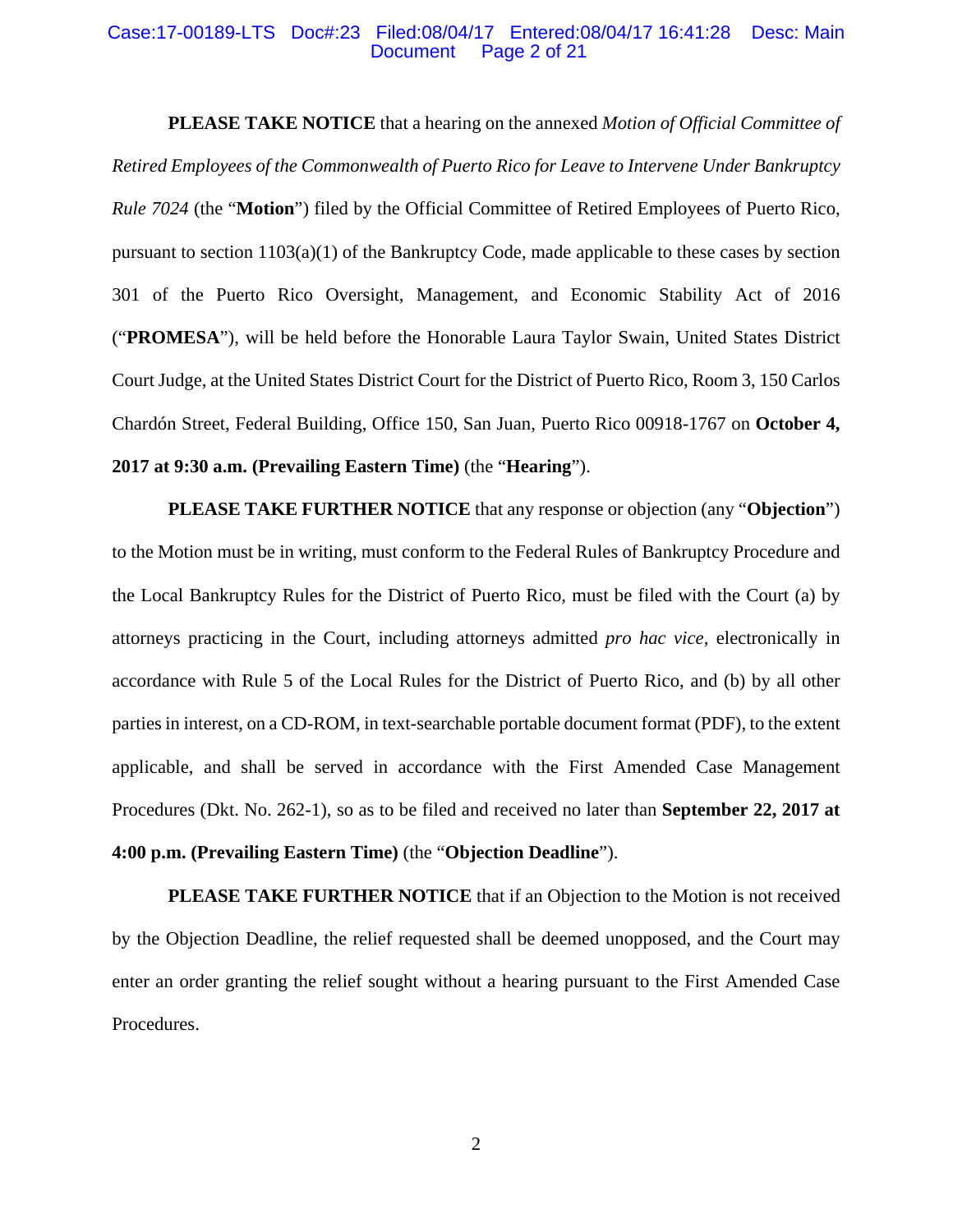**PLEASE TAKE NOTICE** that a hearing on the annexed *Motion of Official Committee of Retired Employees of the Commonwealth of Puerto Rico for Leave to Intervene Under Bankruptcy Rule 7024* (the "**Motion**") filed by the Official Committee of Retired Employees of Puerto Rico, pursuant to section 1103(a)(1) of the Bankruptcy Code, made applicable to these cases by section 301 of the Puerto Rico Oversight, Management, and Economic Stability Act of 2016 ("**PROMESA**"), will be held before the Honorable Laura Taylor Swain, United States District Court Judge, at the United States District Court for the District of Puerto Rico, Room 3, 150 Carlos Chardón Street, Federal Building, Office 150, San Juan, Puerto Rico 00918-1767 on **October 4, 2017 at 9:30 a.m. (Prevailing Eastern Time)** (the "**Hearing**").

**PLEASE TAKE FURTHER NOTICE** that any response or objection (any "**Objection**") to the Motion must be in writing, must conform to the Federal Rules of Bankruptcy Procedure and the Local Bankruptcy Rules for the District of Puerto Rico, must be filed with the Court (a) by attorneys practicing in the Court, including attorneys admitted *pro hac vice*, electronically in accordance with Rule 5 of the Local Rules for the District of Puerto Rico, and (b) by all other parties in interest, on a CD-ROM, in text-searchable portable document format (PDF), to the extent applicable, and shall be served in accordance with the First Amended Case Management Procedures (Dkt. No. 262-1), so as to be filed and received no later than **September 22, 2017 at 4:00 p.m. (Prevailing Eastern Time)** (the "**Objection Deadline**").

**PLEASE TAKE FURTHER NOTICE** that if an Objection to the Motion is not received by the Objection Deadline, the relief requested shall be deemed unopposed, and the Court may enter an order granting the relief sought without a hearing pursuant to the First Amended Case Procedures.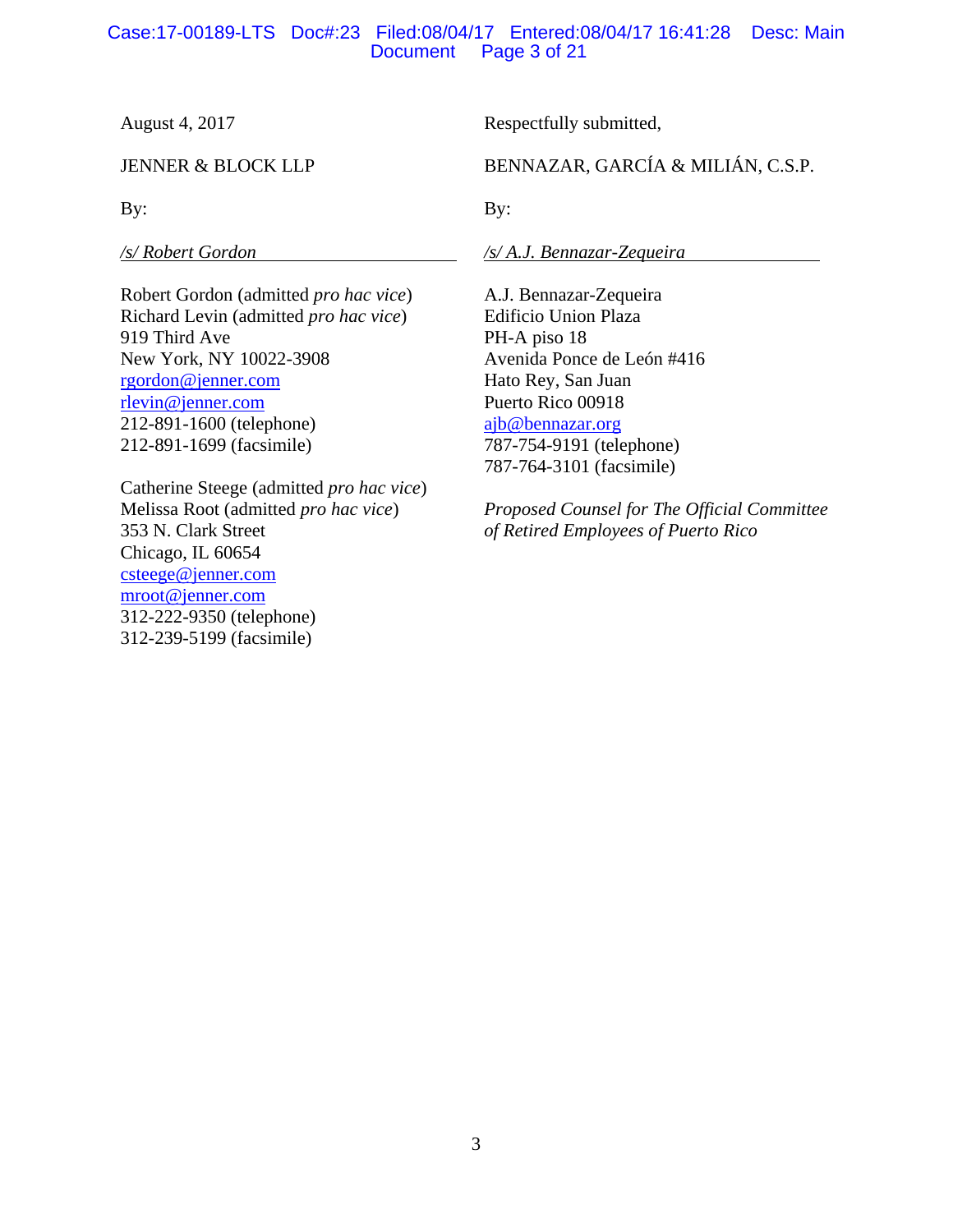August 4, 2017

Respectfully submitted,

JENNER & BLOCK LLP

By:

*/s/ Robert Gordon*

Robert Gordon (admitted *pro hac vice*)
Richard Levin (admitted *pro hac vice*)
919 Third Ave
New York, NY 10022-3908
rgordon@jenner.com
rlevin@jenner.com
212-891-1600 (telephone)
212-891-1699 (facsimile)

Catherine Steege (admitted *pro hac vice*)
Melissa Root (admitted *pro hac vice*)
353 N. Clark Street
Chicago, IL 60654
csteege@jenner.com
mroot@jenner.com
312-222-9350 (telephone)
312-239-5199 (facsimile)

BENNAZAR, GARCÍA & MILIÁN, C.S.P.

By:

*/s/ A.J. Bennazar-Zequeira*

A.J. Bennazar-Zequeira
Edificio Union Plaza
PH-A piso 18
Avenida Ponce de León #416
Hato Rey, San Juan
Puerto Rico 00918
ajb@bennazar.org
787-754-9191 (telephone)
787-764-3101 (facsimile)

*Proposed Counsel for The Official Committee of Retired Employees of Puerto Rico*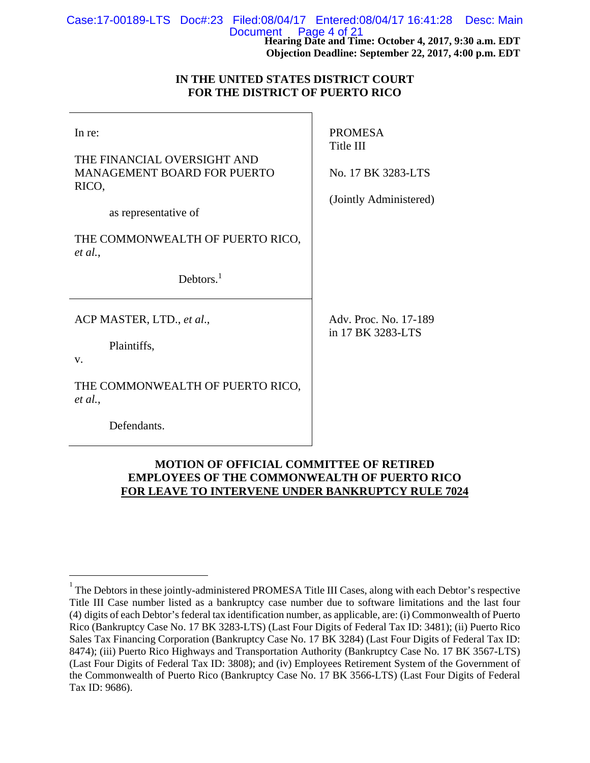**Hearing Date and Time: October 4, 2017, 9:30 a.m. EDT**
**Objection Deadline: September 22, 2017, 4:00 p.m. EDT**

**IN THE UNITED STATES DISTRICT COURT**
**FOR THE DISTRICT OF PUERTO RICO**

| | |
|---|---|
| In re:<br><br>THE FINANCIAL OVERSIGHT AND MANAGEMENT BOARD FOR PUERTO RICO,<br><br>as representative of<br><br>THE COMMONWEALTH OF PUERTO RICO, *et al.*,<br><br>Debtors.[1] | PROMESA<br>Title III<br><br>No. 17 BK 3283-LTS<br><br>(Jointly Administered) |
| ACP MASTER, LTD., *et al.*,<br><br>Plaintiffs,<br><br>v.<br><br>THE COMMONWEALTH OF PUERTO RICO, *et al.*,<br><br>Defendants. | Adv. Proc. No. 17-189<br>in 17 BK 3283-LTS |

**MOTION OF OFFICIAL COMMITTEE OF RETIRED EMPLOYEES OF THE COMMONWEALTH OF PUERTO RICO FOR LEAVE TO INTERVENE UNDER BANKRUPTCY RULE 7024**

---

[1] The Debtors in these jointly-administered PROMESA Title III Cases, along with each Debtor's respective Title III Case number listed as a bankruptcy case number due to software limitations and the last four (4) digits of each Debtor's federal tax identification number, as applicable, are: (i) Commonwealth of Puerto Rico (Bankruptcy Case No. 17 BK 3283-LTS) (Last Four Digits of Federal Tax ID: 3481); (ii) Puerto Rico Sales Tax Financing Corporation (Bankruptcy Case No. 17 BK 3284) (Last Four Digits of Federal Tax ID: 8474); (iii) Puerto Rico Highways and Transportation Authority (Bankruptcy Case No. 17 BK 3567-LTS) (Last Four Digits of Federal Tax ID: 3808); and (iv) Employees Retirement System of the Government of the Commonwealth of Puerto Rico (Bankruptcy Case No. 17 BK 3566-LTS) (Last Four Digits of Federal Tax ID: 9686).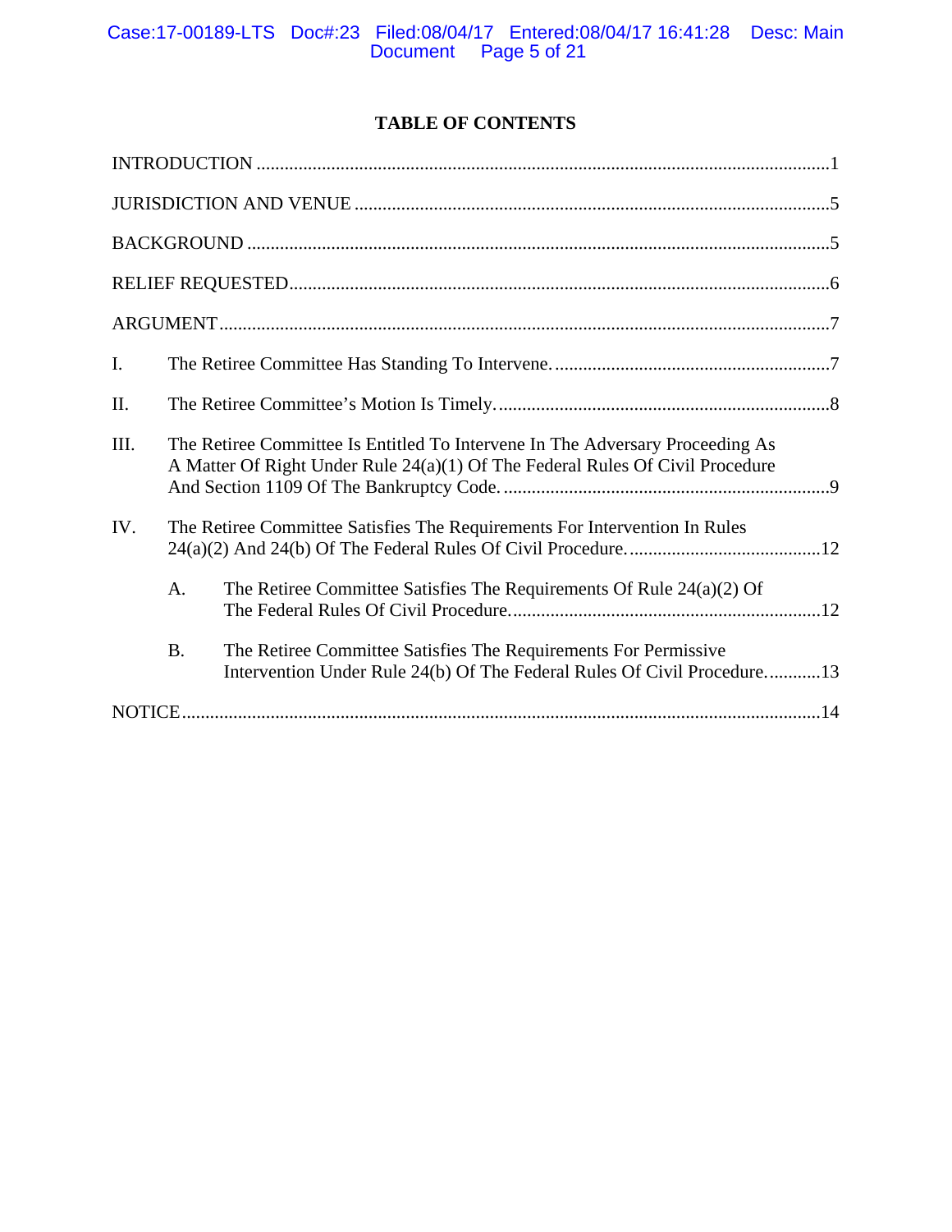**TABLE OF CONTENTS**

INTRODUCTION ..........................................................................................................................1

JURISDICTION AND VENUE ......................................................................................................5

BACKGROUND ............................................................................................................................5

RELIEF REQUESTED....................................................................................................................6

ARGUMENT..................................................................................................................................7

I. The Retiree Committee Has Standing To Intervene. ...........................................................7

II. The Retiree Committee's Motion Is Timely. .......................................................................8

III. The Retiree Committee Is Entitled To Intervene In The Adversary Proceeding As A Matter Of Right Under Rule 24(a)(1) Of The Federal Rules Of Civil Procedure And Section 1109 Of The Bankruptcy Code. ......................................................................9

IV. The Retiree Committee Satisfies The Requirements For Intervention In Rules 24(a)(2) And 24(b) Of The Federal Rules Of Civil Procedure. .........................................12

 A. The Retiree Committee Satisfies The Requirements Of Rule 24(a)(2) Of The Federal Rules Of Civil Procedure. .................................................................12

 B. The Retiree Committee Satisfies The Requirements For Permissive Intervention Under Rule 24(b) Of The Federal Rules Of Civil Procedure. ...........13

NOTICE........................................................................................................................................14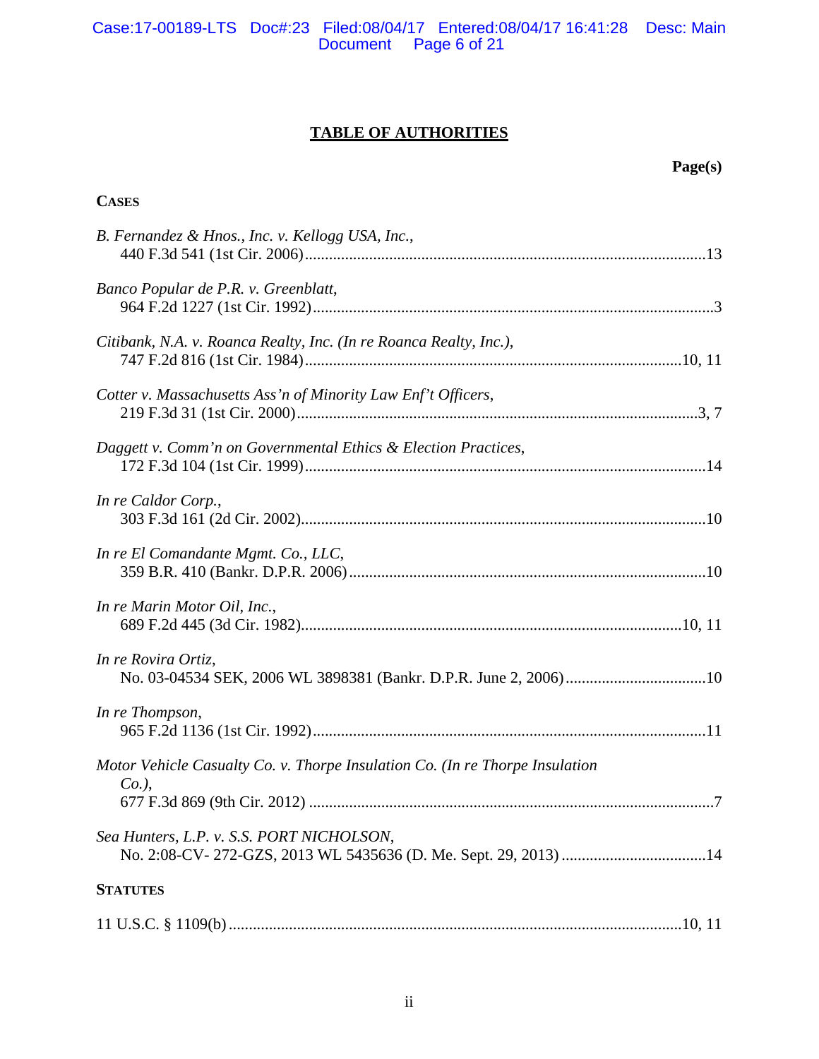# TABLE OF AUTHORITIES

**Page(s)**

**CASES**

*B. Fernandez & Hnos., Inc. v. Kellogg USA, Inc.*,
440 F.3d 541 (1st Cir. 2006) ....................13

*Banco Popular de P.R. v. Greenblatt*,
964 F.2d 1227 (1st Cir. 1992) ....................3

*Citibank, N.A. v. Roanca Realty, Inc. (In re Roanca Realty, Inc.)*,
747 F.2d 816 (1st Cir. 1984) ....................10, 11

*Cotter v. Massachusetts Ass'n of Minority Law Enf't Officers*,
219 F.3d 31 (1st Cir. 2000) ....................3, 7

*Daggett v. Comm'n on Governmental Ethics & Election Practices*,
172 F.3d 104 (1st Cir. 1999) ....................14

*In re Caldor Corp.*,
303 F.3d 161 (2d Cir. 2002) ....................10

*In re El Comandante Mgmt. Co., LLC*,
359 B.R. 410 (Bankr. D.P.R. 2006) ....................10

*In re Marin Motor Oil, Inc.*,
689 F.2d 445 (3d Cir. 1982) ....................10, 11

*In re Rovira Ortiz*,
No. 03-04534 SEK, 2006 WL 3898381 (Bankr. D.P.R. June 2, 2006) ....................10

*In re Thompson*,
965 F.2d 1136 (1st Cir. 1992) ....................11

*Motor Vehicle Casualty Co. v. Thorpe Insulation Co. (In re Thorpe Insulation Co.)*,
677 F.3d 869 (9th Cir. 2012) ....................7

*Sea Hunters, L.P. v. S.S. PORT NICHOLSON*,
No. 2:08-CV- 272-GZS, 2013 WL 5435636 (D. Me. Sept. 29, 2013) ....................14

**STATUTES**

11 U.S.C. § 1109(b) ....................10, 11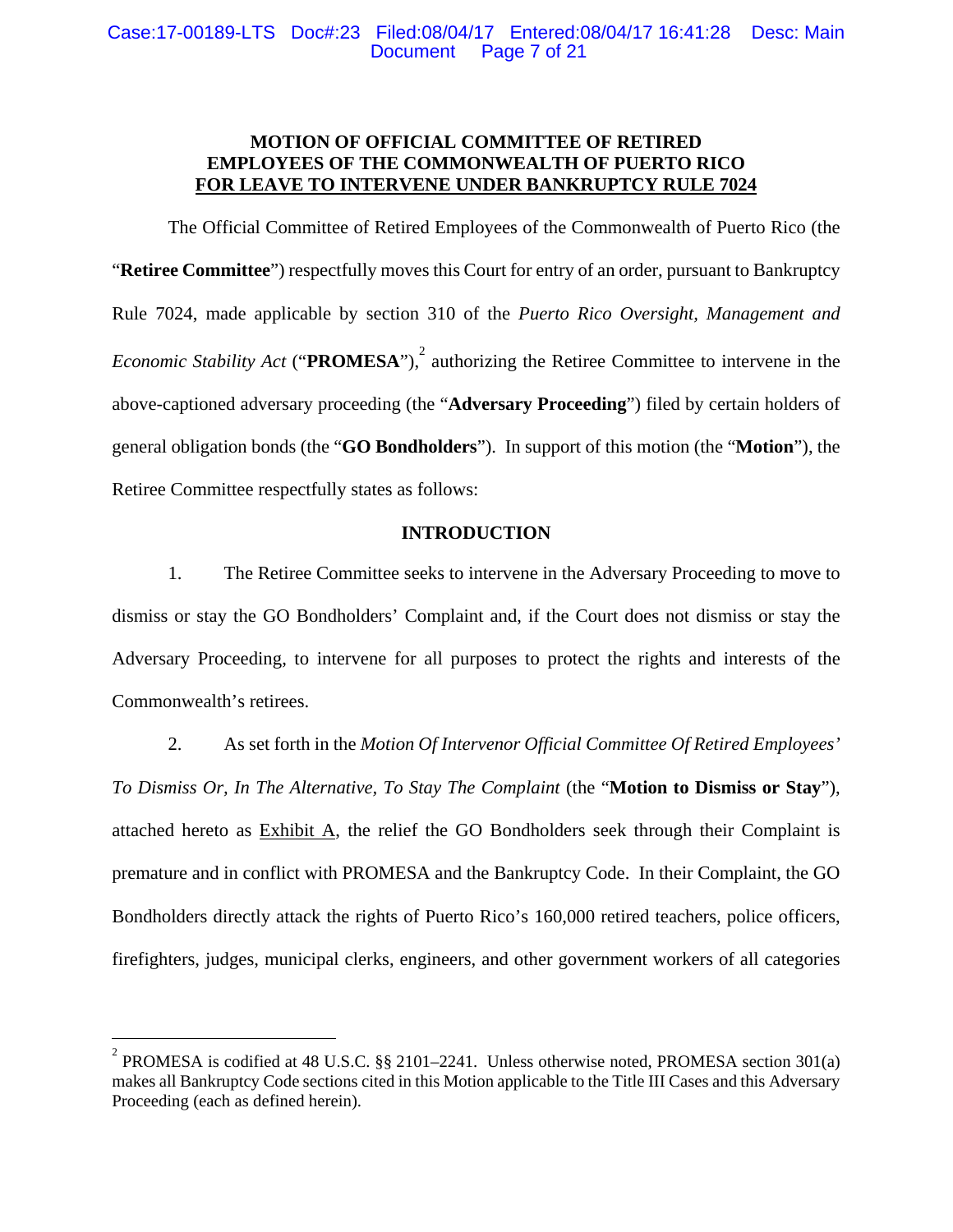**MOTION OF OFFICIAL COMMITTEE OF RETIRED EMPLOYEES OF THE COMMONWEALTH OF PUERTO RICO FOR LEAVE TO INTERVENE UNDER BANKRUPTCY RULE 7024**

The Official Committee of Retired Employees of the Commonwealth of Puerto Rico (the "**Retiree Committee**") respectfully moves this Court for entry of an order, pursuant to Bankruptcy Rule 7024, made applicable by section 310 of the *Puerto Rico Oversight, Management and Economic Stability Act* ("**PROMESA**"),[2] authorizing the Retiree Committee to intervene in the above-captioned adversary proceeding (the "**Adversary Proceeding**") filed by certain holders of general obligation bonds (the "**GO Bondholders**"). In support of this motion (the "**Motion**"), the Retiree Committee respectfully states as follows:

**INTRODUCTION**

1. The Retiree Committee seeks to intervene in the Adversary Proceeding to move to dismiss or stay the GO Bondholders' Complaint and, if the Court does not dismiss or stay the Adversary Proceeding, to intervene for all purposes to protect the rights and interests of the Commonwealth's retirees.

2. As set forth in the *Motion Of Intervenor Official Committee Of Retired Employees' To Dismiss Or, In The Alternative, To Stay The Complaint* (the "**Motion to Dismiss or Stay**"), attached hereto as Exhibit A, the relief the GO Bondholders seek through their Complaint is premature and in conflict with PROMESA and the Bankruptcy Code. In their Complaint, the GO Bondholders directly attack the rights of Puerto Rico's 160,000 retired teachers, police officers, firefighters, judges, municipal clerks, engineers, and other government workers of all categories

---

[2] PROMESA is codified at 48 U.S.C. §§ 2101–2241. Unless otherwise noted, PROMESA section 301(a) makes all Bankruptcy Code sections cited in this Motion applicable to the Title III Cases and this Adversary Proceeding (each as defined herein).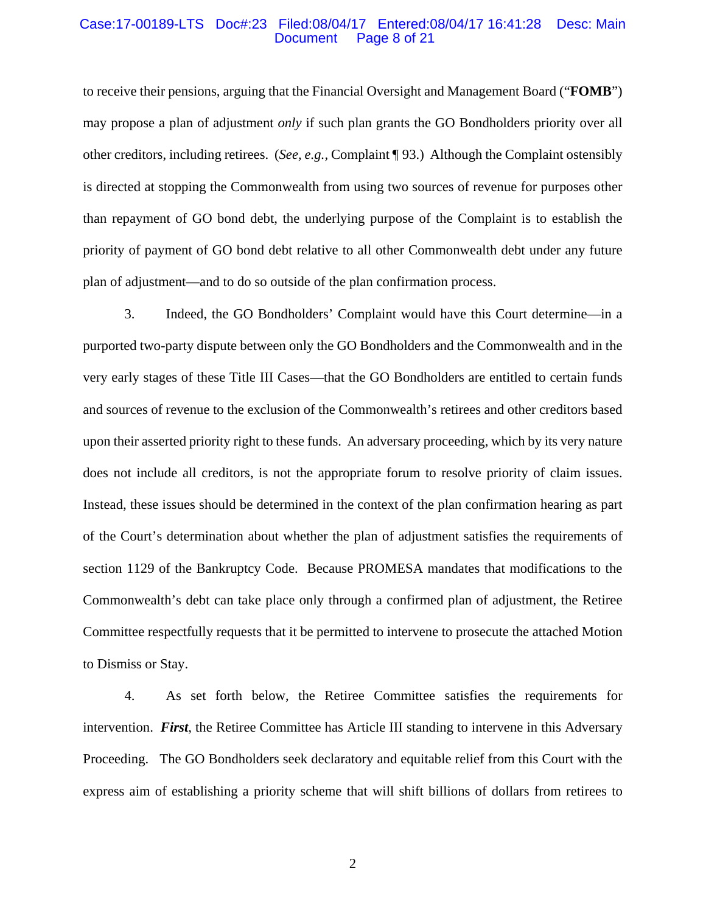to receive their pensions, arguing that the Financial Oversight and Management Board ("**FOMB**") may propose a plan of adjustment *only* if such plan grants the GO Bondholders priority over all other creditors, including retirees. (*See*, *e.g.*, Complaint ¶ 93.) Although the Complaint ostensibly is directed at stopping the Commonwealth from using two sources of revenue for purposes other than repayment of GO bond debt, the underlying purpose of the Complaint is to establish the priority of payment of GO bond debt relative to all other Commonwealth debt under any future plan of adjustment—and to do so outside of the plan confirmation process.

3. Indeed, the GO Bondholders' Complaint would have this Court determine—in a purported two-party dispute between only the GO Bondholders and the Commonwealth and in the very early stages of these Title III Cases—that the GO Bondholders are entitled to certain funds and sources of revenue to the exclusion of the Commonwealth's retirees and other creditors based upon their asserted priority right to these funds. An adversary proceeding, which by its very nature does not include all creditors, is not the appropriate forum to resolve priority of claim issues. Instead, these issues should be determined in the context of the plan confirmation hearing as part of the Court's determination about whether the plan of adjustment satisfies the requirements of section 1129 of the Bankruptcy Code. Because PROMESA mandates that modifications to the Commonwealth's debt can take place only through a confirmed plan of adjustment, the Retiree Committee respectfully requests that it be permitted to intervene to prosecute the attached Motion to Dismiss or Stay.

4. As set forth below, the Retiree Committee satisfies the requirements for intervention. ***First***, the Retiree Committee has Article III standing to intervene in this Adversary Proceeding. The GO Bondholders seek declaratory and equitable relief from this Court with the express aim of establishing a priority scheme that will shift billions of dollars from retirees to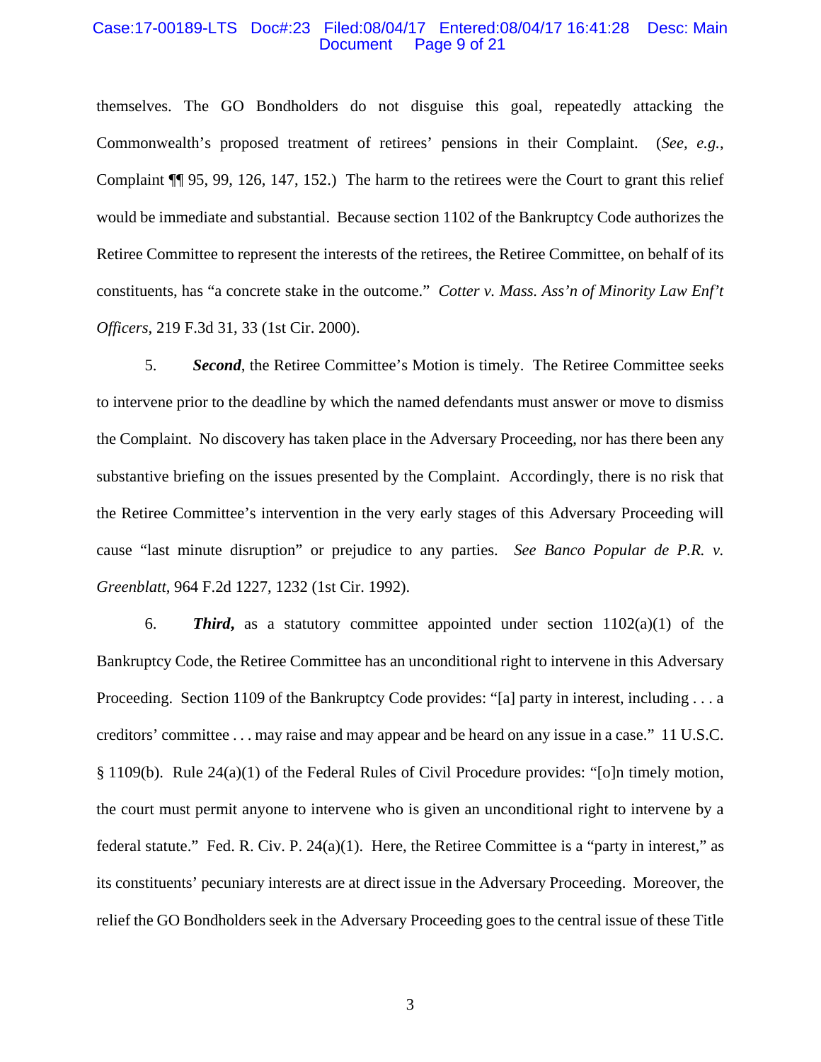themselves. The GO Bondholders do not disguise this goal, repeatedly attacking the Commonwealth's proposed treatment of retirees' pensions in their Complaint. (*See, e.g.*, Complaint ¶¶ 95, 99, 126, 147, 152.) The harm to the retirees were the Court to grant this relief would be immediate and substantial. Because section 1102 of the Bankruptcy Code authorizes the Retiree Committee to represent the interests of the retirees, the Retiree Committee, on behalf of its constituents, has "a concrete stake in the outcome." *Cotter v. Mass. Ass'n of Minority Law Enf't Officers*, 219 F.3d 31, 33 (1st Cir. 2000).

5. ***Second***, the Retiree Committee's Motion is timely. The Retiree Committee seeks to intervene prior to the deadline by which the named defendants must answer or move to dismiss the Complaint. No discovery has taken place in the Adversary Proceeding, nor has there been any substantive briefing on the issues presented by the Complaint. Accordingly, there is no risk that the Retiree Committee's intervention in the very early stages of this Adversary Proceeding will cause "last minute disruption" or prejudice to any parties. *See Banco Popular de P.R. v. Greenblatt*, 964 F.2d 1227, 1232 (1st Cir. 1992).

6. ***Third,*** as a statutory committee appointed under section 1102(a)(1) of the Bankruptcy Code, the Retiree Committee has an unconditional right to intervene in this Adversary Proceeding. Section 1109 of the Bankruptcy Code provides: "[a] party in interest, including . . . a creditors' committee . . . may raise and may appear and be heard on any issue in a case." 11 U.S.C. § 1109(b). Rule 24(a)(1) of the Federal Rules of Civil Procedure provides: "[o]n timely motion, the court must permit anyone to intervene who is given an unconditional right to intervene by a federal statute." Fed. R. Civ. P. 24(a)(1). Here, the Retiree Committee is a "party in interest," as its constituents' pecuniary interests are at direct issue in the Adversary Proceeding. Moreover, the relief the GO Bondholders seek in the Adversary Proceeding goes to the central issue of these Title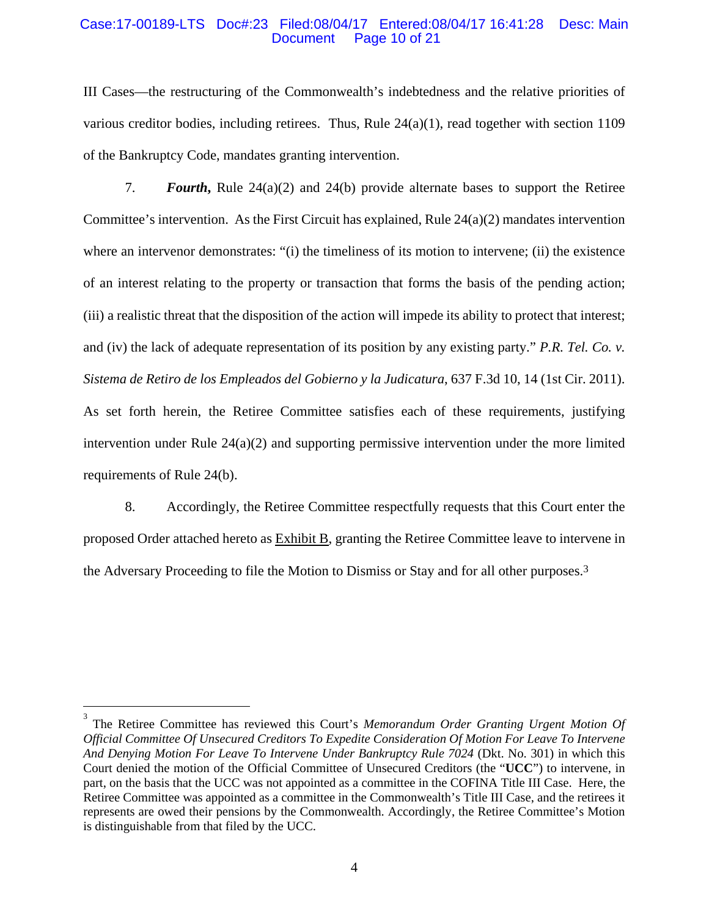III Cases—the restructuring of the Commonwealth's indebtedness and the relative priorities of various creditor bodies, including retirees. Thus, Rule 24(a)(1), read together with section 1109 of the Bankruptcy Code, mandates granting intervention.

7. ***Fourth,*** Rule 24(a)(2) and 24(b) provide alternate bases to support the Retiree Committee's intervention. As the First Circuit has explained, Rule 24(a)(2) mandates intervention where an intervenor demonstrates: "(i) the timeliness of its motion to intervene; (ii) the existence of an interest relating to the property or transaction that forms the basis of the pending action; (iii) a realistic threat that the disposition of the action will impede its ability to protect that interest; and (iv) the lack of adequate representation of its position by any existing party." *P.R. Tel. Co. v. Sistema de Retiro de los Empleados del Gobierno y la Judicatura*, 637 F.3d 10, 14 (1st Cir. 2011). As set forth herein, the Retiree Committee satisfies each of these requirements, justifying intervention under Rule 24(a)(2) and supporting permissive intervention under the more limited requirements of Rule 24(b).

8. Accordingly, the Retiree Committee respectfully requests that this Court enter the proposed Order attached hereto as Exhibit B, granting the Retiree Committee leave to intervene in the Adversary Proceeding to file the Motion to Dismiss or Stay and for all other purposes.[3]

---

[3] The Retiree Committee has reviewed this Court's *Memorandum Order Granting Urgent Motion Of Official Committee Of Unsecured Creditors To Expedite Consideration Of Motion For Leave To Intervene And Denying Motion For Leave To Intervene Under Bankruptcy Rule 7024* (Dkt. No. 301) in which this Court denied the motion of the Official Committee of Unsecured Creditors (the "**UCC**") to intervene, in part, on the basis that the UCC was not appointed as a committee in the COFINA Title III Case. Here, the Retiree Committee was appointed as a committee in the Commonwealth's Title III Case, and the retirees it represents are owed their pensions by the Commonwealth. Accordingly, the Retiree Committee's Motion is distinguishable from that filed by the UCC.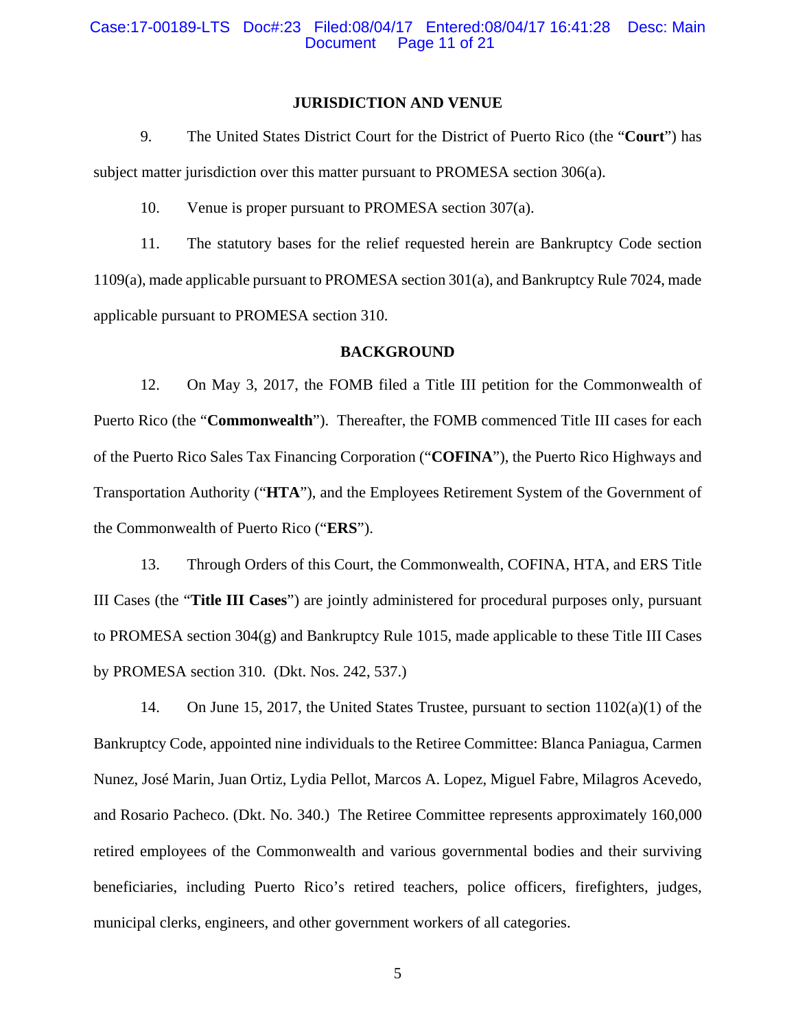## JURISDICTION AND VENUE

9. The United States District Court for the District of Puerto Rico (the "**Court**") has subject matter jurisdiction over this matter pursuant to PROMESA section 306(a).

10. Venue is proper pursuant to PROMESA section 307(a).

11. The statutory bases for the relief requested herein are Bankruptcy Code section 1109(a), made applicable pursuant to PROMESA section 301(a), and Bankruptcy Rule 7024, made applicable pursuant to PROMESA section 310.

## BACKGROUND

12. On May 3, 2017, the FOMB filed a Title III petition for the Commonwealth of Puerto Rico (the "**Commonwealth**"). Thereafter, the FOMB commenced Title III cases for each of the Puerto Rico Sales Tax Financing Corporation ("**COFINA**"), the Puerto Rico Highways and Transportation Authority ("**HTA**"), and the Employees Retirement System of the Government of the Commonwealth of Puerto Rico ("**ERS**").

13. Through Orders of this Court, the Commonwealth, COFINA, HTA, and ERS Title III Cases (the "**Title III Cases**") are jointly administered for procedural purposes only, pursuant to PROMESA section 304(g) and Bankruptcy Rule 1015, made applicable to these Title III Cases by PROMESA section 310. (Dkt. Nos. 242, 537.)

14. On June 15, 2017, the United States Trustee, pursuant to section 1102(a)(1) of the Bankruptcy Code, appointed nine individuals to the Retiree Committee: Blanca Paniagua, Carmen Nunez, José Marin, Juan Ortiz, Lydia Pellot, Marcos A. Lopez, Miguel Fabre, Milagros Acevedo, and Rosario Pacheco. (Dkt. No. 340.) The Retiree Committee represents approximately 160,000 retired employees of the Commonwealth and various governmental bodies and their surviving beneficiaries, including Puerto Rico's retired teachers, police officers, firefighters, judges, municipal clerks, engineers, and other government workers of all categories.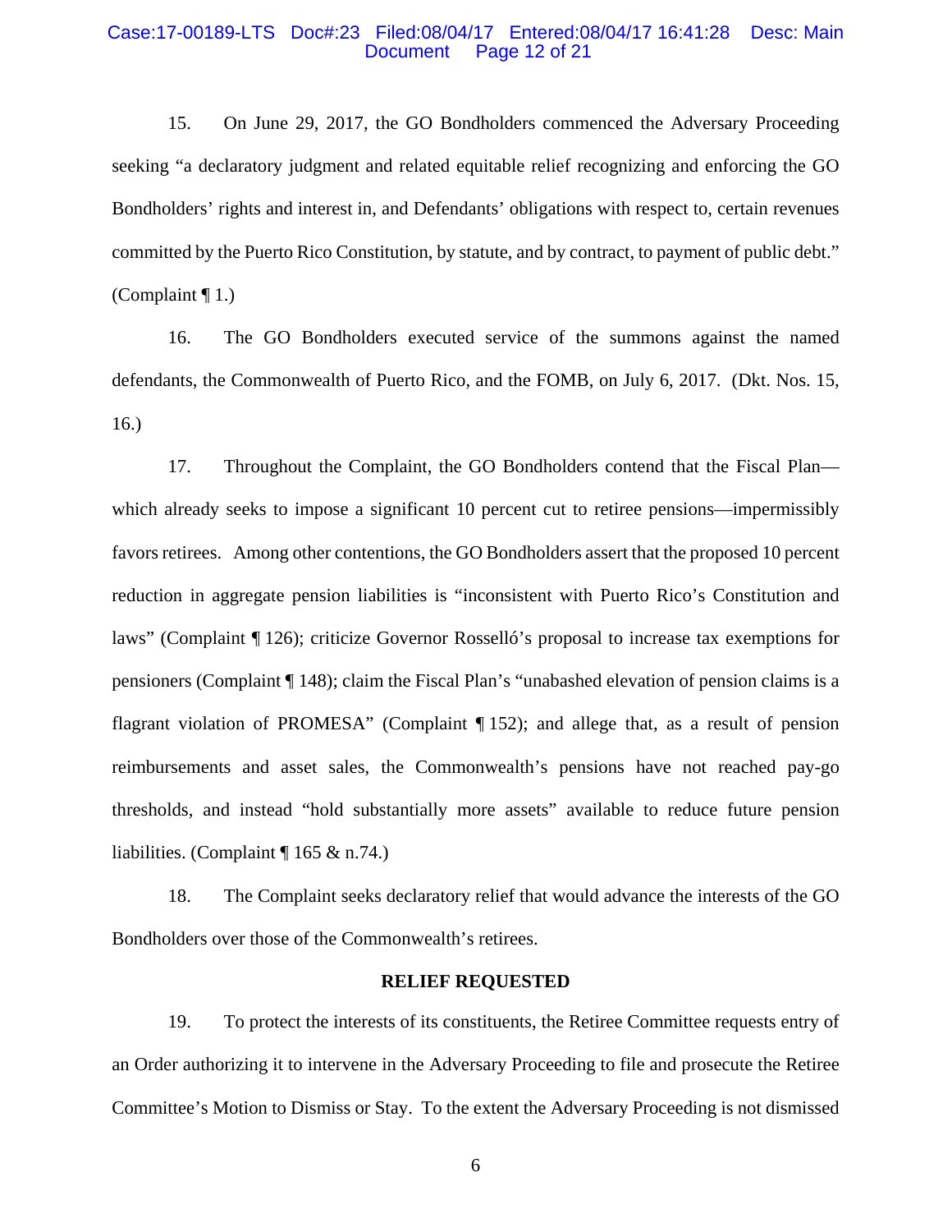15. On June 29, 2017, the GO Bondholders commenced the Adversary Proceeding seeking "a declaratory judgment and related equitable relief recognizing and enforcing the GO Bondholders' rights and interest in, and Defendants' obligations with respect to, certain revenues committed by the Puerto Rico Constitution, by statute, and by contract, to payment of public debt." (Complaint ¶ 1.)

16. The GO Bondholders executed service of the summons against the named defendants, the Commonwealth of Puerto Rico, and the FOMB, on July 6, 2017. (Dkt. Nos. 15, 16.)

17. Throughout the Complaint, the GO Bondholders contend that the Fiscal Plan—which already seeks to impose a significant 10 percent cut to retiree pensions—impermissibly favors retirees. Among other contentions, the GO Bondholders assert that the proposed 10 percent reduction in aggregate pension liabilities is "inconsistent with Puerto Rico's Constitution and laws" (Complaint ¶ 126); criticize Governor Rosselló's proposal to increase tax exemptions for pensioners (Complaint ¶ 148); claim the Fiscal Plan's "unabashed elevation of pension claims is a flagrant violation of PROMESA" (Complaint ¶ 152); and allege that, as a result of pension reimbursements and asset sales, the Commonwealth's pensions have not reached pay-go thresholds, and instead "hold substantially more assets" available to reduce future pension liabilities. (Complaint ¶ 165 & n.74.)

18. The Complaint seeks declaratory relief that would advance the interests of the GO Bondholders over those of the Commonwealth's retirees.

## RELIEF REQUESTED

19. To protect the interests of its constituents, the Retiree Committee requests entry of an Order authorizing it to intervene in the Adversary Proceeding to file and prosecute the Retiree Committee's Motion to Dismiss or Stay. To the extent the Adversary Proceeding is not dismissed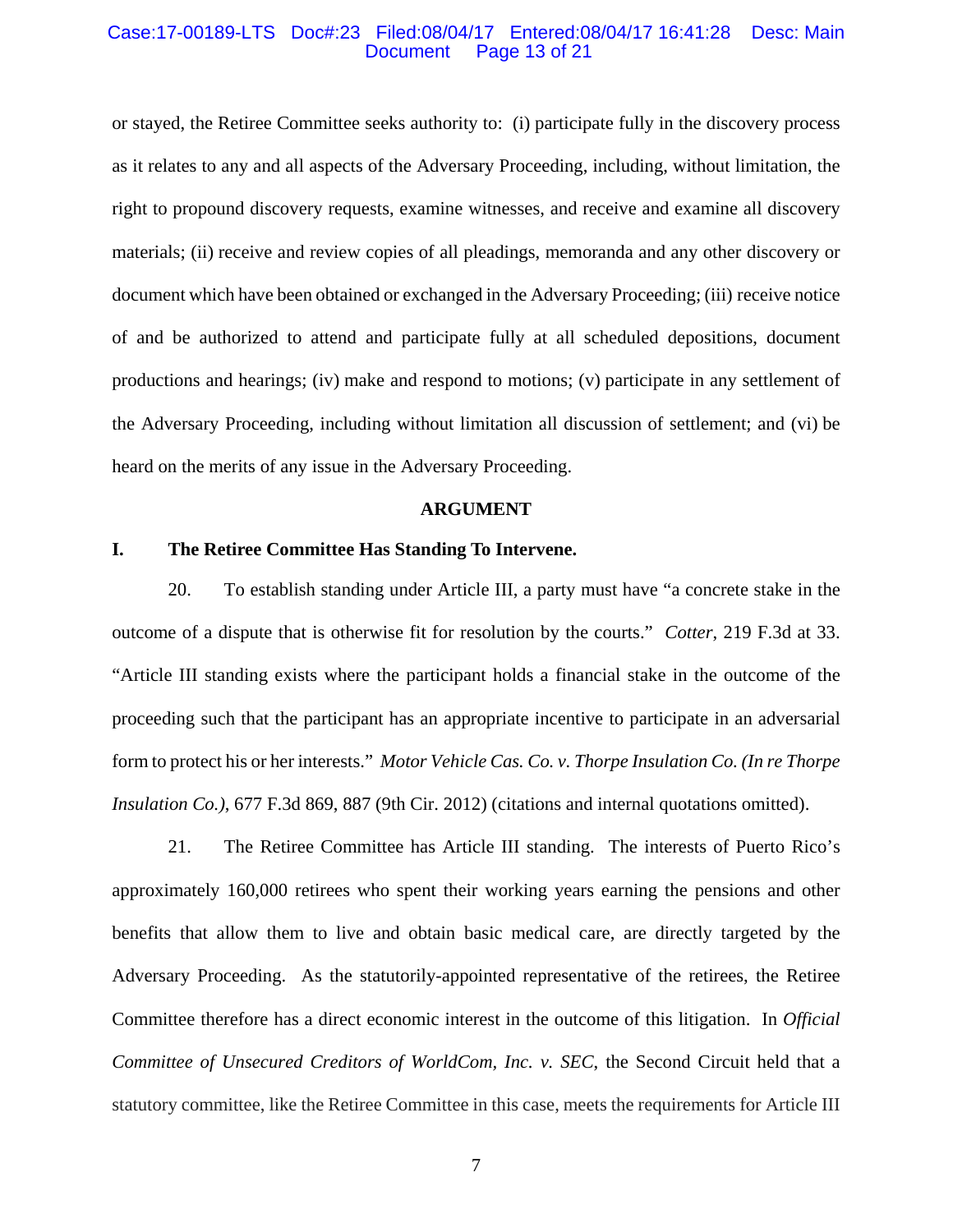or stayed, the Retiree Committee seeks authority to: (i) participate fully in the discovery process as it relates to any and all aspects of the Adversary Proceeding, including, without limitation, the right to propound discovery requests, examine witnesses, and receive and examine all discovery materials; (ii) receive and review copies of all pleadings, memoranda and any other discovery or document which have been obtained or exchanged in the Adversary Proceeding; (iii) receive notice of and be authorized to attend and participate fully at all scheduled depositions, document productions and hearings; (iv) make and respond to motions; (v) participate in any settlement of the Adversary Proceeding, including without limitation all discussion of settlement; and (vi) be heard on the merits of any issue in the Adversary Proceeding.

## ARGUMENT

### I. The Retiree Committee Has Standing To Intervene.

20. To establish standing under Article III, a party must have "a concrete stake in the outcome of a dispute that is otherwise fit for resolution by the courts." *Cotter*, 219 F.3d at 33. "Article III standing exists where the participant holds a financial stake in the outcome of the proceeding such that the participant has an appropriate incentive to participate in an adversarial form to protect his or her interests." *Motor Vehicle Cas. Co. v. Thorpe Insulation Co. (In re Thorpe Insulation Co.)*, 677 F.3d 869, 887 (9th Cir. 2012) (citations and internal quotations omitted).

21. The Retiree Committee has Article III standing. The interests of Puerto Rico's approximately 160,000 retirees who spent their working years earning the pensions and other benefits that allow them to live and obtain basic medical care, are directly targeted by the Adversary Proceeding. As the statutorily-appointed representative of the retirees, the Retiree Committee therefore has a direct economic interest in the outcome of this litigation. In *Official Committee of Unsecured Creditors of WorldCom, Inc. v. SEC*, the Second Circuit held that a statutory committee, like the Retiree Committee in this case, meets the requirements for Article III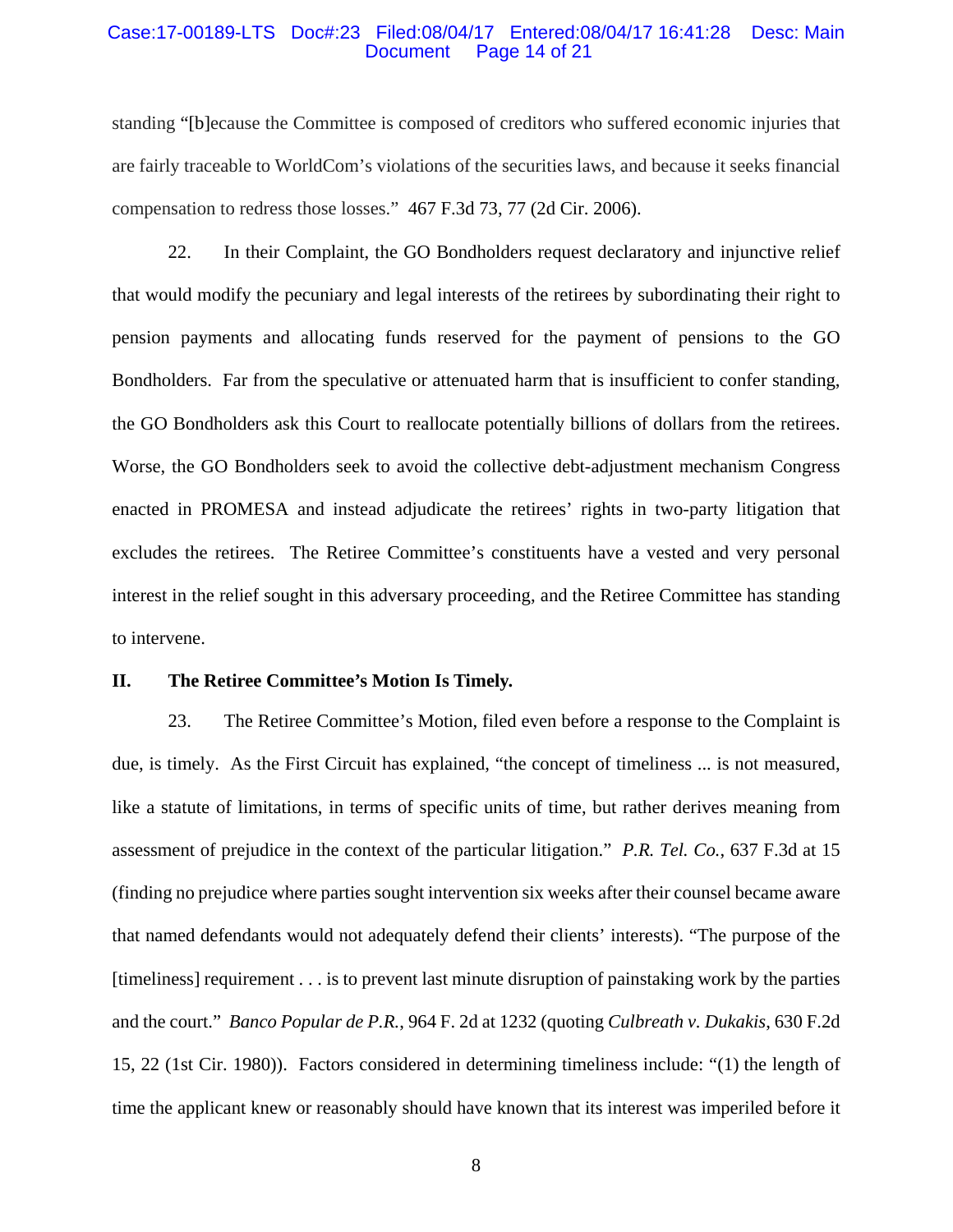standing "[b]ecause the Committee is composed of creditors who suffered economic injuries that are fairly traceable to WorldCom's violations of the securities laws, and because it seeks financial compensation to redress those losses." 467 F.3d 73, 77 (2d Cir. 2006).

22. In their Complaint, the GO Bondholders request declaratory and injunctive relief that would modify the pecuniary and legal interests of the retirees by subordinating their right to pension payments and allocating funds reserved for the payment of pensions to the GO Bondholders. Far from the speculative or attenuated harm that is insufficient to confer standing, the GO Bondholders ask this Court to reallocate potentially billions of dollars from the retirees. Worse, the GO Bondholders seek to avoid the collective debt-adjustment mechanism Congress enacted in PROMESA and instead adjudicate the retirees' rights in two-party litigation that excludes the retirees. The Retiree Committee's constituents have a vested and very personal interest in the relief sought in this adversary proceeding, and the Retiree Committee has standing to intervene.

## II. The Retiree Committee's Motion Is Timely.

23. The Retiree Committee's Motion, filed even before a response to the Complaint is due, is timely. As the First Circuit has explained, "the concept of timeliness ... is not measured, like a statute of limitations, in terms of specific units of time, but rather derives meaning from assessment of prejudice in the context of the particular litigation." *P.R. Tel. Co.*, 637 F.3d at 15 (finding no prejudice where parties sought intervention six weeks after their counsel became aware that named defendants would not adequately defend their clients' interests). "The purpose of the [timeliness] requirement . . . is to prevent last minute disruption of painstaking work by the parties and the court." *Banco Popular de P.R.*, 964 F. 2d at 1232 (quoting *Culbreath v. Dukakis*, 630 F.2d 15, 22 (1st Cir. 1980)). Factors considered in determining timeliness include: "(1) the length of time the applicant knew or reasonably should have known that its interest was imperiled before it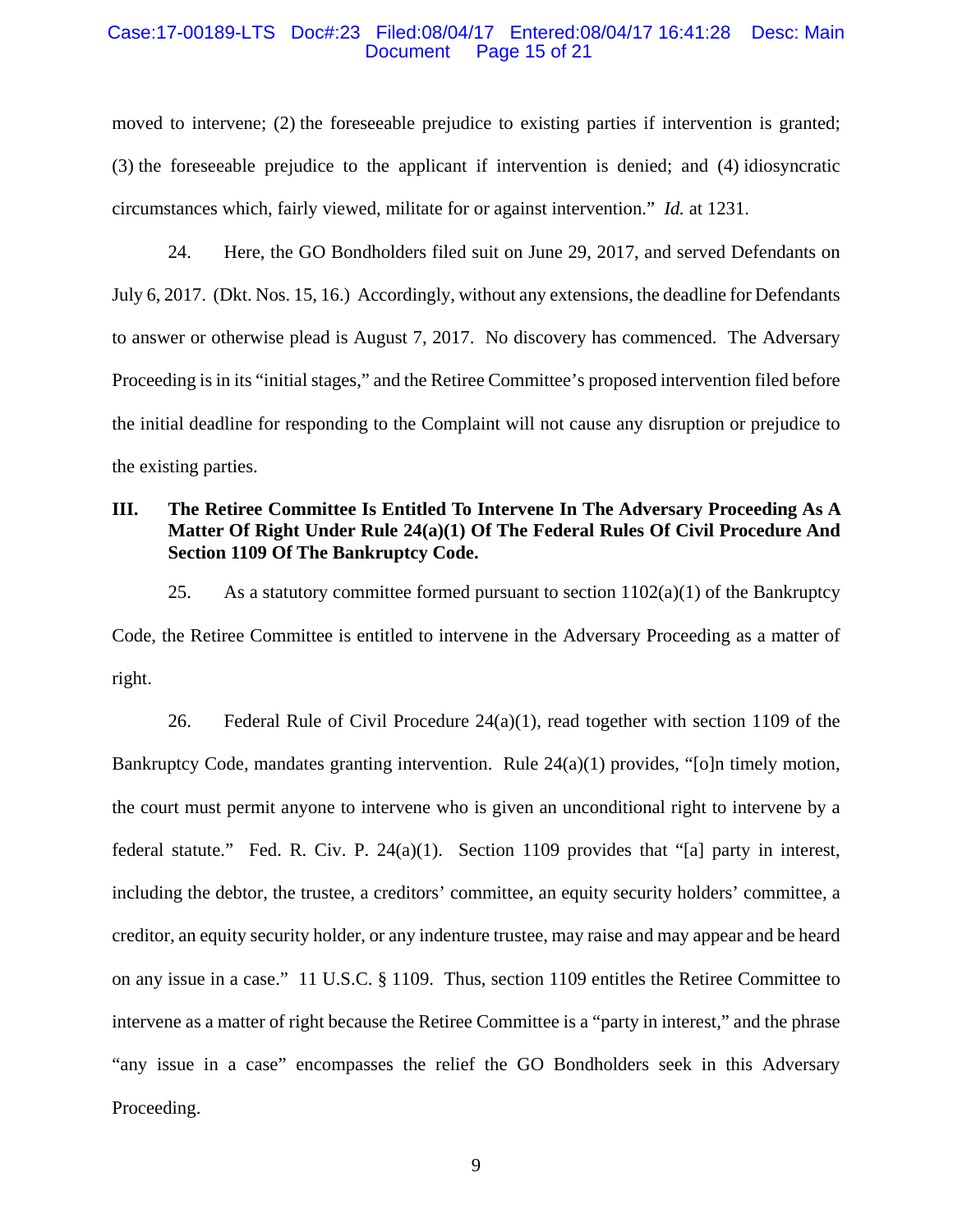moved to intervene; (2) the foreseeable prejudice to existing parties if intervention is granted; (3) the foreseeable prejudice to the applicant if intervention is denied; and (4) idiosyncratic circumstances which, fairly viewed, militate for or against intervention." *Id.* at 1231.

24. Here, the GO Bondholders filed suit on June 29, 2017, and served Defendants on July 6, 2017. (Dkt. Nos. 15, 16.) Accordingly, without any extensions, the deadline for Defendants to answer or otherwise plead is August 7, 2017. No discovery has commenced. The Adversary Proceeding is in its "initial stages," and the Retiree Committee's proposed intervention filed before the initial deadline for responding to the Complaint will not cause any disruption or prejudice to the existing parties.

## III. The Retiree Committee Is Entitled To Intervene In The Adversary Proceeding As A Matter Of Right Under Rule 24(a)(1) Of The Federal Rules Of Civil Procedure And Section 1109 Of The Bankruptcy Code.

25. As a statutory committee formed pursuant to section 1102(a)(1) of the Bankruptcy Code, the Retiree Committee is entitled to intervene in the Adversary Proceeding as a matter of right.

26. Federal Rule of Civil Procedure 24(a)(1), read together with section 1109 of the Bankruptcy Code, mandates granting intervention. Rule 24(a)(1) provides, "[o]n timely motion, the court must permit anyone to intervene who is given an unconditional right to intervene by a federal statute." Fed. R. Civ. P. 24(a)(1). Section 1109 provides that "[a] party in interest, including the debtor, the trustee, a creditors' committee, an equity security holders' committee, a creditor, an equity security holder, or any indenture trustee, may raise and may appear and be heard on any issue in a case." 11 U.S.C. § 1109. Thus, section 1109 entitles the Retiree Committee to intervene as a matter of right because the Retiree Committee is a "party in interest," and the phrase "any issue in a case" encompasses the relief the GO Bondholders seek in this Adversary Proceeding.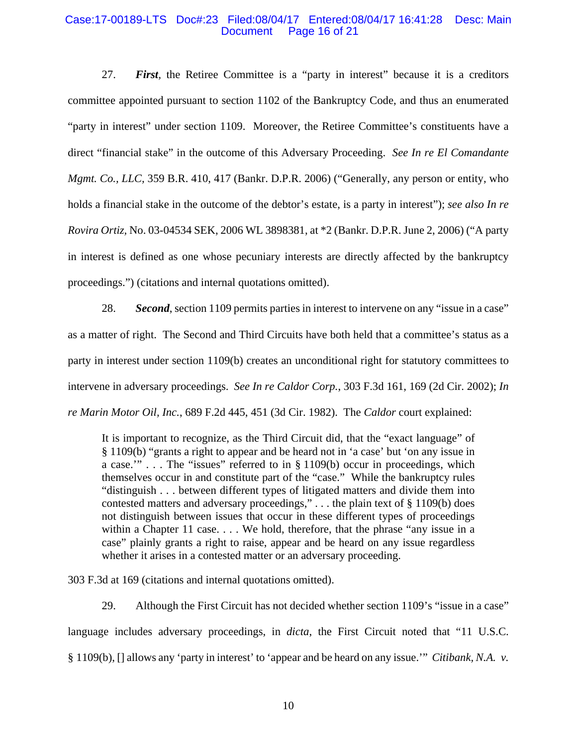27. ***First***, the Retiree Committee is a "party in interest" because it is a creditors committee appointed pursuant to section 1102 of the Bankruptcy Code, and thus an enumerated "party in interest" under section 1109. Moreover, the Retiree Committee's constituents have a direct "financial stake" in the outcome of this Adversary Proceeding. *See In re El Comandante Mgmt. Co., LLC*, 359 B.R. 410, 417 (Bankr. D.P.R. 2006) ("Generally, any person or entity, who holds a financial stake in the outcome of the debtor's estate, is a party in interest"); *see also In re Rovira Ortiz*, No. 03-04534 SEK, 2006 WL 3898381, at *2 (Bankr. D.P.R. June 2, 2006) ("A party in interest is defined as one whose pecuniary interests are directly affected by the bankruptcy proceedings.") (citations and internal quotations omitted).

28. ***Second***, section 1109 permits parties in interest to intervene on any "issue in a case" as a matter of right. The Second and Third Circuits have both held that a committee's status as a party in interest under section 1109(b) creates an unconditional right for statutory committees to intervene in adversary proceedings. *See In re Caldor Corp.*, 303 F.3d 161, 169 (2d Cir. 2002); *In re Marin Motor Oil, Inc.*, 689 F.2d 445, 451 (3d Cir. 1982). The *Caldor* court explained:

> It is important to recognize, as the Third Circuit did, that the "exact language" of § 1109(b) "grants a right to appear and be heard not in 'a case' but 'on any issue in a case.'" . . . The "issues" referred to in § 1109(b) occur in proceedings, which themselves occur in and constitute part of the "case." While the bankruptcy rules "distinguish . . . between different types of litigated matters and divide them into contested matters and adversary proceedings," . . . the plain text of § 1109(b) does not distinguish between issues that occur in these different types of proceedings within a Chapter 11 case. . . . We hold, therefore, that the phrase "any issue in a case" plainly grants a right to raise, appear and be heard on any issue regardless whether it arises in a contested matter or an adversary proceeding.

303 F.3d at 169 (citations and internal quotations omitted).

29. Although the First Circuit has not decided whether section 1109's "issue in a case" language includes adversary proceedings, in *dicta*, the First Circuit noted that "11 U.S.C. § 1109(b), [] allows any 'party in interest' to 'appear and be heard on any issue.'" *Citibank, N.A. v.*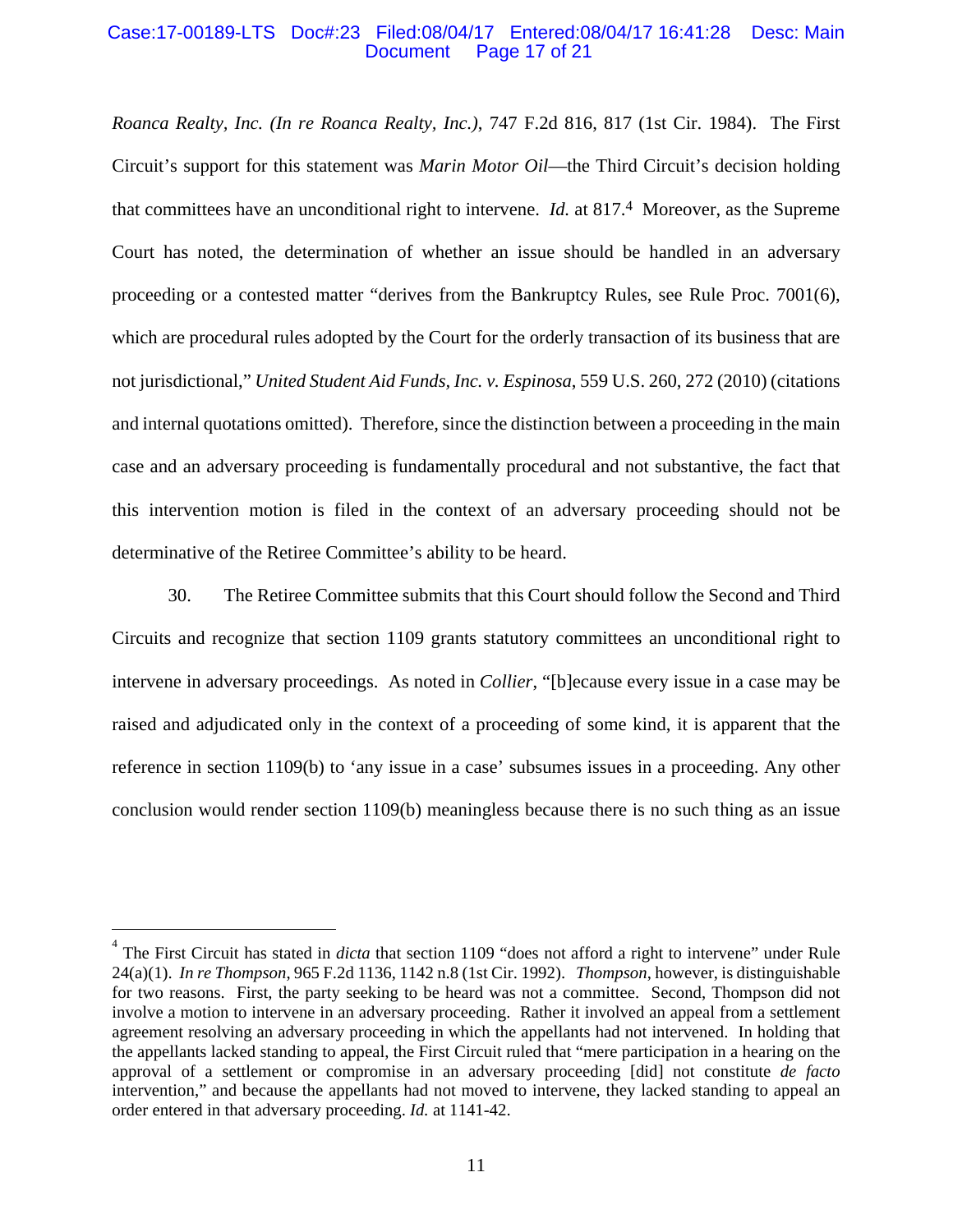*Roanca Realty, Inc. (In re Roanca Realty, Inc.)*, 747 F.2d 816, 817 (1st Cir. 1984). The First Circuit's support for this statement was *Marin Motor Oil*—the Third Circuit's decision holding that committees have an unconditional right to intervene. *Id.* at 817.[4] Moreover, as the Supreme Court has noted, the determination of whether an issue should be handled in an adversary proceeding or a contested matter "derives from the Bankruptcy Rules, see Rule Proc. 7001(6), which are procedural rules adopted by the Court for the orderly transaction of its business that are not jurisdictional," *United Student Aid Funds, Inc. v. Espinosa*, 559 U.S. 260, 272 (2010) (citations and internal quotations omitted). Therefore, since the distinction between a proceeding in the main case and an adversary proceeding is fundamentally procedural and not substantive, the fact that this intervention motion is filed in the context of an adversary proceeding should not be determinative of the Retiree Committee's ability to be heard.

30. The Retiree Committee submits that this Court should follow the Second and Third Circuits and recognize that section 1109 grants statutory committees an unconditional right to intervene in adversary proceedings. As noted in *Collier*, "[b]ecause every issue in a case may be raised and adjudicated only in the context of a proceeding of some kind, it is apparent that the reference in section 1109(b) to 'any issue in a case' subsumes issues in a proceeding. Any other conclusion would render section 1109(b) meaningless because there is no such thing as an issue

---

[4] The First Circuit has stated in *dicta* that section 1109 "does not afford a right to intervene" under Rule 24(a)(1). *In re Thompson*, 965 F.2d 1136, 1142 n.8 (1st Cir. 1992). *Thompson*, however, is distinguishable for two reasons. First, the party seeking to be heard was not a committee. Second, Thompson did not involve a motion to intervene in an adversary proceeding. Rather it involved an appeal from a settlement agreement resolving an adversary proceeding in which the appellants had not intervened. In holding that the appellants lacked standing to appeal, the First Circuit ruled that "mere participation in a hearing on the approval of a settlement or compromise in an adversary proceeding [did] not constitute *de facto* intervention," and because the appellants had not moved to intervene, they lacked standing to appeal an order entered in that adversary proceeding. *Id.* at 1141-42.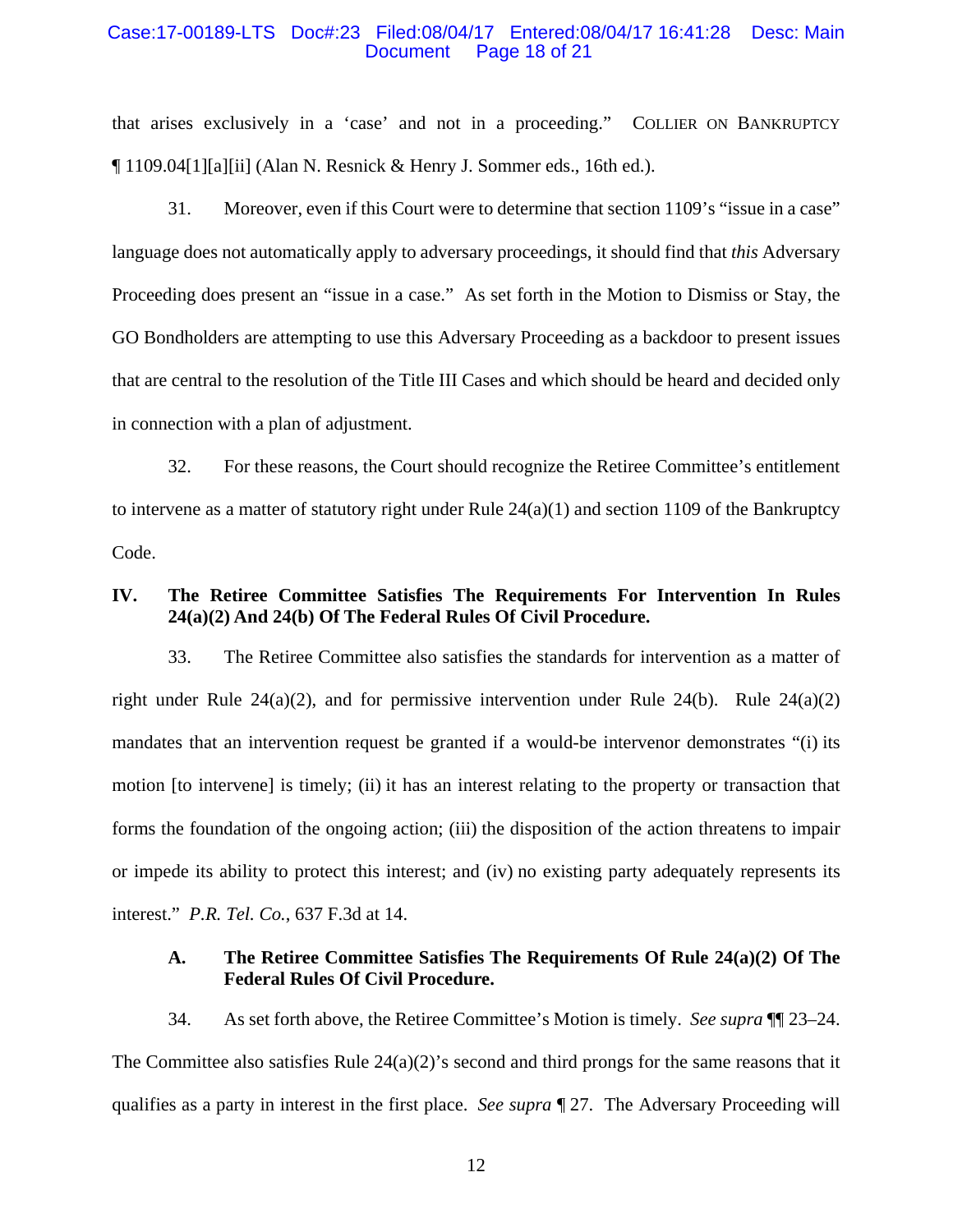that arises exclusively in a 'case' and not in a proceeding." COLLIER ON BANKRUPTCY ¶ 1109.04[1][a][ii] (Alan N. Resnick & Henry J. Sommer eds., 16th ed.).

31. Moreover, even if this Court were to determine that section 1109's "issue in a case" language does not automatically apply to adversary proceedings, it should find that *this* Adversary Proceeding does present an "issue in a case." As set forth in the Motion to Dismiss or Stay, the GO Bondholders are attempting to use this Adversary Proceeding as a backdoor to present issues that are central to the resolution of the Title III Cases and which should be heard and decided only in connection with a plan of adjustment.

32. For these reasons, the Court should recognize the Retiree Committee's entitlement to intervene as a matter of statutory right under Rule 24(a)(1) and section 1109 of the Bankruptcy Code.

## IV. The Retiree Committee Satisfies The Requirements For Intervention In Rules 24(a)(2) And 24(b) Of The Federal Rules Of Civil Procedure.

33. The Retiree Committee also satisfies the standards for intervention as a matter of right under Rule 24(a)(2), and for permissive intervention under Rule 24(b). Rule 24(a)(2) mandates that an intervention request be granted if a would-be intervenor demonstrates "(i) its motion [to intervene] is timely; (ii) it has an interest relating to the property or transaction that forms the foundation of the ongoing action; (iii) the disposition of the action threatens to impair or impede its ability to protect this interest; and (iv) no existing party adequately represents its interest." *P.R. Tel. Co.*, 637 F.3d at 14.

### A. The Retiree Committee Satisfies The Requirements Of Rule 24(a)(2) Of The Federal Rules Of Civil Procedure.

34. As set forth above, the Retiree Committee's Motion is timely. *See supra* ¶¶ 23–24. The Committee also satisfies Rule 24(a)(2)'s second and third prongs for the same reasons that it qualifies as a party in interest in the first place. *See supra* ¶ 27. The Adversary Proceeding will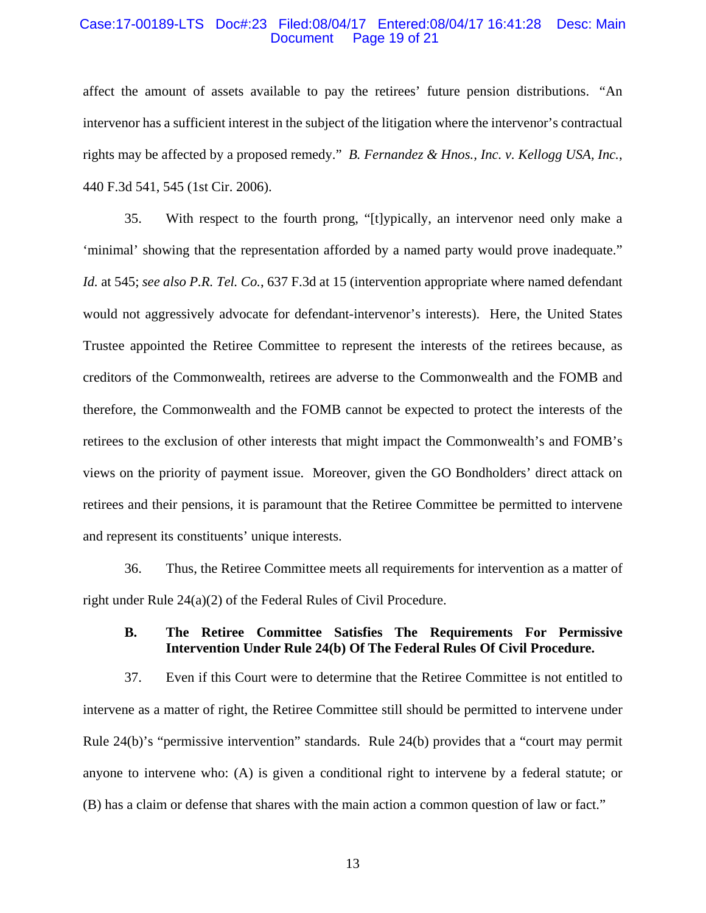affect the amount of assets available to pay the retirees' future pension distributions. "An intervenor has a sufficient interest in the subject of the litigation where the intervenor's contractual rights may be affected by a proposed remedy." *B. Fernandez & Hnos., Inc. v. Kellogg USA, Inc.*, 440 F.3d 541, 545 (1st Cir. 2006).

35. With respect to the fourth prong, "[t]ypically, an intervenor need only make a 'minimal' showing that the representation afforded by a named party would prove inadequate." *Id.* at 545; *see also P.R. Tel. Co.*, 637 F.3d at 15 (intervention appropriate where named defendant would not aggressively advocate for defendant-intervenor's interests). Here, the United States Trustee appointed the Retiree Committee to represent the interests of the retirees because, as creditors of the Commonwealth, retirees are adverse to the Commonwealth and the FOMB and therefore, the Commonwealth and the FOMB cannot be expected to protect the interests of the retirees to the exclusion of other interests that might impact the Commonwealth's and FOMB's views on the priority of payment issue. Moreover, given the GO Bondholders' direct attack on retirees and their pensions, it is paramount that the Retiree Committee be permitted to intervene and represent its constituents' unique interests.

36. Thus, the Retiree Committee meets all requirements for intervention as a matter of right under Rule 24(a)(2) of the Federal Rules of Civil Procedure.

### B. The Retiree Committee Satisfies The Requirements For Permissive Intervention Under Rule 24(b) Of The Federal Rules Of Civil Procedure.

37. Even if this Court were to determine that the Retiree Committee is not entitled to intervene as a matter of right, the Retiree Committee still should be permitted to intervene under Rule 24(b)'s "permissive intervention" standards. Rule 24(b) provides that a "court may permit anyone to intervene who: (A) is given a conditional right to intervene by a federal statute; or (B) has a claim or defense that shares with the main action a common question of law or fact."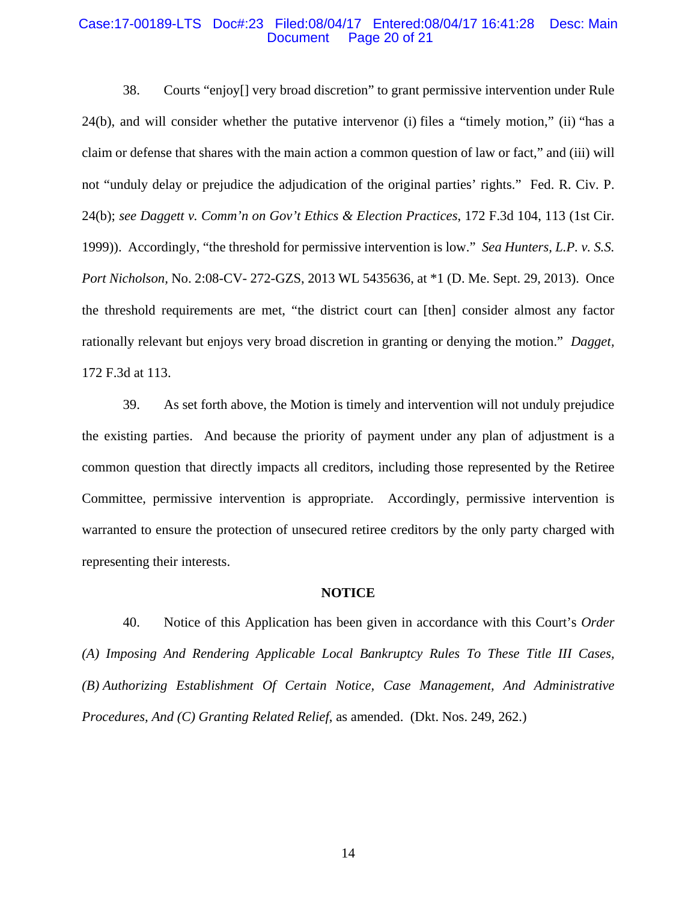38. Courts "enjoy[] very broad discretion" to grant permissive intervention under Rule 24(b), and will consider whether the putative intervenor (i) files a "timely motion," (ii) "has a claim or defense that shares with the main action a common question of law or fact," and (iii) will not "unduly delay or prejudice the adjudication of the original parties' rights." Fed. R. Civ. P. 24(b); *see Daggett v. Comm'n on Gov't Ethics & Election Practices*, 172 F.3d 104, 113 (1st Cir. 1999)). Accordingly, "the threshold for permissive intervention is low." *Sea Hunters, L.P. v. S.S. Port Nicholson*, No. 2:08-CV- 272-GZS, 2013 WL 5435636, at *1 (D. Me. Sept. 29, 2013). Once the threshold requirements are met, "the district court can [then] consider almost any factor rationally relevant but enjoys very broad discretion in granting or denying the motion." *Dagget*, 172 F.3d at 113.

39. As set forth above, the Motion is timely and intervention will not unduly prejudice the existing parties. And because the priority of payment under any plan of adjustment is a common question that directly impacts all creditors, including those represented by the Retiree Committee, permissive intervention is appropriate. Accordingly, permissive intervention is warranted to ensure the protection of unsecured retiree creditors by the only party charged with representing their interests.

## NOTICE

40. Notice of this Application has been given in accordance with this Court's *Order (A) Imposing And Rendering Applicable Local Bankruptcy Rules To These Title III Cases, (B) Authorizing Establishment Of Certain Notice, Case Management, And Administrative Procedures, And (C) Granting Related Relief*, as amended. (Dkt. Nos. 249, 262.)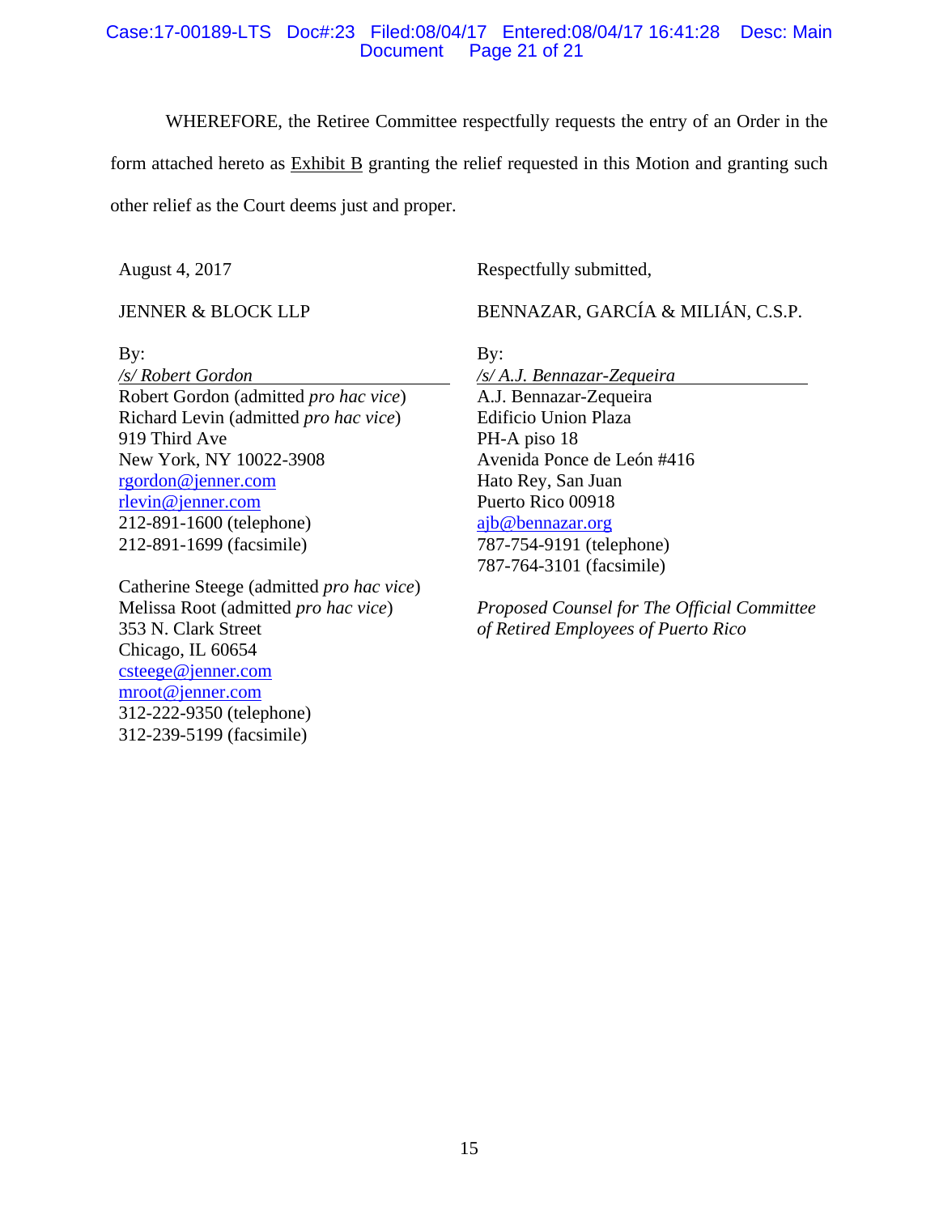WHEREFORE, the Retiree Committee respectfully requests the entry of an Order in the form attached hereto as Exhibit B granting the relief requested in this Motion and granting such other relief as the Court deems just and proper.

August 4, 2017

JENNER & BLOCK LLP

By:
*/s/ Robert Gordon*
Robert Gordon (admitted *pro hac vice*)
Richard Levin (admitted *pro hac vice*)
919 Third Ave
New York, NY 10022-3908
rgordon@jenner.com
rlevin@jenner.com
212-891-1600 (telephone)
212-891-1699 (facsimile)

Catherine Steege (admitted *pro hac vice*)
Melissa Root (admitted *pro hac vice*)
353 N. Clark Street
Chicago, IL 60654
csteege@jenner.com
mroot@jenner.com
312-222-9350 (telephone)
312-239-5199 (facsimile)

Respectfully submitted,

BENNAZAR, GARCÍA & MILIÁN, C.S.P.

By:
*/s/ A.J. Bennazar-Zequeira*
A.J. Bennazar-Zequeira
Edificio Union Plaza
PH-A piso 18
Avenida Ponce de León #416
Hato Rey, San Juan
Puerto Rico 00918
ajb@bennazar.org
787-754-9191 (telephone)
787-764-3101 (facsimile)

*Proposed Counsel for The Official Committee of Retired Employees of Puerto Rico*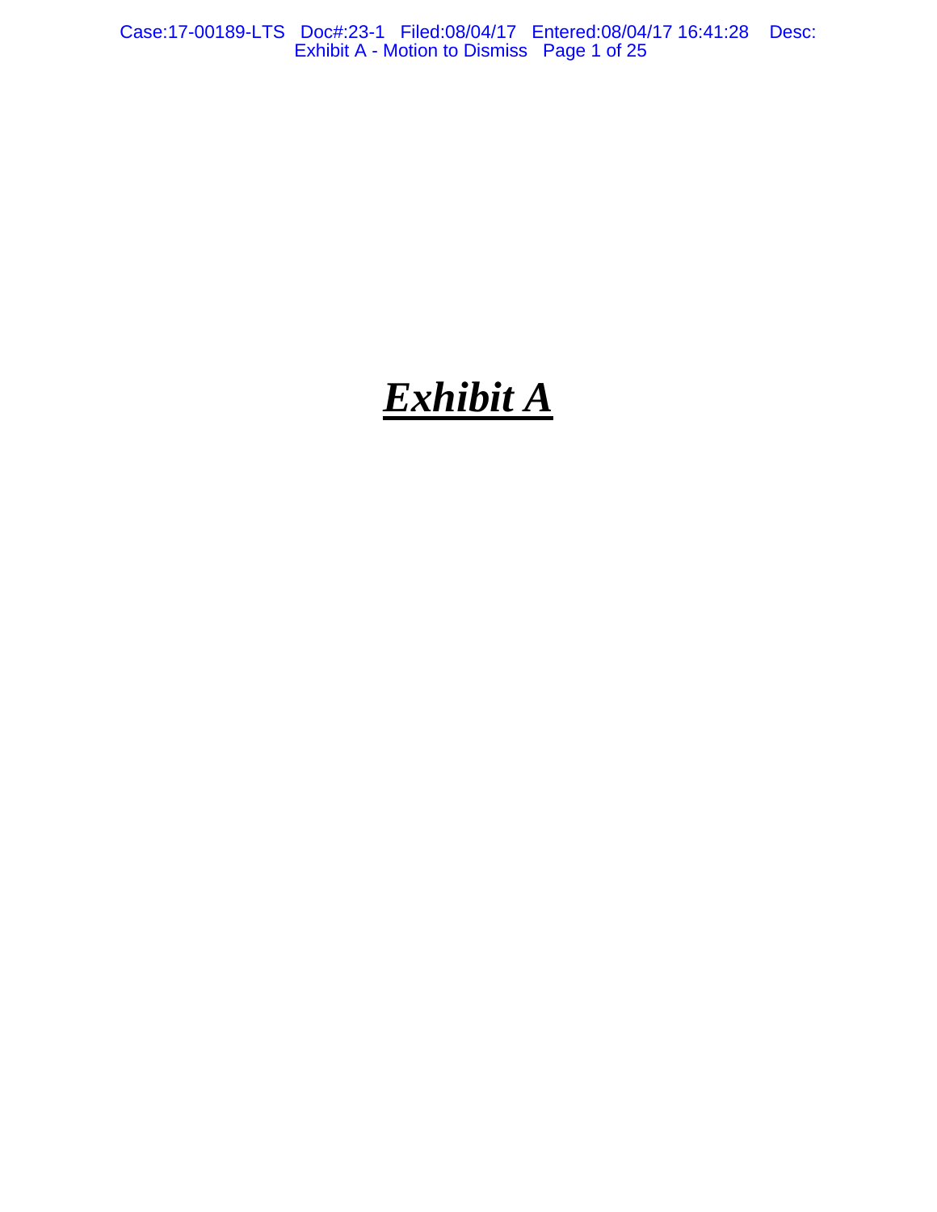# ***Exhibit A***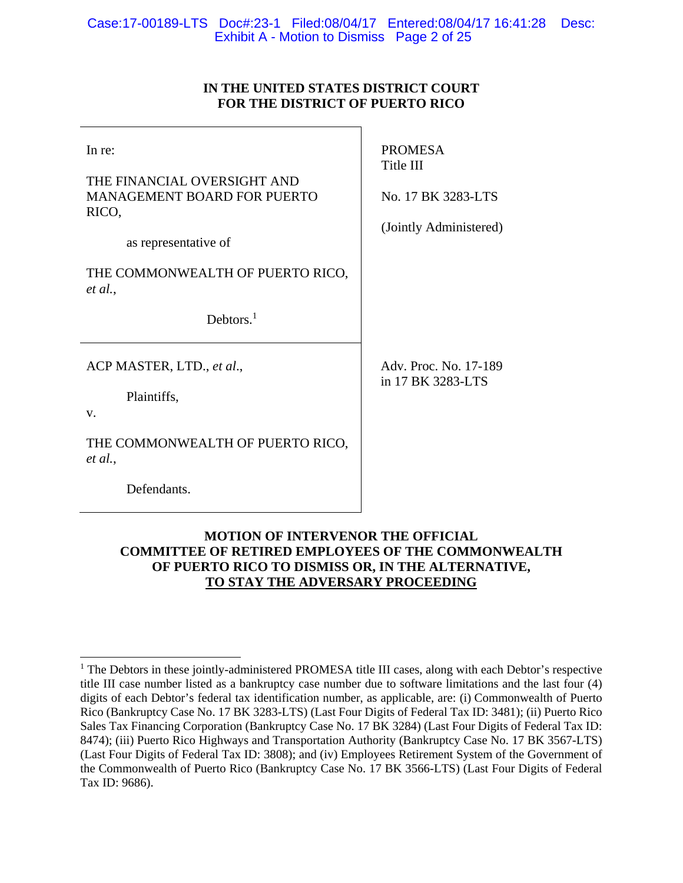# IN THE UNITED STATES DISTRICT COURT FOR THE DISTRICT OF PUERTO RICO

| | |
|---|---|
| In re:<br><br>THE FINANCIAL OVERSIGHT AND MANAGEMENT BOARD FOR PUERTO RICO,<br><br>as representative of<br><br>THE COMMONWEALTH OF PUERTO RICO, *et al.*,<br><br>Debtors.[1] | PROMESA Title III<br><br>No. 17 BK 3283-LTS<br><br>(Jointly Administered) |
| ACP MASTER, LTD., *et al*.,<br><br>Plaintiffs,<br><br>v.<br><br>THE COMMONWEALTH OF PUERTO RICO, *et al.*,<br><br>Defendants. | Adv. Proc. No. 17-189 in 17 BK 3283-LTS |

## MOTION OF INTERVENOR THE OFFICIAL COMMITTEE OF RETIRED EMPLOYEES OF THE COMMONWEALTH OF PUERTO RICO TO DISMISS OR, IN THE ALTERNATIVE, TO STAY THE ADVERSARY PROCEEDING

[1] The Debtors in these jointly-administered PROMESA title III cases, along with each Debtor's respective title III case number listed as a bankruptcy case number due to software limitations and the last four (4) digits of each Debtor's federal tax identification number, as applicable, are: (i) Commonwealth of Puerto Rico (Bankruptcy Case No. 17 BK 3283-LTS) (Last Four Digits of Federal Tax ID: 3481); (ii) Puerto Rico Sales Tax Financing Corporation (Bankruptcy Case No. 17 BK 3284) (Last Four Digits of Federal Tax ID: 8474); (iii) Puerto Rico Highways and Transportation Authority (Bankruptcy Case No. 17 BK 3567-LTS) (Last Four Digits of Federal Tax ID: 3808); and (iv) Employees Retirement System of the Government of the Commonwealth of Puerto Rico (Bankruptcy Case No. 17 BK 3566-LTS) (Last Four Digits of Federal Tax ID: 9686).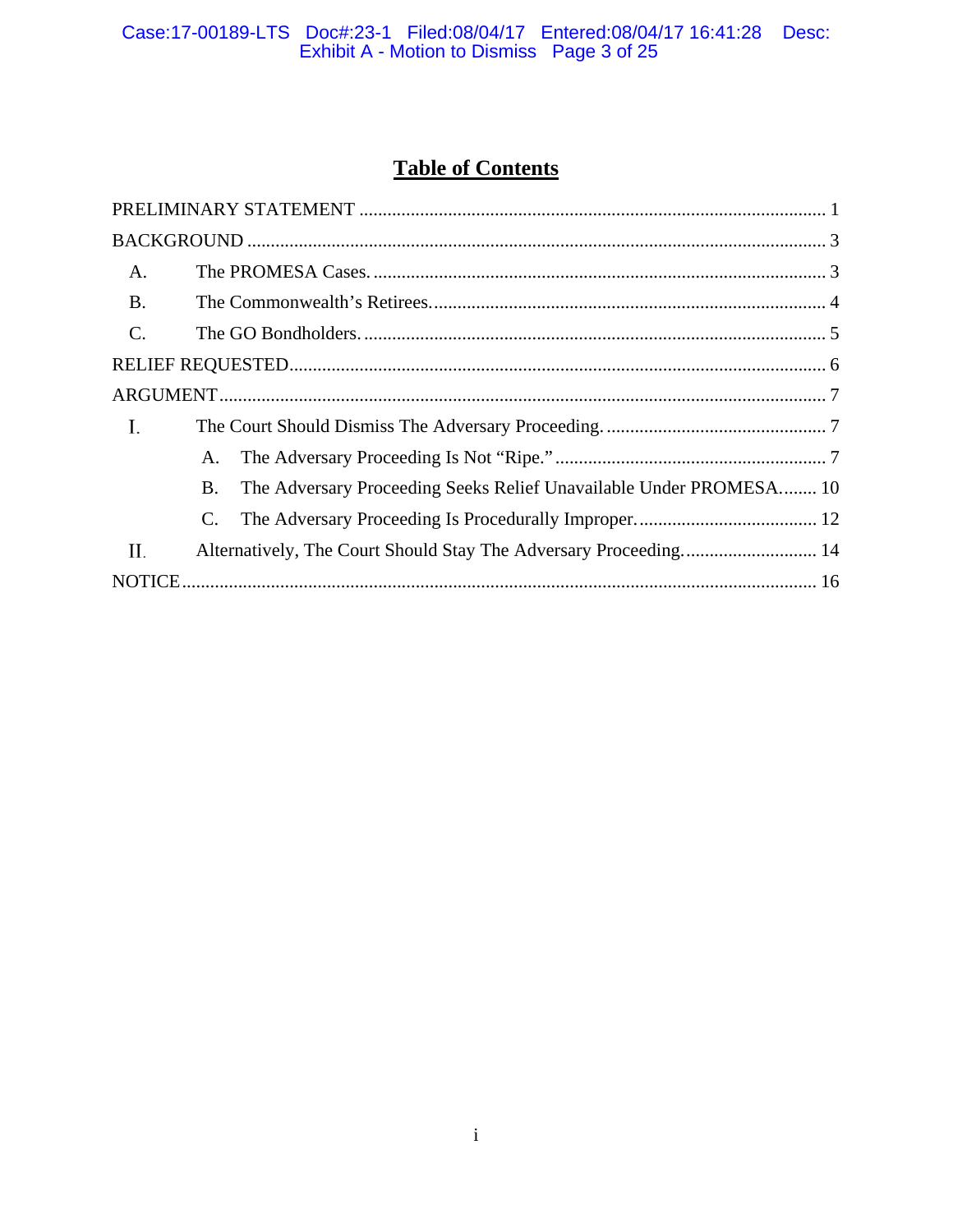# Table of Contents

PRELIMINARY STATEMENT ........................................................................................................ 1

BACKGROUND ........................................................................................................................... 3

A. The PROMESA Cases. ................................................................................................. 3

B. The Commonwealth's Retirees. .................................................................................... 4

C. The GO Bondholders. .................................................................................................. 5

RELIEF REQUESTED .................................................................................................................. 6

ARGUMENT ................................................................................................................................. 7

I. The Court Should Dismiss The Adversary Proceeding. ................................................ 7

A. The Adversary Proceeding Is Not "Ripe." ........................................................... 7

B. The Adversary Proceeding Seeks Relief Unavailable Under PROMESA........ 10

C. The Adversary Proceeding Is Procedurally Improper. ....................................... 12

II. Alternatively, The Court Should Stay The Adversary Proceeding. ............................ 14

NOTICE ....................................................................................................................................... 16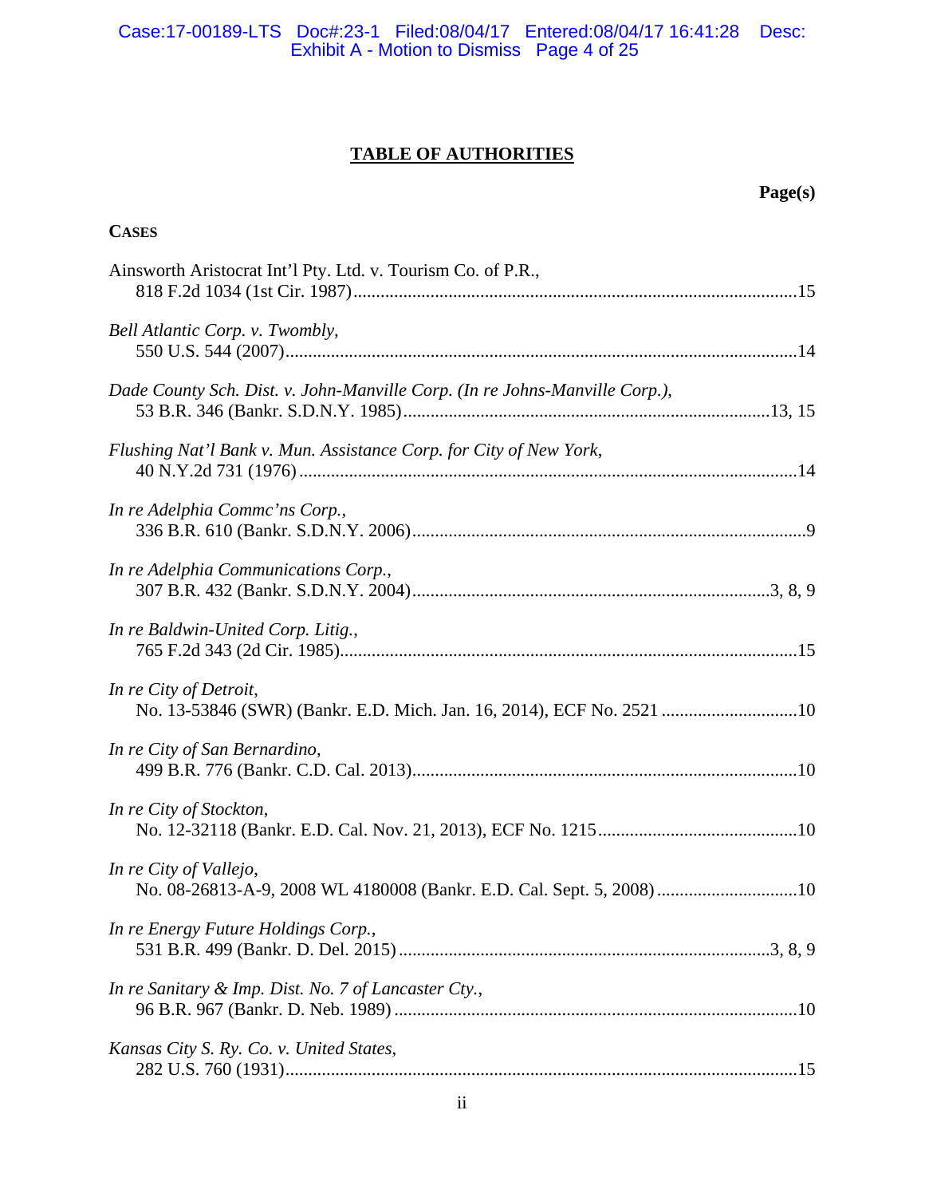## TABLE OF AUTHORITIES

**Page(s)**

**CASES**

Ainsworth Aristocrat Int'l Pty. Ltd. v. Tourism Co. of P.R.,
818 F.2d 1034 (1st Cir. 1987)....................15

*Bell Atlantic Corp. v. Twombly*,
550 U.S. 544 (2007)....................14

*Dade County Sch. Dist. v. John-Manville Corp. (In re Johns-Manville Corp.)*,
53 B.R. 346 (Bankr. S.D.N.Y. 1985)....................13, 15

*Flushing Nat'l Bank v. Mun. Assistance Corp. for City of New York*,
40 N.Y.2d 731 (1976)....................14

*In re Adelphia Commc'ns Corp.*,
336 B.R. 610 (Bankr. S.D.N.Y. 2006)....................9

*In re Adelphia Communications Corp.*,
307 B.R. 432 (Bankr. S.D.N.Y. 2004)....................3, 8, 9

*In re Baldwin-United Corp. Litig.*,
765 F.2d 343 (2d Cir. 1985)....................15

*In re City of Detroit*,
No. 13-53846 (SWR) (Bankr. E.D. Mich. Jan. 16, 2014), ECF No. 2521....................10

*In re City of San Bernardino*,
499 B.R. 776 (Bankr. C.D. Cal. 2013)....................10

*In re City of Stockton*,
No. 12-32118 (Bankr. E.D. Cal. Nov. 21, 2013), ECF No. 1215....................10

*In re City of Vallejo*,
No. 08-26813-A-9, 2008 WL 4180008 (Bankr. E.D. Cal. Sept. 5, 2008)....................10

*In re Energy Future Holdings Corp.*,
531 B.R. 499 (Bankr. D. Del. 2015)....................3, 8, 9

*In re Sanitary & Imp. Dist. No. 7 of Lancaster Cty.*,
96 B.R. 967 (Bankr. D. Neb. 1989)....................10

*Kansas City S. Ry. Co. v. United States*,
282 U.S. 760 (1931)....................15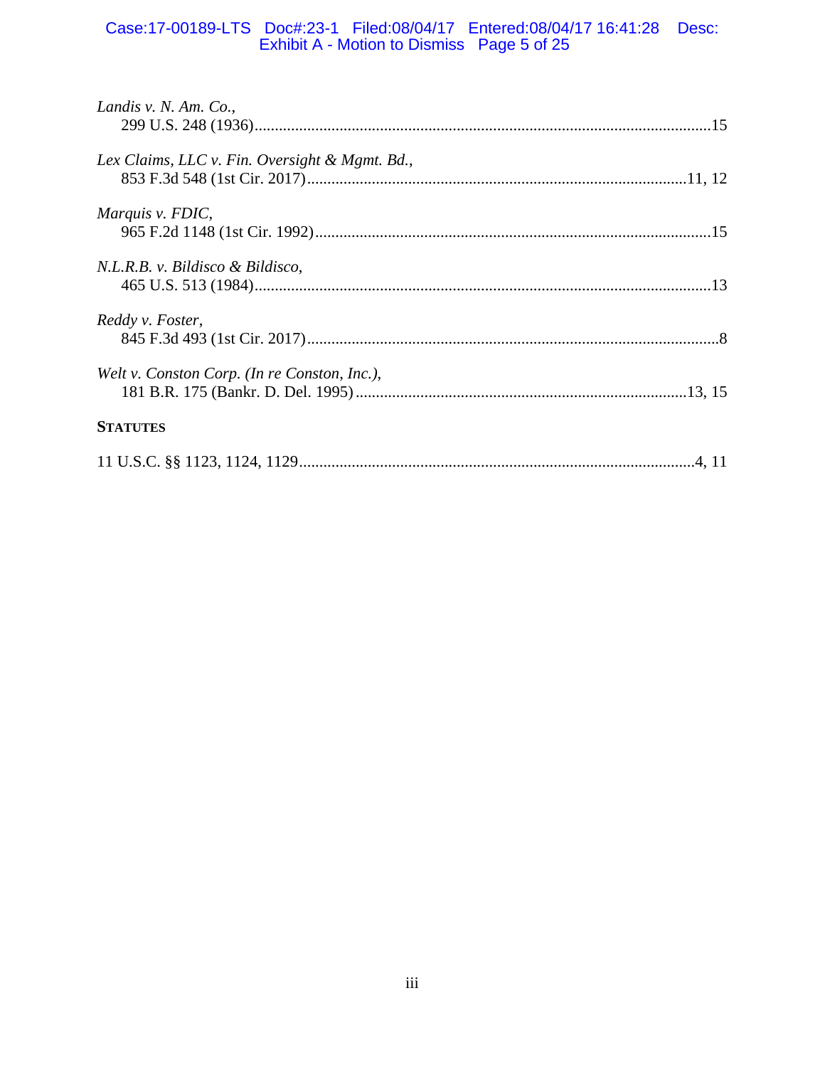*Landis v. N. Am. Co.*,
299 U.S. 248 (1936).................................................................................................................15

*Lex Claims, LLC v. Fin. Oversight & Mgmt. Bd.*,
853 F.3d 548 (1st Cir. 2017).............................................................................................11, 12

*Marquis v. FDIC*,
965 F.2d 1148 (1st Cir. 1992).................................................................................................15

*N.L.R.B. v. Bildisco & Bildisco*,
465 U.S. 513 (1984)................................................................................................................13

*Reddy v. Foster*,
845 F.3d 493 (1st Cir. 2017).....................................................................................................8

*Welt v. Conston Corp. (In re Conston, Inc.)*,
181 B.R. 175 (Bankr. D. Del. 1995).................................................................................13, 15

**STATUTES**

11 U.S.C. §§ 1123, 1124, 1129.................................................................................................4, 11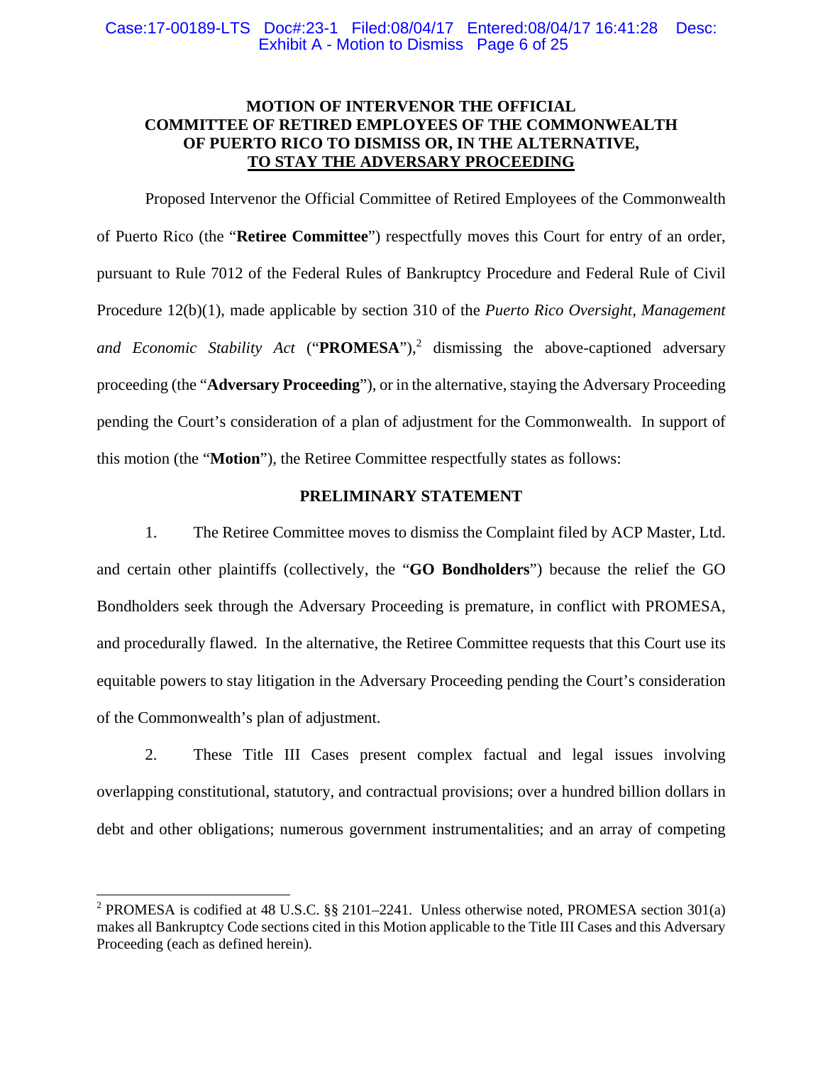**MOTION OF INTERVENOR THE OFFICIAL COMMITTEE OF RETIRED EMPLOYEES OF THE COMMONWEALTH OF PUERTO RICO TO DISMISS OR, IN THE ALTERNATIVE, TO STAY THE ADVERSARY PROCEEDING**

Proposed Intervenor the Official Committee of Retired Employees of the Commonwealth of Puerto Rico (the "**Retiree Committee**") respectfully moves this Court for entry of an order, pursuant to Rule 7012 of the Federal Rules of Bankruptcy Procedure and Federal Rule of Civil Procedure 12(b)(1), made applicable by section 310 of the *Puerto Rico Oversight, Management and Economic Stability Act* ("**PROMESA**"),[2] dismissing the above-captioned adversary proceeding (the "**Adversary Proceeding**"), or in the alternative, staying the Adversary Proceeding pending the Court's consideration of a plan of adjustment for the Commonwealth. In support of this motion (the "**Motion**"), the Retiree Committee respectfully states as follows:

**PRELIMINARY STATEMENT**

1. The Retiree Committee moves to dismiss the Complaint filed by ACP Master, Ltd. and certain other plaintiffs (collectively, the "**GO Bondholders**") because the relief the GO Bondholders seek through the Adversary Proceeding is premature, in conflict with PROMESA, and procedurally flawed. In the alternative, the Retiree Committee requests that this Court use its equitable powers to stay litigation in the Adversary Proceeding pending the Court's consideration of the Commonwealth's plan of adjustment.

2. These Title III Cases present complex factual and legal issues involving overlapping constitutional, statutory, and contractual provisions; over a hundred billion dollars in debt and other obligations; numerous government instrumentalities; and an array of competing

[2] PROMESA is codified at 48 U.S.C. §§ 2101–2241. Unless otherwise noted, PROMESA section 301(a) makes all Bankruptcy Code sections cited in this Motion applicable to the Title III Cases and this Adversary Proceeding (each as defined herein).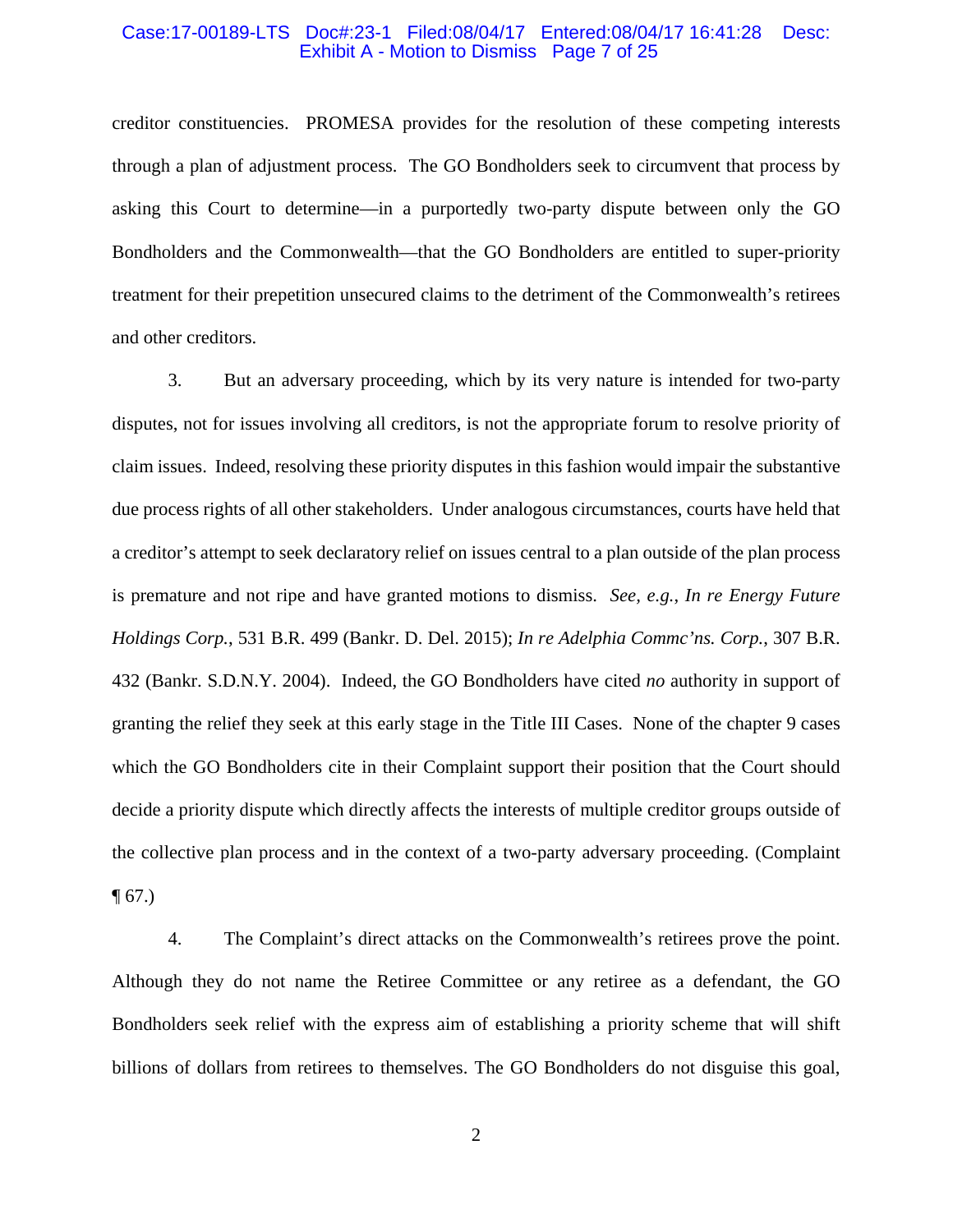creditor constituencies. PROMESA provides for the resolution of these competing interests through a plan of adjustment process. The GO Bondholders seek to circumvent that process by asking this Court to determine—in a purportedly two-party dispute between only the GO Bondholders and the Commonwealth—that the GO Bondholders are entitled to super-priority treatment for their prepetition unsecured claims to the detriment of the Commonwealth's retirees and other creditors.

3. But an adversary proceeding, which by its very nature is intended for two-party disputes, not for issues involving all creditors, is not the appropriate forum to resolve priority of claim issues. Indeed, resolving these priority disputes in this fashion would impair the substantive due process rights of all other stakeholders. Under analogous circumstances, courts have held that a creditor's attempt to seek declaratory relief on issues central to a plan outside of the plan process is premature and not ripe and have granted motions to dismiss. *See, e.g.*, *In re Energy Future Holdings Corp.*, 531 B.R. 499 (Bankr. D. Del. 2015); *In re Adelphia Commc'ns. Corp.*, 307 B.R. 432 (Bankr. S.D.N.Y. 2004). Indeed, the GO Bondholders have cited *no* authority in support of granting the relief they seek at this early stage in the Title III Cases. None of the chapter 9 cases which the GO Bondholders cite in their Complaint support their position that the Court should decide a priority dispute which directly affects the interests of multiple creditor groups outside of the collective plan process and in the context of a two-party adversary proceeding. (Complaint ¶ 67.)

4. The Complaint's direct attacks on the Commonwealth's retirees prove the point. Although they do not name the Retiree Committee or any retiree as a defendant, the GO Bondholders seek relief with the express aim of establishing a priority scheme that will shift billions of dollars from retirees to themselves. The GO Bondholders do not disguise this goal,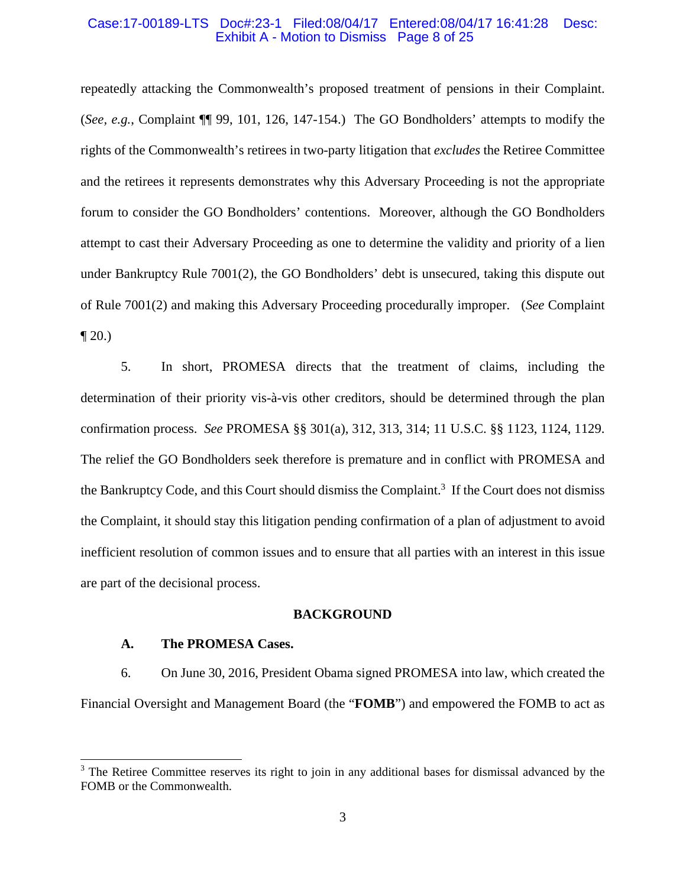repeatedly attacking the Commonwealth's proposed treatment of pensions in their Complaint. (*See, e.g.*, Complaint ¶¶ 99, 101, 126, 147-154.) The GO Bondholders' attempts to modify the rights of the Commonwealth's retirees in two-party litigation that *excludes* the Retiree Committee and the retirees it represents demonstrates why this Adversary Proceeding is not the appropriate forum to consider the GO Bondholders' contentions. Moreover, although the GO Bondholders attempt to cast their Adversary Proceeding as one to determine the validity and priority of a lien under Bankruptcy Rule 7001(2), the GO Bondholders' debt is unsecured, taking this dispute out of Rule 7001(2) and making this Adversary Proceeding procedurally improper. (*See* Complaint ¶ 20.)

5. In short, PROMESA directs that the treatment of claims, including the determination of their priority vis-à-vis other creditors, should be determined through the plan confirmation process. *See* PROMESA §§ 301(a), 312, 313, 314; 11 U.S.C. §§ 1123, 1124, 1129. The relief the GO Bondholders seek therefore is premature and in conflict with PROMESA and the Bankruptcy Code, and this Court should dismiss the Complaint.[3] If the Court does not dismiss the Complaint, it should stay this litigation pending confirmation of a plan of adjustment to avoid inefficient resolution of common issues and to ensure that all parties with an interest in this issue are part of the decisional process.

## BACKGROUND

### A. The PROMESA Cases.

6. On June 30, 2016, President Obama signed PROMESA into law, which created the Financial Oversight and Management Board (the "**FOMB**") and empowered the FOMB to act as

[3] The Retiree Committee reserves its right to join in any additional bases for dismissal advanced by the FOMB or the Commonwealth.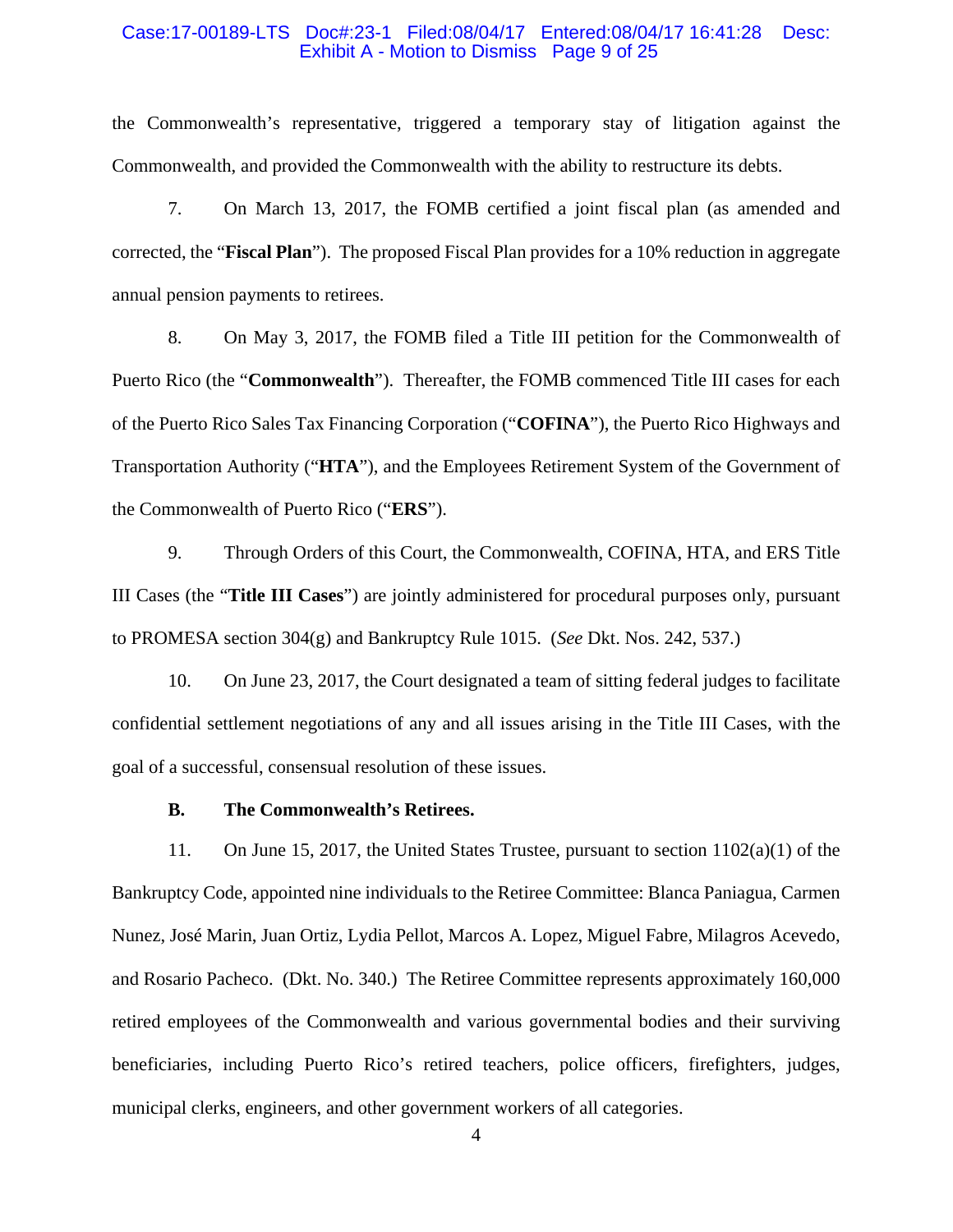the Commonwealth's representative, triggered a temporary stay of litigation against the Commonwealth, and provided the Commonwealth with the ability to restructure its debts.

7. On March 13, 2017, the FOMB certified a joint fiscal plan (as amended and corrected, the "**Fiscal Plan**"). The proposed Fiscal Plan provides for a 10% reduction in aggregate annual pension payments to retirees.

8. On May 3, 2017, the FOMB filed a Title III petition for the Commonwealth of Puerto Rico (the "**Commonwealth**"). Thereafter, the FOMB commenced Title III cases for each of the Puerto Rico Sales Tax Financing Corporation ("**COFINA**"), the Puerto Rico Highways and Transportation Authority ("**HTA**"), and the Employees Retirement System of the Government of the Commonwealth of Puerto Rico ("**ERS**").

9. Through Orders of this Court, the Commonwealth, COFINA, HTA, and ERS Title III Cases (the "**Title III Cases**") are jointly administered for procedural purposes only, pursuant to PROMESA section 304(g) and Bankruptcy Rule 1015. (*See* Dkt. Nos. 242, 537.)

10. On June 23, 2017, the Court designated a team of sitting federal judges to facilitate confidential settlement negotiations of any and all issues arising in the Title III Cases, with the goal of a successful, consensual resolution of these issues.

### B. The Commonwealth's Retirees.

11. On June 15, 2017, the United States Trustee, pursuant to section 1102(a)(1) of the Bankruptcy Code, appointed nine individuals to the Retiree Committee: Blanca Paniagua, Carmen Nunez, José Marin, Juan Ortiz, Lydia Pellot, Marcos A. Lopez, Miguel Fabre, Milagros Acevedo, and Rosario Pacheco. (Dkt. No. 340.) The Retiree Committee represents approximately 160,000 retired employees of the Commonwealth and various governmental bodies and their surviving beneficiaries, including Puerto Rico's retired teachers, police officers, firefighters, judges, municipal clerks, engineers, and other government workers of all categories.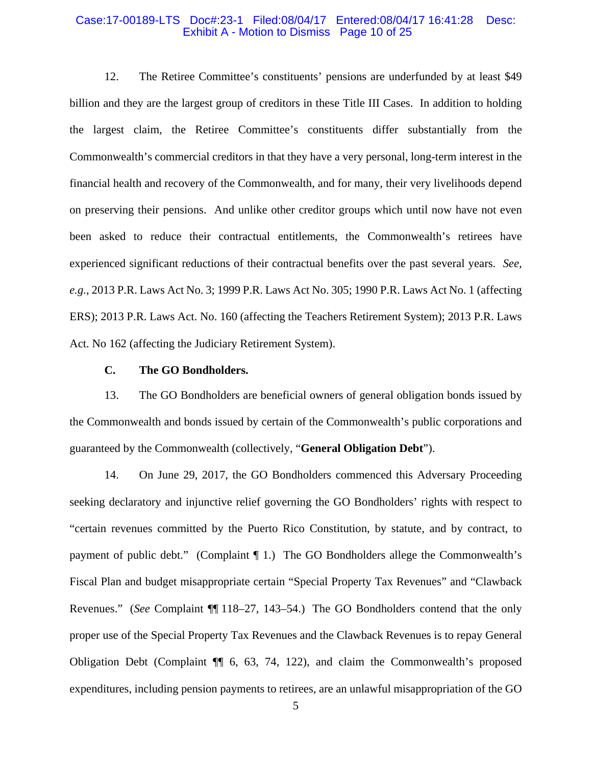12. The Retiree Committee's constituents' pensions are underfunded by at least $49 billion and they are the largest group of creditors in these Title III Cases. In addition to holding the largest claim, the Retiree Committee's constituents differ substantially from the Commonwealth's commercial creditors in that they have a very personal, long-term interest in the financial health and recovery of the Commonwealth, and for many, their very livelihoods depend on preserving their pensions. And unlike other creditor groups which until now have not even been asked to reduce their contractual entitlements, the Commonwealth's retirees have experienced significant reductions of their contractual benefits over the past several years. *See, e.g.*, 2013 P.R. Laws Act No. 3; 1999 P.R. Laws Act No. 305; 1990 P.R. Laws Act No. 1 (affecting ERS); 2013 P.R. Laws Act. No. 160 (affecting the Teachers Retirement System); 2013 P.R. Laws Act. No 162 (affecting the Judiciary Retirement System).

### C. The GO Bondholders.

13. The GO Bondholders are beneficial owners of general obligation bonds issued by the Commonwealth and bonds issued by certain of the Commonwealth's public corporations and guaranteed by the Commonwealth (collectively, "**General Obligation Debt**").

14. On June 29, 2017, the GO Bondholders commenced this Adversary Proceeding seeking declaratory and injunctive relief governing the GO Bondholders' rights with respect to "certain revenues committed by the Puerto Rico Constitution, by statute, and by contract, to payment of public debt." (Complaint ¶ 1.) The GO Bondholders allege the Commonwealth's Fiscal Plan and budget misappropriate certain "Special Property Tax Revenues" and "Clawback Revenues." (*See* Complaint ¶¶ 118–27, 143–54.) The GO Bondholders contend that the only proper use of the Special Property Tax Revenues and the Clawback Revenues is to repay General Obligation Debt (Complaint ¶¶ 6, 63, 74, 122), and claim the Commonwealth's proposed expenditures, including pension payments to retirees, are an unlawful misappropriation of the GO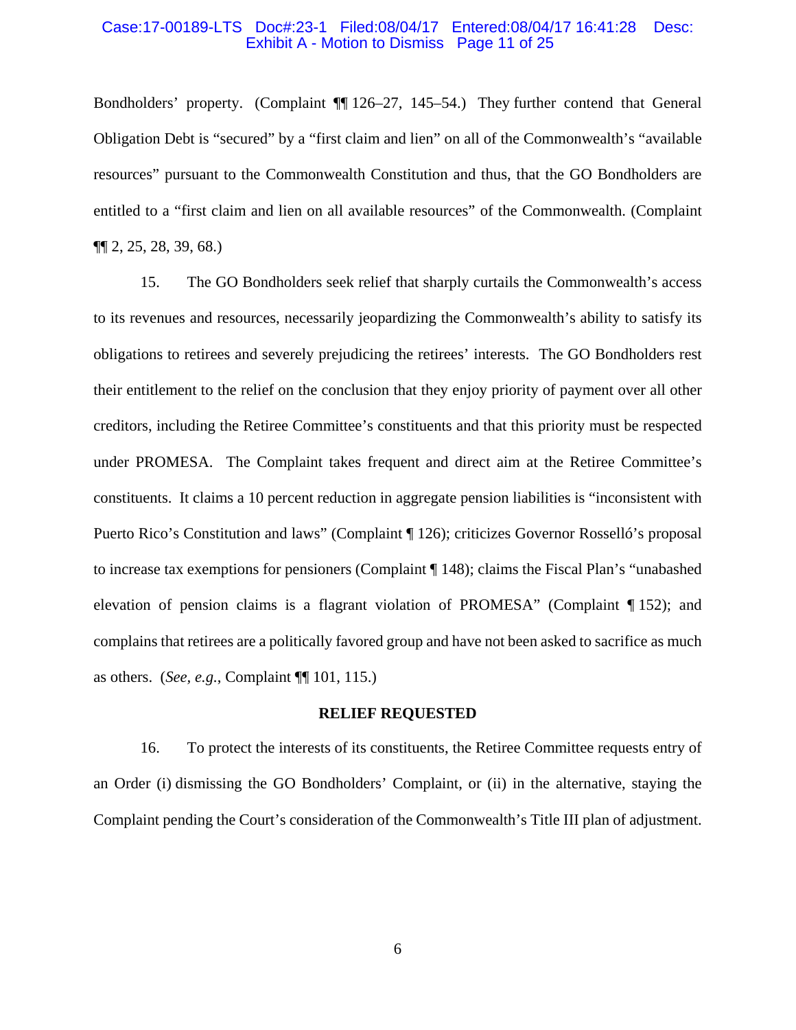Bondholders' property. (Complaint ¶¶ 126–27, 145–54.) They further contend that General Obligation Debt is "secured" by a "first claim and lien" on all of the Commonwealth's "available resources" pursuant to the Commonwealth Constitution and thus, that the GO Bondholders are entitled to a "first claim and lien on all available resources" of the Commonwealth. (Complaint ¶¶ 2, 25, 28, 39, 68.)

15. The GO Bondholders seek relief that sharply curtails the Commonwealth's access to its revenues and resources, necessarily jeopardizing the Commonwealth's ability to satisfy its obligations to retirees and severely prejudicing the retirees' interests. The GO Bondholders rest their entitlement to the relief on the conclusion that they enjoy priority of payment over all other creditors, including the Retiree Committee's constituents and that this priority must be respected under PROMESA. The Complaint takes frequent and direct aim at the Retiree Committee's constituents. It claims a 10 percent reduction in aggregate pension liabilities is "inconsistent with Puerto Rico's Constitution and laws" (Complaint ¶ 126); criticizes Governor Rosselló's proposal to increase tax exemptions for pensioners (Complaint ¶ 148); claims the Fiscal Plan's "unabashed elevation of pension claims is a flagrant violation of PROMESA" (Complaint ¶ 152); and complains that retirees are a politically favored group and have not been asked to sacrifice as much as others. (*See, e.g.*, Complaint ¶¶ 101, 115.)

## RELIEF REQUESTED

16. To protect the interests of its constituents, the Retiree Committee requests entry of an Order (i) dismissing the GO Bondholders' Complaint, or (ii) in the alternative, staying the Complaint pending the Court's consideration of the Commonwealth's Title III plan of adjustment.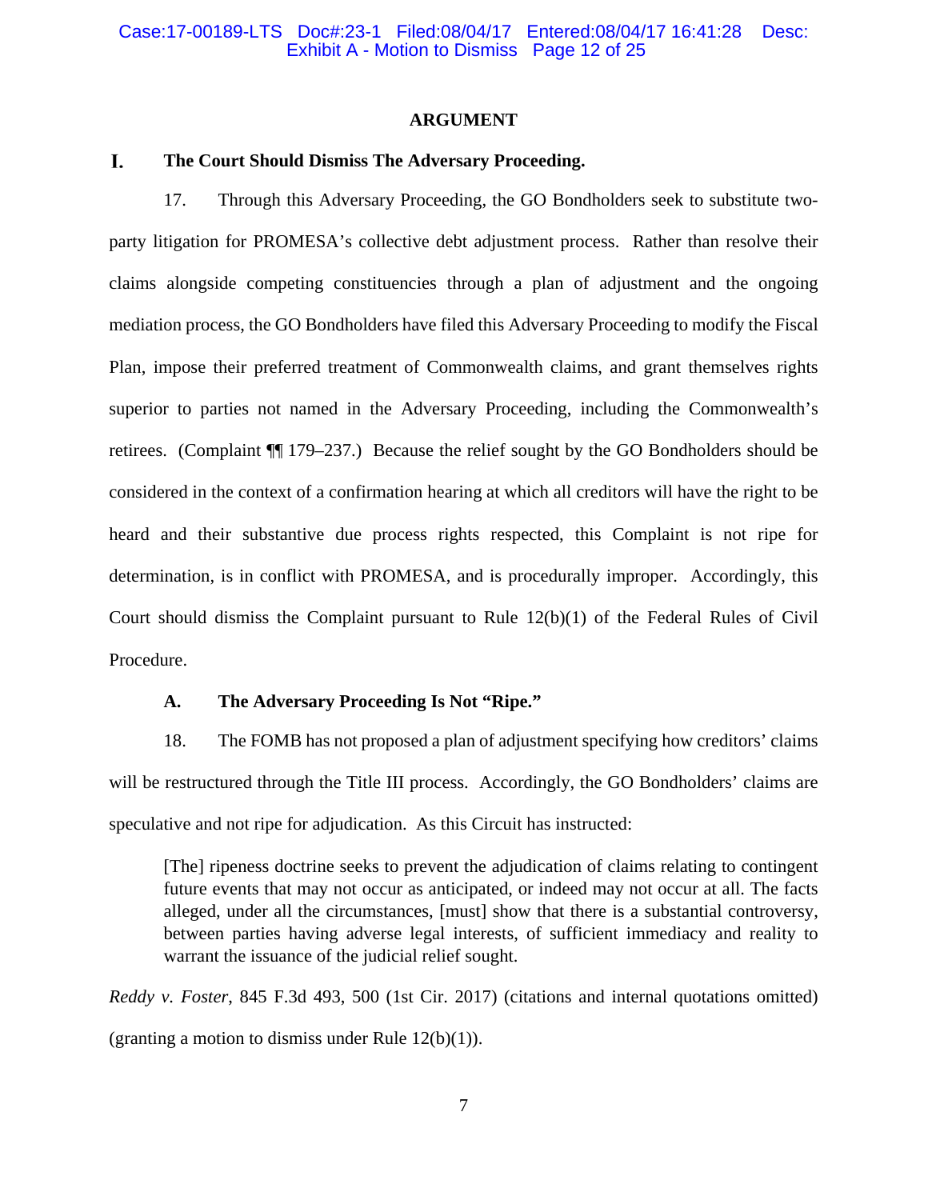## ARGUMENT

### I. The Court Should Dismiss The Adversary Proceeding.

17. Through this Adversary Proceeding, the GO Bondholders seek to substitute two-party litigation for PROMESA's collective debt adjustment process. Rather than resolve their claims alongside competing constituencies through a plan of adjustment and the ongoing mediation process, the GO Bondholders have filed this Adversary Proceeding to modify the Fiscal Plan, impose their preferred treatment of Commonwealth claims, and grant themselves rights superior to parties not named in the Adversary Proceeding, including the Commonwealth's retirees. (Complaint ¶¶ 179–237.) Because the relief sought by the GO Bondholders should be considered in the context of a confirmation hearing at which all creditors will have the right to be heard and their substantive due process rights respected, this Complaint is not ripe for determination, is in conflict with PROMESA, and is procedurally improper. Accordingly, this Court should dismiss the Complaint pursuant to Rule 12(b)(1) of the Federal Rules of Civil Procedure.

#### A. The Adversary Proceeding Is Not "Ripe."

18. The FOMB has not proposed a plan of adjustment specifying how creditors' claims will be restructured through the Title III process. Accordingly, the GO Bondholders' claims are speculative and not ripe for adjudication. As this Circuit has instructed:

> [The] ripeness doctrine seeks to prevent the adjudication of claims relating to contingent future events that may not occur as anticipated, or indeed may not occur at all. The facts alleged, under all the circumstances, [must] show that there is a substantial controversy, between parties having adverse legal interests, of sufficient immediacy and reality to warrant the issuance of the judicial relief sought.

*Reddy v. Foster*, 845 F.3d 493, 500 (1st Cir. 2017) (citations and internal quotations omitted) (granting a motion to dismiss under Rule 12(b)(1)).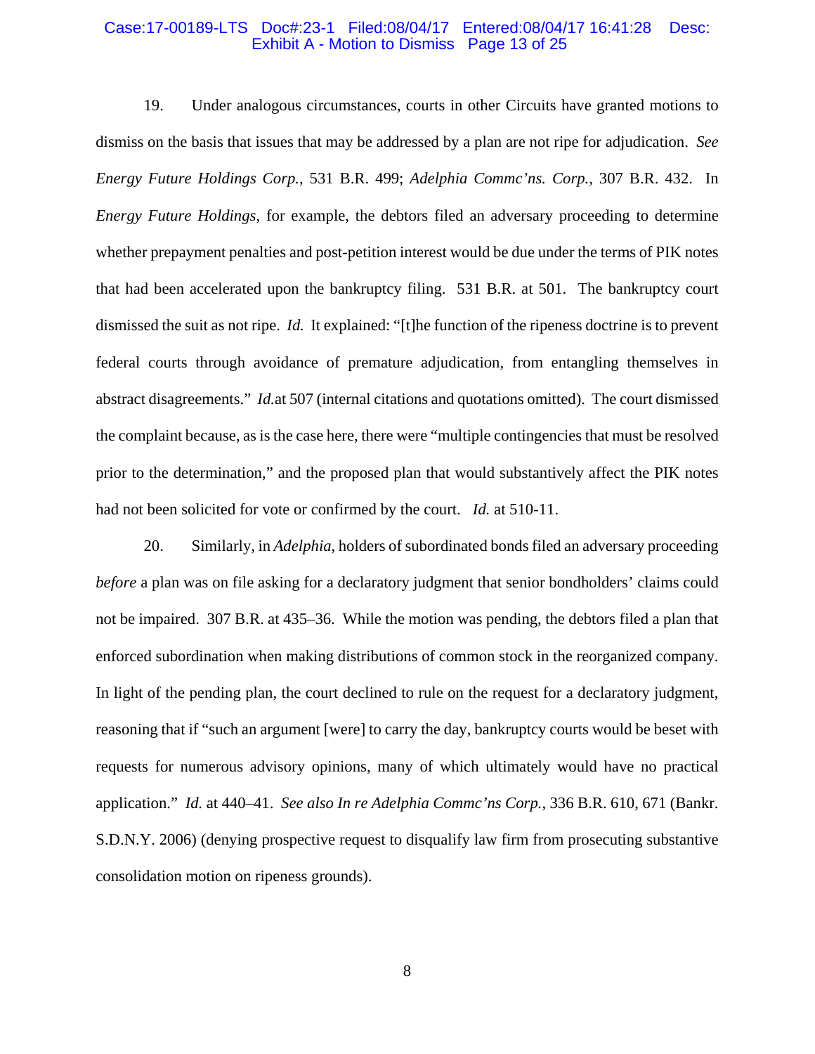19. Under analogous circumstances, courts in other Circuits have granted motions to dismiss on the basis that issues that may be addressed by a plan are not ripe for adjudication. *See Energy Future Holdings Corp.*, 531 B.R. 499; *Adelphia Commc'ns. Corp.*, 307 B.R. 432. In *Energy Future Holdings*, for example, the debtors filed an adversary proceeding to determine whether prepayment penalties and post-petition interest would be due under the terms of PIK notes that had been accelerated upon the bankruptcy filing. 531 B.R. at 501. The bankruptcy court dismissed the suit as not ripe. *Id.* It explained: "[t]he function of the ripeness doctrine is to prevent federal courts through avoidance of premature adjudication, from entangling themselves in abstract disagreements." *Id.*at 507 (internal citations and quotations omitted). The court dismissed the complaint because, as is the case here, there were "multiple contingencies that must be resolved prior to the determination," and the proposed plan that would substantively affect the PIK notes had not been solicited for vote or confirmed by the court. *Id.* at 510-11.

20. Similarly, in *Adelphia*, holders of subordinated bonds filed an adversary proceeding *before* a plan was on file asking for a declaratory judgment that senior bondholders' claims could not be impaired. 307 B.R. at 435–36. While the motion was pending, the debtors filed a plan that enforced subordination when making distributions of common stock in the reorganized company. In light of the pending plan, the court declined to rule on the request for a declaratory judgment, reasoning that if "such an argument [were] to carry the day, bankruptcy courts would be beset with requests for numerous advisory opinions, many of which ultimately would have no practical application." *Id.* at 440–41. *See also In re Adelphia Commc'ns Corp.*, 336 B.R. 610, 671 (Bankr. S.D.N.Y. 2006) (denying prospective request to disqualify law firm from prosecuting substantive consolidation motion on ripeness grounds).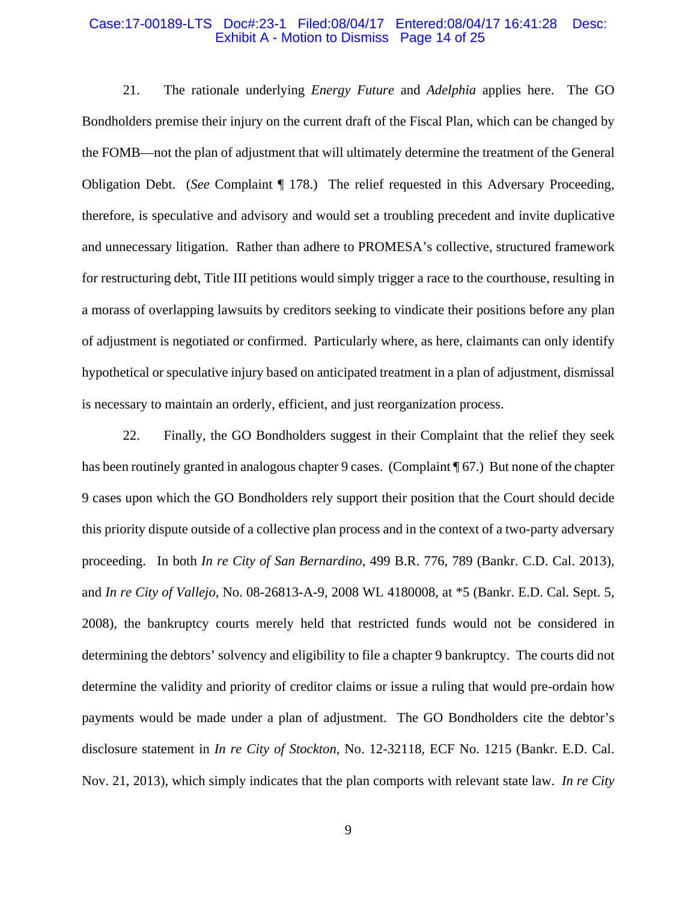21. The rationale underlying *Energy Future* and *Adelphia* applies here. The GO Bondholders premise their injury on the current draft of the Fiscal Plan, which can be changed by the FOMB—not the plan of adjustment that will ultimately determine the treatment of the General Obligation Debt. (*See* Complaint ¶ 178.) The relief requested in this Adversary Proceeding, therefore, is speculative and advisory and would set a troubling precedent and invite duplicative and unnecessary litigation. Rather than adhere to PROMESA's collective, structured framework for restructuring debt, Title III petitions would simply trigger a race to the courthouse, resulting in a morass of overlapping lawsuits by creditors seeking to vindicate their positions before any plan of adjustment is negotiated or confirmed. Particularly where, as here, claimants can only identify hypothetical or speculative injury based on anticipated treatment in a plan of adjustment, dismissal is necessary to maintain an orderly, efficient, and just reorganization process.

22. Finally, the GO Bondholders suggest in their Complaint that the relief they seek has been routinely granted in analogous chapter 9 cases. (Complaint ¶ 67.) But none of the chapter 9 cases upon which the GO Bondholders rely support their position that the Court should decide this priority dispute outside of a collective plan process and in the context of a two-party adversary proceeding. In both *In re City of San Bernardino*, 499 B.R. 776, 789 (Bankr. C.D. Cal. 2013), and *In re City of Vallejo*, No. 08-26813-A-9, 2008 WL 4180008, at *5 (Bankr. E.D. Cal. Sept. 5, 2008), the bankruptcy courts merely held that restricted funds would not be considered in determining the debtors' solvency and eligibility to file a chapter 9 bankruptcy. The courts did not determine the validity and priority of creditor claims or issue a ruling that would pre-ordain how payments would be made under a plan of adjustment. The GO Bondholders cite the debtor's disclosure statement in *In re City of Stockton*, No. 12-32118, ECF No. 1215 (Bankr. E.D. Cal. Nov. 21, 2013), which simply indicates that the plan comports with relevant state law. *In re City*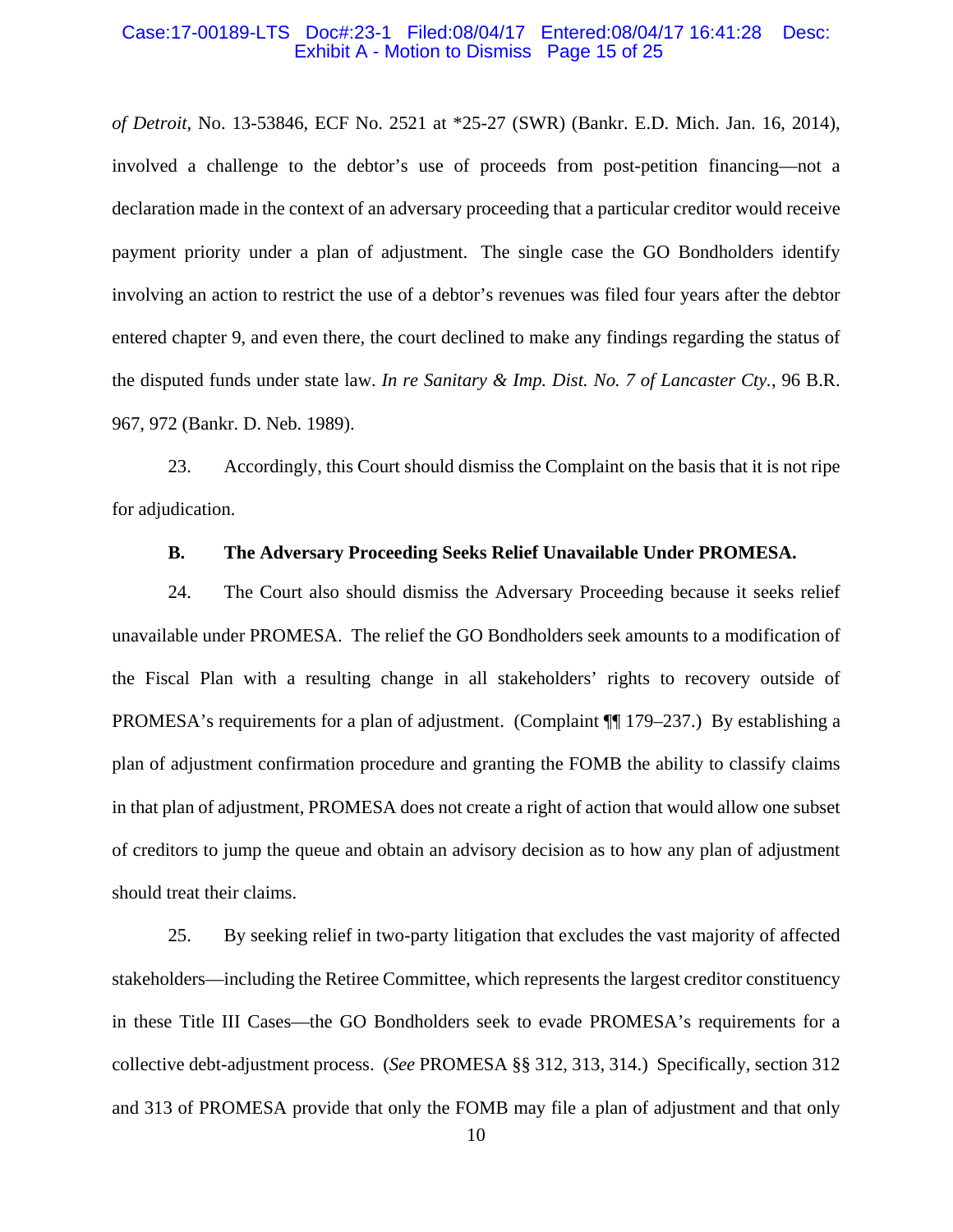*of Detroit*, No. 13-53846, ECF No. 2521 at *25-27 (SWR) (Bankr. E.D. Mich. Jan. 16, 2014), involved a challenge to the debtor's use of proceeds from post-petition financing—not a declaration made in the context of an adversary proceeding that a particular creditor would receive payment priority under a plan of adjustment. The single case the GO Bondholders identify involving an action to restrict the use of a debtor's revenues was filed four years after the debtor entered chapter 9, and even there, the court declined to make any findings regarding the status of the disputed funds under state law. *In re Sanitary & Imp. Dist. No. 7 of Lancaster Cty.*, 96 B.R. 967, 972 (Bankr. D. Neb. 1989).

23. Accordingly, this Court should dismiss the Complaint on the basis that it is not ripe for adjudication.

**B. The Adversary Proceeding Seeks Relief Unavailable Under PROMESA.**

24. The Court also should dismiss the Adversary Proceeding because it seeks relief unavailable under PROMESA. The relief the GO Bondholders seek amounts to a modification of the Fiscal Plan with a resulting change in all stakeholders' rights to recovery outside of PROMESA's requirements for a plan of adjustment. (Complaint ¶¶ 179–237.) By establishing a plan of adjustment confirmation procedure and granting the FOMB the ability to classify claims in that plan of adjustment, PROMESA does not create a right of action that would allow one subset of creditors to jump the queue and obtain an advisory decision as to how any plan of adjustment should treat their claims.

25. By seeking relief in two-party litigation that excludes the vast majority of affected stakeholders—including the Retiree Committee, which represents the largest creditor constituency in these Title III Cases—the GO Bondholders seek to evade PROMESA's requirements for a collective debt-adjustment process. (*See* PROMESA §§ 312, 313, 314.) Specifically, section 312 and 313 of PROMESA provide that only the FOMB may file a plan of adjustment and that only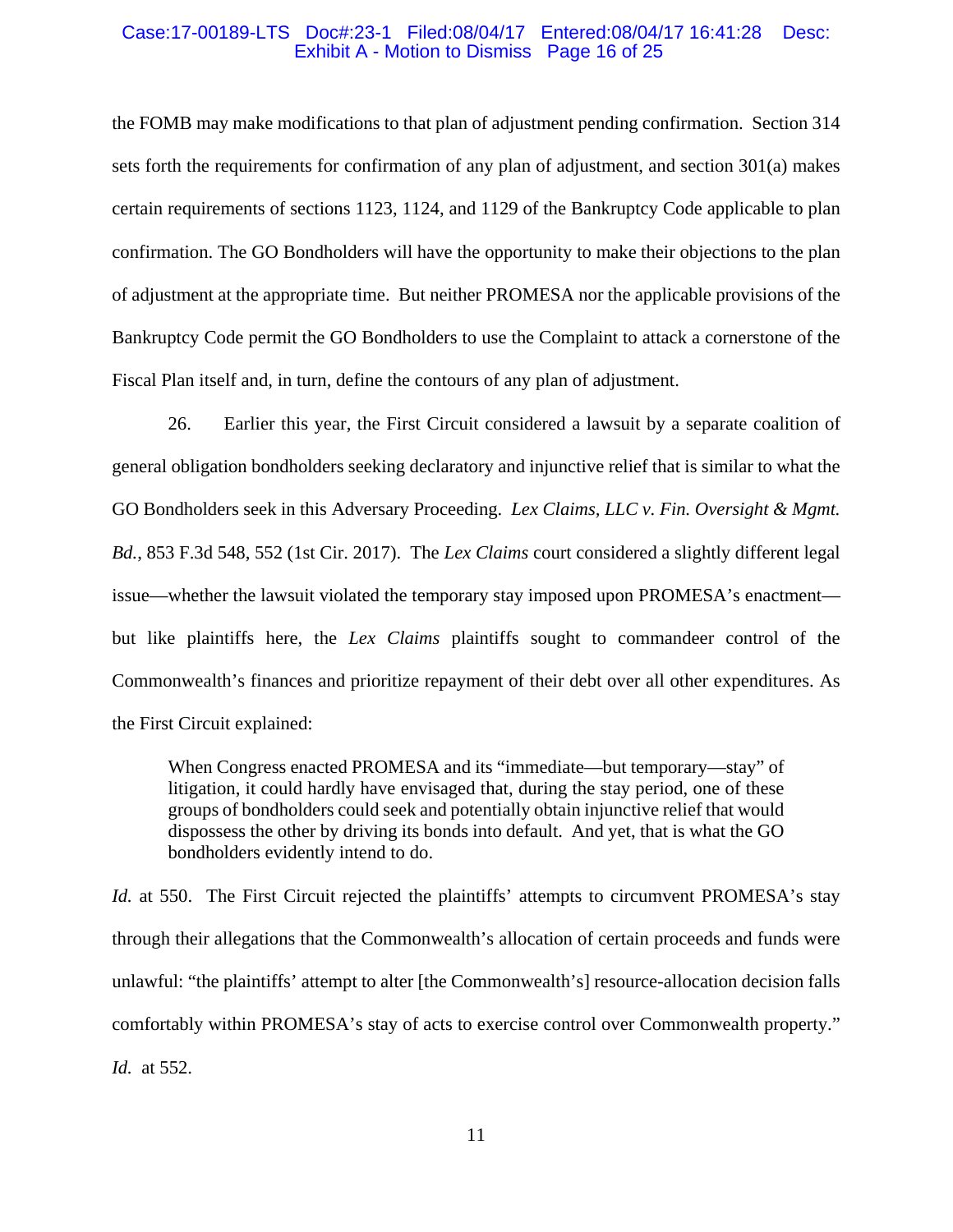the FOMB may make modifications to that plan of adjustment pending confirmation. Section 314 sets forth the requirements for confirmation of any plan of adjustment, and section 301(a) makes certain requirements of sections 1123, 1124, and 1129 of the Bankruptcy Code applicable to plan confirmation. The GO Bondholders will have the opportunity to make their objections to the plan of adjustment at the appropriate time. But neither PROMESA nor the applicable provisions of the Bankruptcy Code permit the GO Bondholders to use the Complaint to attack a cornerstone of the Fiscal Plan itself and, in turn, define the contours of any plan of adjustment.

26. Earlier this year, the First Circuit considered a lawsuit by a separate coalition of general obligation bondholders seeking declaratory and injunctive relief that is similar to what the GO Bondholders seek in this Adversary Proceeding. *Lex Claims, LLC v. Fin. Oversight & Mgmt. Bd.*, 853 F.3d 548, 552 (1st Cir. 2017). The *Lex Claims* court considered a slightly different legal issue—whether the lawsuit violated the temporary stay imposed upon PROMESA's enactment—but like plaintiffs here, the *Lex Claims* plaintiffs sought to commandeer control of the Commonwealth's finances and prioritize repayment of their debt over all other expenditures. As the First Circuit explained:

> When Congress enacted PROMESA and its "immediate—but temporary—stay" of litigation, it could hardly have envisaged that, during the stay period, one of these groups of bondholders could seek and potentially obtain injunctive relief that would dispossess the other by driving its bonds into default. And yet, that is what the GO bondholders evidently intend to do.

*Id.* at 550. The First Circuit rejected the plaintiffs' attempts to circumvent PROMESA's stay through their allegations that the Commonwealth's allocation of certain proceeds and funds were unlawful: "the plaintiffs' attempt to alter [the Commonwealth's] resource-allocation decision falls comfortably within PROMESA's stay of acts to exercise control over Commonwealth property." *Id.* at 552.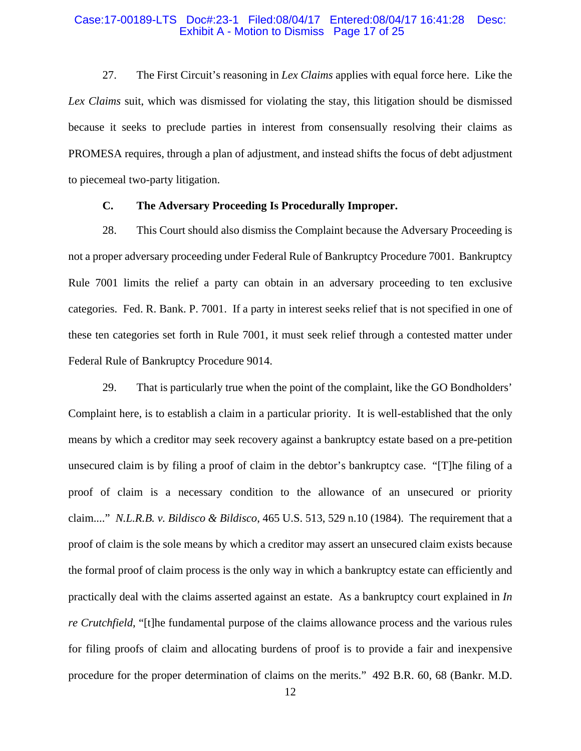27. The First Circuit's reasoning in *Lex Claims* applies with equal force here. Like the *Lex Claims* suit, which was dismissed for violating the stay, this litigation should be dismissed because it seeks to preclude parties in interest from consensually resolving their claims as PROMESA requires, through a plan of adjustment, and instead shifts the focus of debt adjustment to piecemeal two-party litigation.

### C. The Adversary Proceeding Is Procedurally Improper.

28. This Court should also dismiss the Complaint because the Adversary Proceeding is not a proper adversary proceeding under Federal Rule of Bankruptcy Procedure 7001. Bankruptcy Rule 7001 limits the relief a party can obtain in an adversary proceeding to ten exclusive categories. Fed. R. Bank. P. 7001. If a party in interest seeks relief that is not specified in one of these ten categories set forth in Rule 7001, it must seek relief through a contested matter under Federal Rule of Bankruptcy Procedure 9014.

29. That is particularly true when the point of the complaint, like the GO Bondholders' Complaint here, is to establish a claim in a particular priority. It is well-established that the only means by which a creditor may seek recovery against a bankruptcy estate based on a pre-petition unsecured claim is by filing a proof of claim in the debtor's bankruptcy case. "[T]he filing of a proof of claim is a necessary condition to the allowance of an unsecured or priority claim...." *N.L.R.B. v. Bildisco & Bildisco*, 465 U.S. 513, 529 n.10 (1984). The requirement that a proof of claim is the sole means by which a creditor may assert an unsecured claim exists because the formal proof of claim process is the only way in which a bankruptcy estate can efficiently and practically deal with the claims asserted against an estate. As a bankruptcy court explained in *In re Crutchfield*, "[t]he fundamental purpose of the claims allowance process and the various rules for filing proofs of claim and allocating burdens of proof is to provide a fair and inexpensive procedure for the proper determination of claims on the merits." 492 B.R. 60, 68 (Bankr. M.D.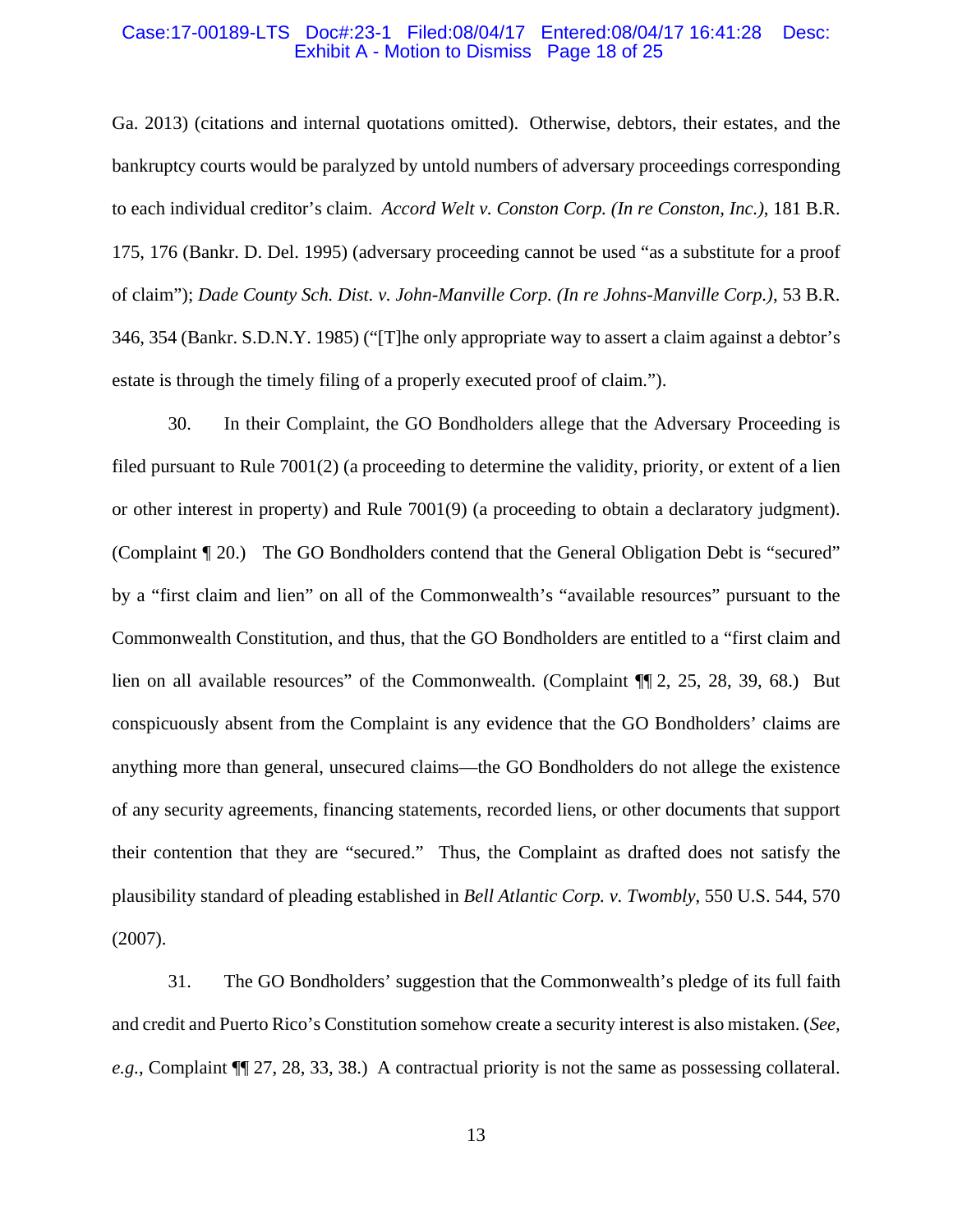Ga. 2013) (citations and internal quotations omitted). Otherwise, debtors, their estates, and the bankruptcy courts would be paralyzed by untold numbers of adversary proceedings corresponding to each individual creditor's claim. *Accord Welt v. Conston Corp. (In re Conston, Inc.)*, 181 B.R. 175, 176 (Bankr. D. Del. 1995) (adversary proceeding cannot be used "as a substitute for a proof of claim"); *Dade County Sch. Dist. v. John-Manville Corp. (In re Johns-Manville Corp.)*, 53 B.R. 346, 354 (Bankr. S.D.N.Y. 1985) ("[T]he only appropriate way to assert a claim against a debtor's estate is through the timely filing of a properly executed proof of claim.").

30. In their Complaint, the GO Bondholders allege that the Adversary Proceeding is filed pursuant to Rule 7001(2) (a proceeding to determine the validity, priority, or extent of a lien or other interest in property) and Rule 7001(9) (a proceeding to obtain a declaratory judgment). (Complaint ¶ 20.) The GO Bondholders contend that the General Obligation Debt is "secured" by a "first claim and lien" on all of the Commonwealth's "available resources" pursuant to the Commonwealth Constitution, and thus, that the GO Bondholders are entitled to a "first claim and lien on all available resources" of the Commonwealth. (Complaint ¶¶ 2, 25, 28, 39, 68.) But conspicuously absent from the Complaint is any evidence that the GO Bondholders' claims are anything more than general, unsecured claims—the GO Bondholders do not allege the existence of any security agreements, financing statements, recorded liens, or other documents that support their contention that they are "secured." Thus, the Complaint as drafted does not satisfy the plausibility standard of pleading established in *Bell Atlantic Corp. v. Twombly*, 550 U.S. 544, 570 (2007).

31. The GO Bondholders' suggestion that the Commonwealth's pledge of its full faith and credit and Puerto Rico's Constitution somehow create a security interest is also mistaken. (*See, e.g.*, Complaint ¶¶ 27, 28, 33, 38.) A contractual priority is not the same as possessing collateral.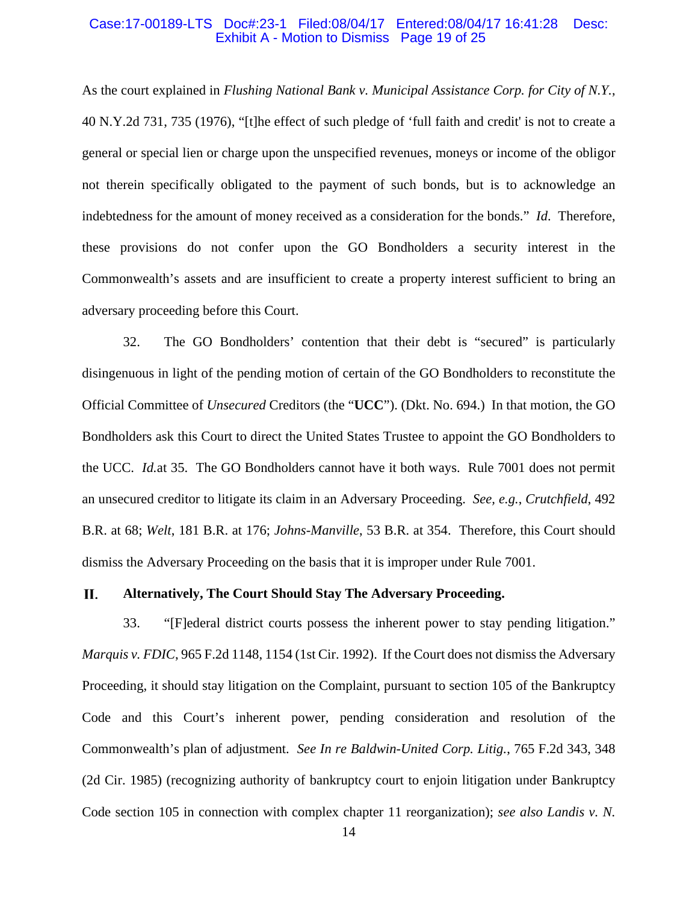As the court explained in *Flushing National Bank v. Municipal Assistance Corp. for City of N.Y.*, 40 N.Y.2d 731, 735 (1976), "[t]he effect of such pledge of 'full faith and credit' is not to create a general or special lien or charge upon the unspecified revenues, moneys or income of the obligor not therein specifically obligated to the payment of such bonds, but is to acknowledge an indebtedness for the amount of money received as a consideration for the bonds." *Id*. Therefore, these provisions do not confer upon the GO Bondholders a security interest in the Commonwealth's assets and are insufficient to create a property interest sufficient to bring an adversary proceeding before this Court.

32. The GO Bondholders' contention that their debt is "secured" is particularly disingenuous in light of the pending motion of certain of the GO Bondholders to reconstitute the Official Committee of *Unsecured* Creditors (the "**UCC**"). (Dkt. No. 694.) In that motion, the GO Bondholders ask this Court to direct the United States Trustee to appoint the GO Bondholders to the UCC. *Id.*at 35. The GO Bondholders cannot have it both ways. Rule 7001 does not permit an unsecured creditor to litigate its claim in an Adversary Proceeding. *See, e.g.*, *Crutchfield*, 492 B.R. at 68; *Welt*, 181 B.R. at 176; *Johns-Manville*, 53 B.R. at 354. Therefore, this Court should dismiss the Adversary Proceeding on the basis that it is improper under Rule 7001.

## II. Alternatively, The Court Should Stay The Adversary Proceeding.

33. "[F]ederal district courts possess the inherent power to stay pending litigation." *Marquis v. FDIC*, 965 F.2d 1148, 1154 (1st Cir. 1992). If the Court does not dismiss the Adversary Proceeding, it should stay litigation on the Complaint, pursuant to section 105 of the Bankruptcy Code and this Court's inherent power, pending consideration and resolution of the Commonwealth's plan of adjustment. *See In re Baldwin-United Corp. Litig.*, 765 F.2d 343, 348 (2d Cir. 1985) (recognizing authority of bankruptcy court to enjoin litigation under Bankruptcy Code section 105 in connection with complex chapter 11 reorganization); *see also Landis v. N.*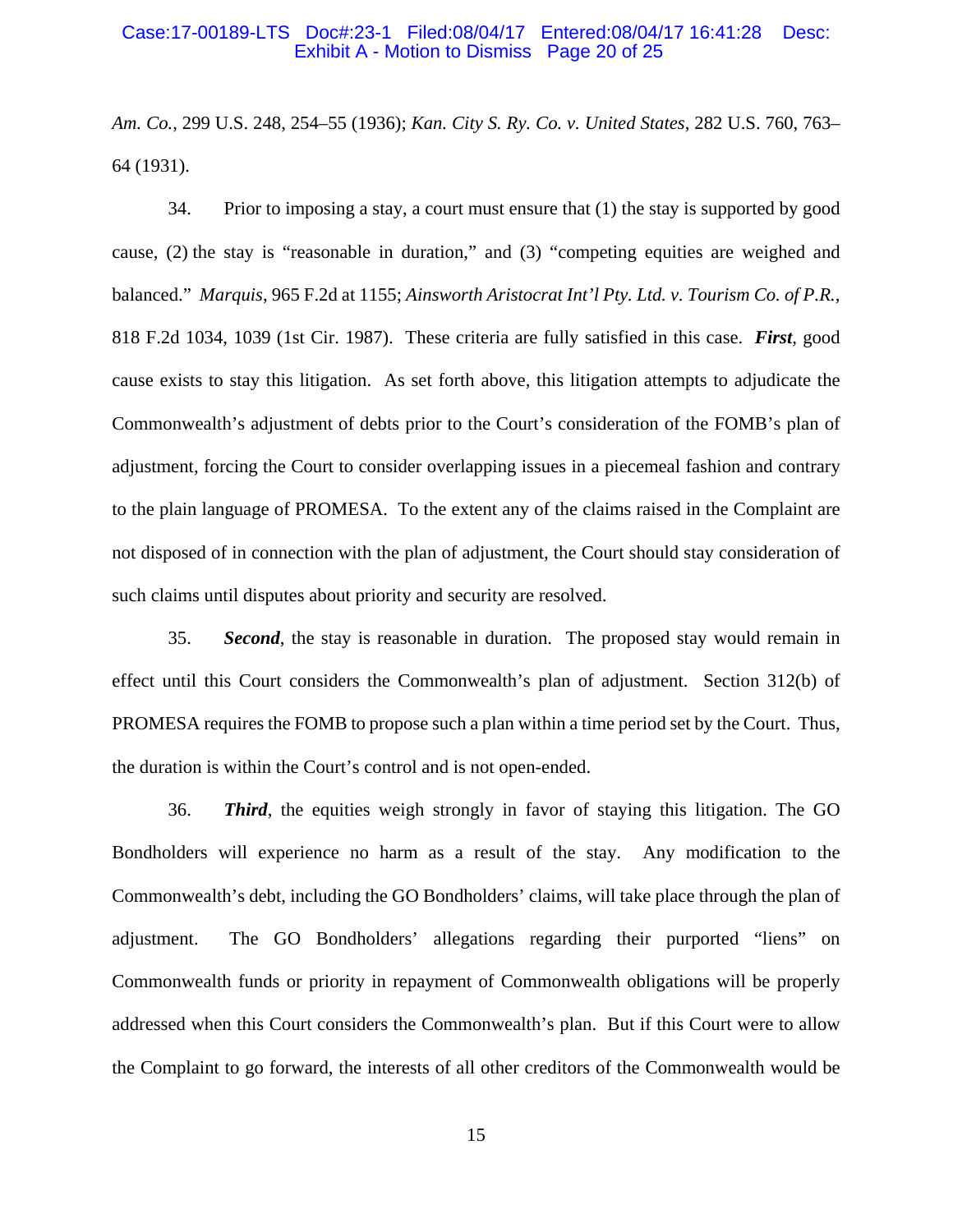*Am. Co.*, 299 U.S. 248, 254–55 (1936); *Kan. City S. Ry. Co. v. United States*, 282 U.S. 760, 763–64 (1931).

34. Prior to imposing a stay, a court must ensure that (1) the stay is supported by good cause, (2) the stay is "reasonable in duration," and (3) "competing equities are weighed and balanced." *Marquis*, 965 F.2d at 1155; *Ainsworth Aristocrat Int'l Pty. Ltd. v. Tourism Co. of P.R.*, 818 F.2d 1034, 1039 (1st Cir. 1987). These criteria are fully satisfied in this case. ***First***, good cause exists to stay this litigation. As set forth above, this litigation attempts to adjudicate the Commonwealth's adjustment of debts prior to the Court's consideration of the FOMB's plan of adjustment, forcing the Court to consider overlapping issues in a piecemeal fashion and contrary to the plain language of PROMESA. To the extent any of the claims raised in the Complaint are not disposed of in connection with the plan of adjustment, the Court should stay consideration of such claims until disputes about priority and security are resolved.

35. ***Second***, the stay is reasonable in duration. The proposed stay would remain in effect until this Court considers the Commonwealth's plan of adjustment. Section 312(b) of PROMESA requires the FOMB to propose such a plan within a time period set by the Court. Thus, the duration is within the Court's control and is not open-ended.

36. ***Third***, the equities weigh strongly in favor of staying this litigation. The GO Bondholders will experience no harm as a result of the stay. Any modification to the Commonwealth's debt, including the GO Bondholders' claims, will take place through the plan of adjustment. The GO Bondholders' allegations regarding their purported "liens" on Commonwealth funds or priority in repayment of Commonwealth obligations will be properly addressed when this Court considers the Commonwealth's plan. But if this Court were to allow the Complaint to go forward, the interests of all other creditors of the Commonwealth would be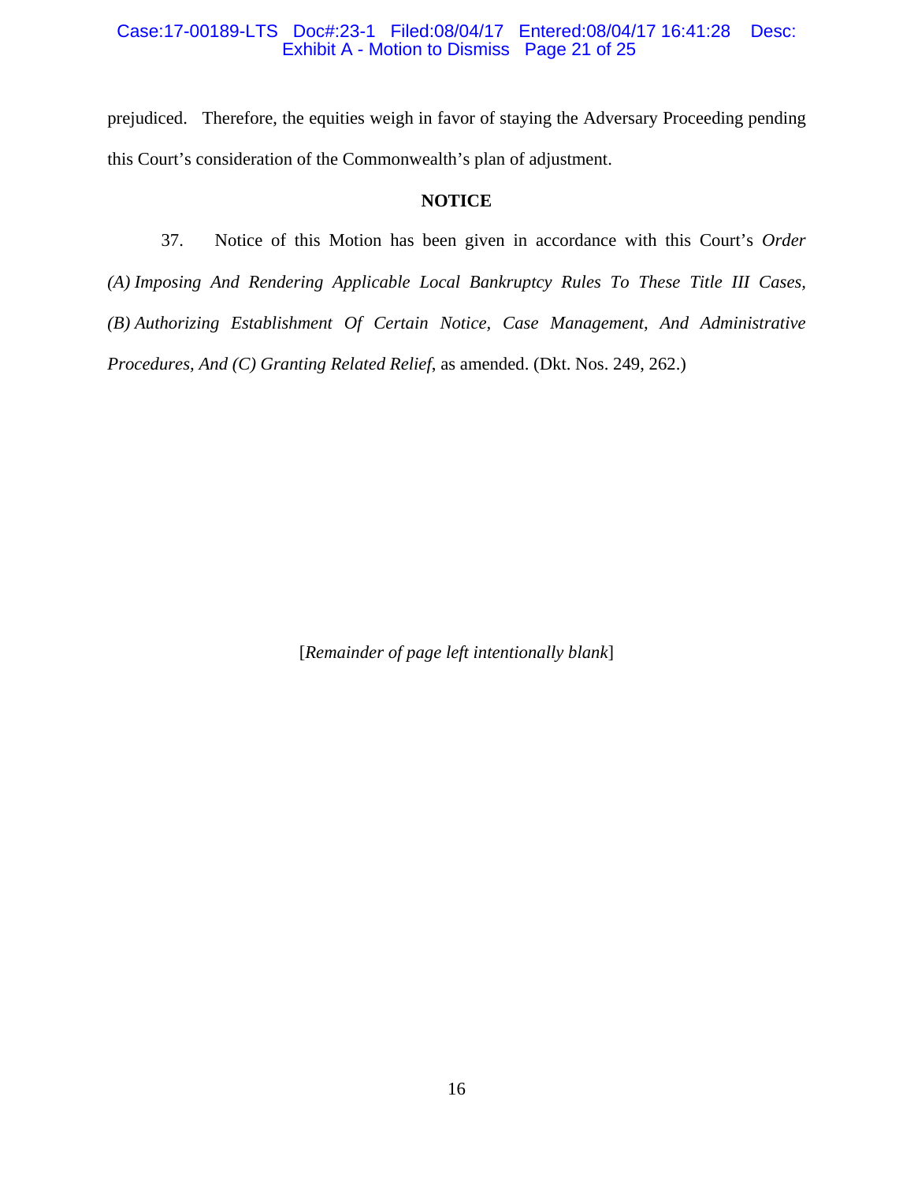prejudiced. Therefore, the equities weigh in favor of staying the Adversary Proceeding pending this Court's consideration of the Commonwealth's plan of adjustment.

**NOTICE**

37. Notice of this Motion has been given in accordance with this Court's *Order (A) Imposing And Rendering Applicable Local Bankruptcy Rules To These Title III Cases, (B) Authorizing Establishment Of Certain Notice, Case Management, And Administrative Procedures, And (C) Granting Related Relief*, as amended. (Dkt. Nos. 249, 262.)

[*Remainder of page left intentionally blank*]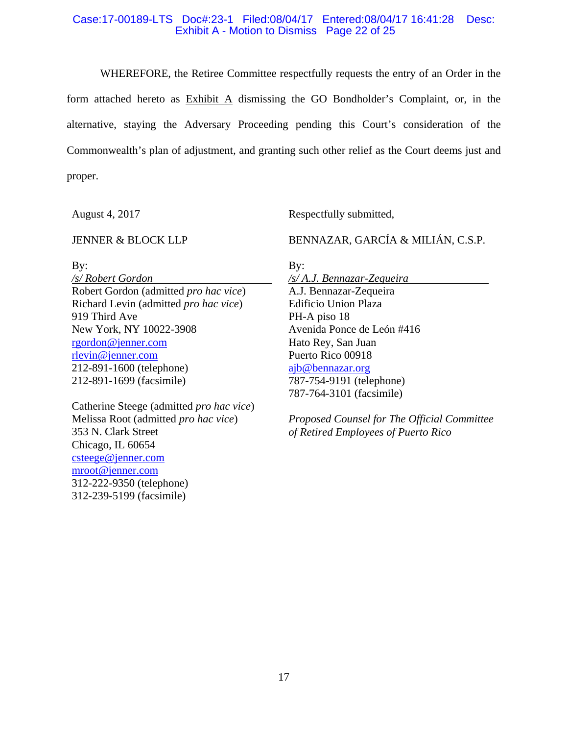WHEREFORE, the Retiree Committee respectfully requests the entry of an Order in the form attached hereto as Exhibit A dismissing the GO Bondholder's Complaint, or, in the alternative, staying the Adversary Proceeding pending this Court's consideration of the Commonwealth's plan of adjustment, and granting such other relief as the Court deems just and proper.

August 4, 2017

Respectfully submitted,

JENNER & BLOCK LLP

By:
*/s/ Robert Gordon*
Robert Gordon (admitted *pro hac vice*)
Richard Levin (admitted *pro hac vice*)
919 Third Ave
New York, NY 10022-3908
rgordon@jenner.com
rlevin@jenner.com
212-891-1600 (telephone)
212-891-1699 (facsimile)

Catherine Steege (admitted *pro hac vice*)
Melissa Root (admitted *pro hac vice*)
353 N. Clark Street
Chicago, IL 60654
csteege@jenner.com
mroot@jenner.com
312-222-9350 (telephone)
312-239-5199 (facsimile)

BENNAZAR, GARCÍA & MILIÁN, C.S.P.

By:
*/s/ A.J. Bennazar-Zequeira*
A.J. Bennazar-Zequeira
Edificio Union Plaza
PH-A piso 18
Avenida Ponce de León #416
Hato Rey, San Juan
Puerto Rico 00918
ajb@bennazar.org
787-754-9191 (telephone)
787-764-3101 (facsimile)

*Proposed Counsel for The Official Committee of Retired Employees of Puerto Rico*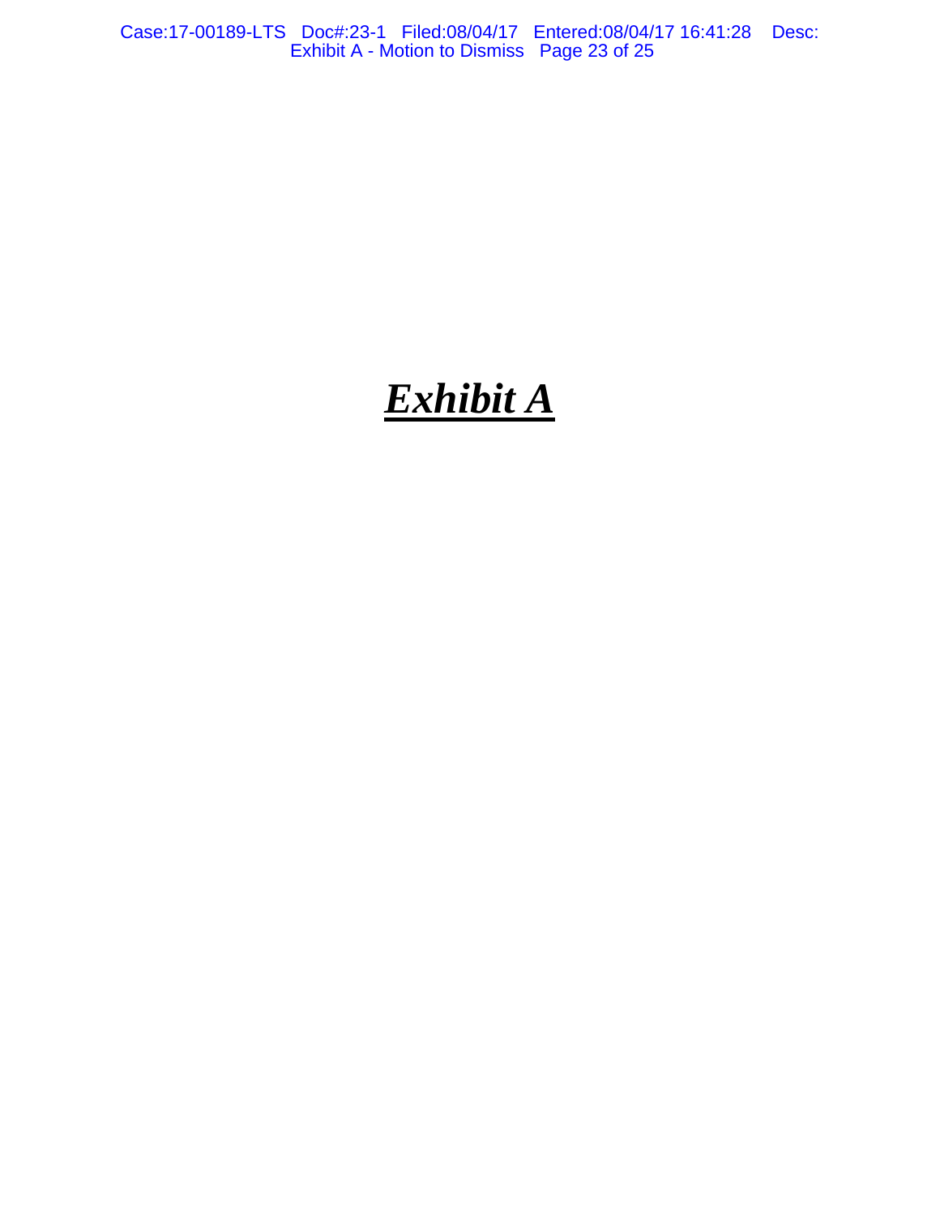# ***Exhibit A***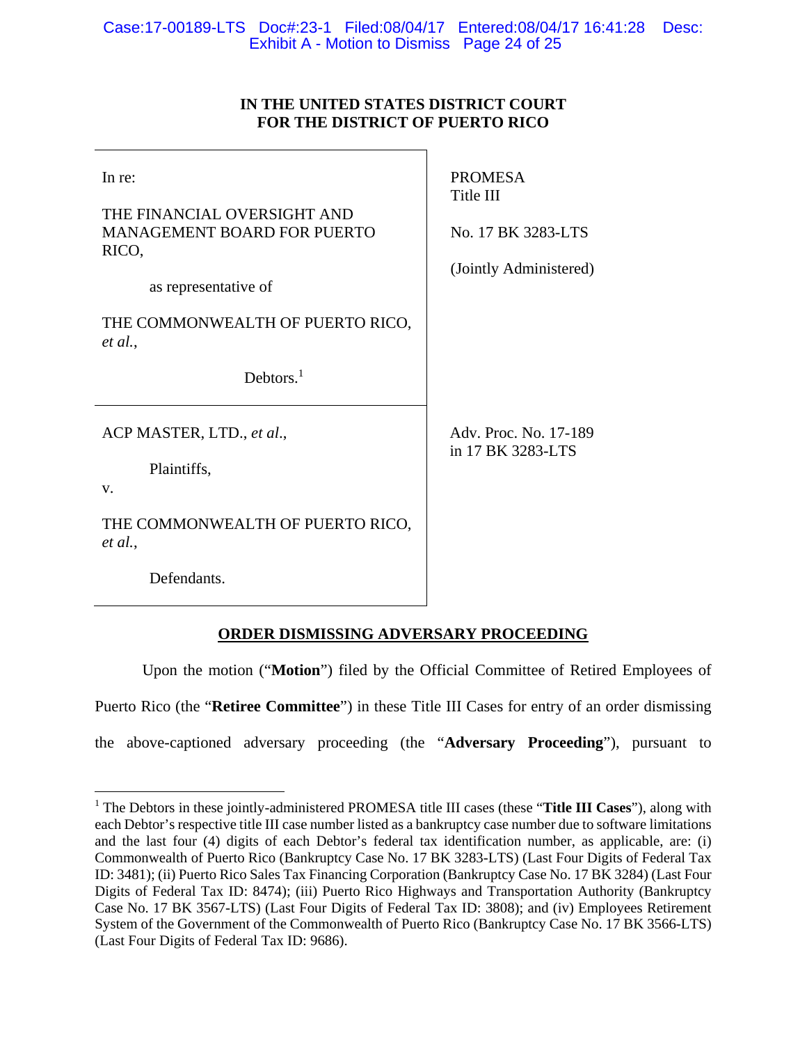**IN THE UNITED STATES DISTRICT COURT**
**FOR THE DISTRICT OF PUERTO RICO**

| | |
|---|---|
| In re:<br><br>THE FINANCIAL OVERSIGHT AND MANAGEMENT BOARD FOR PUERTO RICO,<br><br>as representative of<br><br>THE COMMONWEALTH OF PUERTO RICO, *et al.*,<br><br>Debtors.[1] | PROMESA<br>Title III<br><br>No. 17 BK 3283-LTS<br><br>(Jointly Administered) |
| ACP MASTER, LTD., *et al*.,<br><br>Plaintiffs,<br><br>v.<br><br>THE COMMONWEALTH OF PUERTO RICO, *et al.*,<br><br>Defendants. | Adv. Proc. No. 17-189<br>in 17 BK 3283-LTS |

**ORDER DISMISSING ADVERSARY PROCEEDING**

Upon the motion ("**Motion**") filed by the Official Committee of Retired Employees of Puerto Rico (the "**Retiree Committee**") in these Title III Cases for entry of an order dismissing the above-captioned adversary proceeding (the "**Adversary Proceeding**"), pursuant to

[1] The Debtors in these jointly-administered PROMESA title III cases (these "**Title III Cases**"), along with each Debtor's respective title III case number listed as a bankruptcy case number due to software limitations and the last four (4) digits of each Debtor's federal tax identification number, as applicable, are: (i) Commonwealth of Puerto Rico (Bankruptcy Case No. 17 BK 3283-LTS) (Last Four Digits of Federal Tax ID: 3481); (ii) Puerto Rico Sales Tax Financing Corporation (Bankruptcy Case No. 17 BK 3284) (Last Four Digits of Federal Tax ID: 8474); (iii) Puerto Rico Highways and Transportation Authority (Bankruptcy Case No. 17 BK 3567-LTS) (Last Four Digits of Federal Tax ID: 3808); and (iv) Employees Retirement System of the Government of the Commonwealth of Puerto Rico (Bankruptcy Case No. 17 BK 3566-LTS) (Last Four Digits of Federal Tax ID: 9686).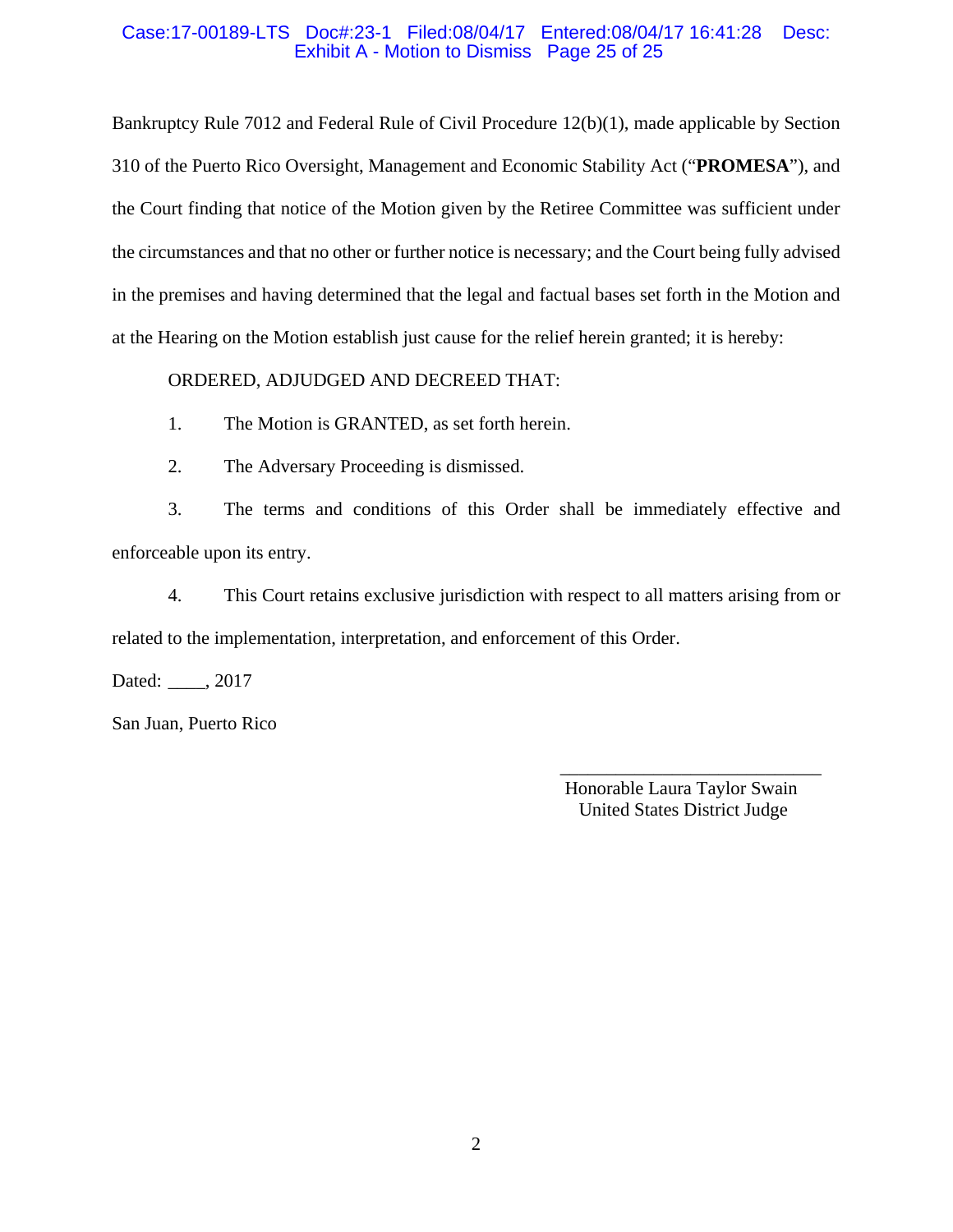Bankruptcy Rule 7012 and Federal Rule of Civil Procedure 12(b)(1), made applicable by Section 310 of the Puerto Rico Oversight, Management and Economic Stability Act ("**PROMESA**"), and the Court finding that notice of the Motion given by the Retiree Committee was sufficient under the circumstances and that no other or further notice is necessary; and the Court being fully advised in the premises and having determined that the legal and factual bases set forth in the Motion and at the Hearing on the Motion establish just cause for the relief herein granted; it is hereby:

ORDERED, ADJUDGED AND DECREED THAT:

1. The Motion is GRANTED, as set forth herein.

2. The Adversary Proceeding is dismissed.

3. The terms and conditions of this Order shall be immediately effective and enforceable upon its entry.

4. This Court retains exclusive jurisdiction with respect to all matters arising from or related to the implementation, interpretation, and enforcement of this Order.

Dated: ____, 2017

San Juan, Puerto Rico

\_\_\_\_\_\_\_\_\_\_\_\_\_\_\_\_\_\_\_\_\_\_\_\_\_\_\_\_\_\_

Honorable Laura Taylor Swain
United States District Judge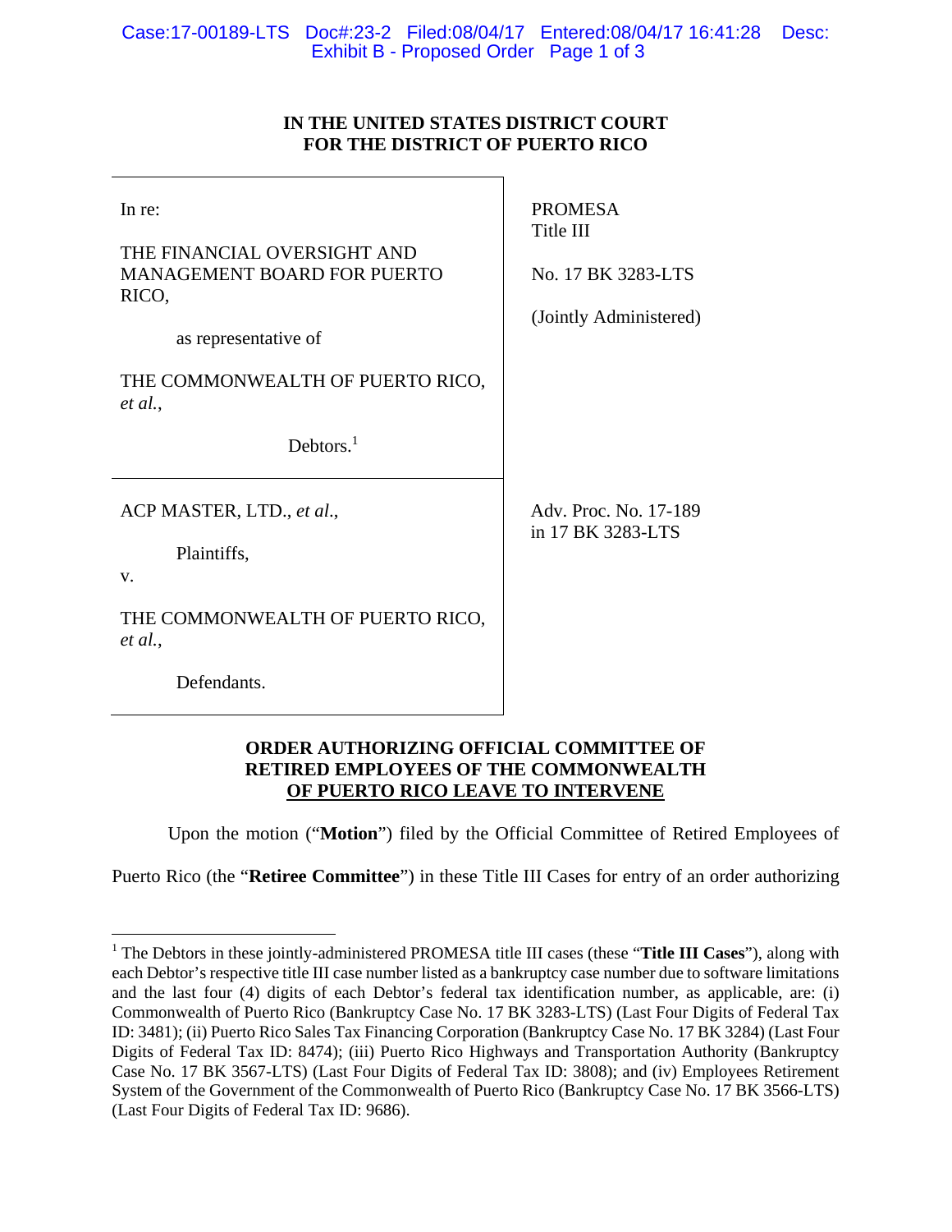**IN THE UNITED STATES DISTRICT COURT**
**FOR THE DISTRICT OF PUERTO RICO**

| | |
|---|---|
| In re:<br><br>THE FINANCIAL OVERSIGHT AND MANAGEMENT BOARD FOR PUERTO RICO,<br><br>as representative of<br><br>THE COMMONWEALTH OF PUERTO RICO, *et al.*,<br><br>Debtors.[1] | PROMESA Title III<br><br>No. 17 BK 3283-LTS<br><br>(Jointly Administered) |
| ACP MASTER, LTD., *et al.*,<br><br>Plaintiffs,<br><br>v.<br><br>THE COMMONWEALTH OF PUERTO RICO, *et al.*,<br><br>Defendants. | Adv. Proc. No. 17-189 in 17 BK 3283-LTS |

**ORDER AUTHORIZING OFFICIAL COMMITTEE OF RETIRED EMPLOYEES OF THE COMMONWEALTH OF PUERTO RICO LEAVE TO INTERVENE**

Upon the motion ("**Motion**") filed by the Official Committee of Retired Employees of Puerto Rico (the "**Retiree Committee**") in these Title III Cases for entry of an order authorizing

---

[1] The Debtors in these jointly-administered PROMESA title III cases (these "**Title III Cases**"), along with each Debtor's respective title III case number listed as a bankruptcy case number due to software limitations and the last four (4) digits of each Debtor's federal tax identification number, as applicable, are: (i) Commonwealth of Puerto Rico (Bankruptcy Case No. 17 BK 3283-LTS) (Last Four Digits of Federal Tax ID: 3481); (ii) Puerto Rico Sales Tax Financing Corporation (Bankruptcy Case No. 17 BK 3284) (Last Four Digits of Federal Tax ID: 8474); (iii) Puerto Rico Highways and Transportation Authority (Bankruptcy Case No. 17 BK 3567-LTS) (Last Four Digits of Federal Tax ID: 3808); and (iv) Employees Retirement System of the Government of the Commonwealth of Puerto Rico (Bankruptcy Case No. 17 BK 3566-LTS) (Last Four Digits of Federal Tax ID: 9686).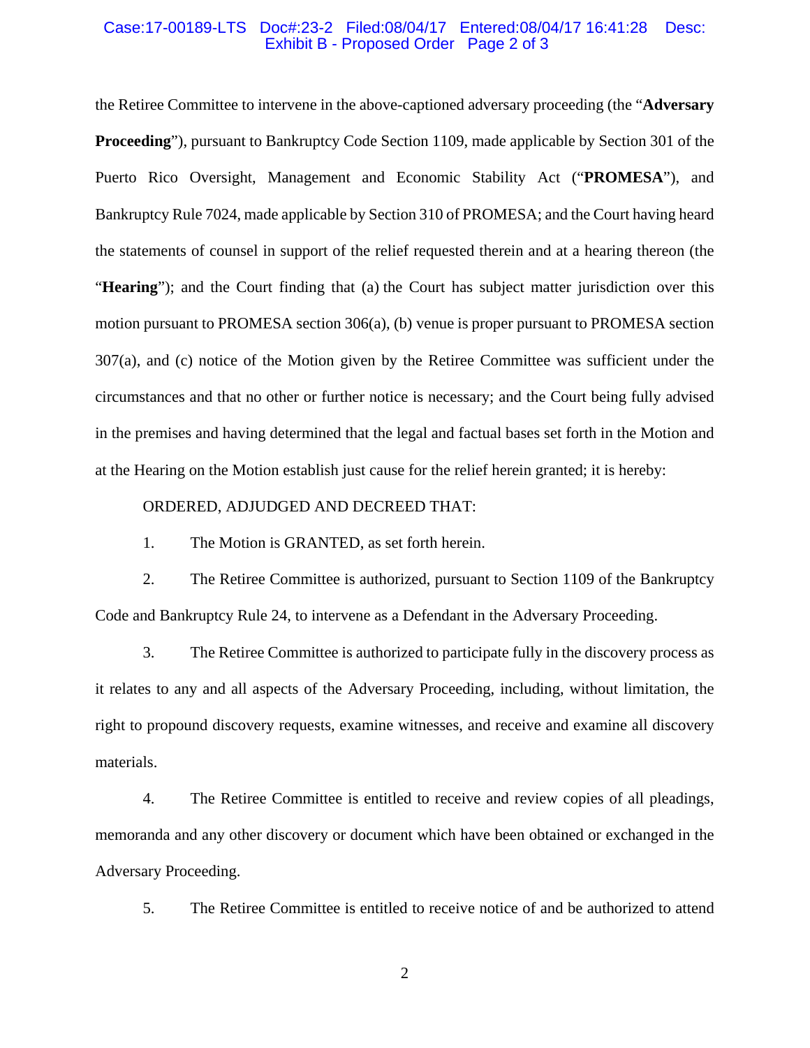the Retiree Committee to intervene in the above-captioned adversary proceeding (the "**Adversary Proceeding**"), pursuant to Bankruptcy Code Section 1109, made applicable by Section 301 of the Puerto Rico Oversight, Management and Economic Stability Act ("**PROMESA**"), and Bankruptcy Rule 7024, made applicable by Section 310 of PROMESA; and the Court having heard the statements of counsel in support of the relief requested therein and at a hearing thereon (the "**Hearing**"); and the Court finding that (a) the Court has subject matter jurisdiction over this motion pursuant to PROMESA section 306(a), (b) venue is proper pursuant to PROMESA section 307(a), and (c) notice of the Motion given by the Retiree Committee was sufficient under the circumstances and that no other or further notice is necessary; and the Court being fully advised in the premises and having determined that the legal and factual bases set forth in the Motion and at the Hearing on the Motion establish just cause for the relief herein granted; it is hereby:

ORDERED, ADJUDGED AND DECREED THAT:

1. The Motion is GRANTED, as set forth herein.

2. The Retiree Committee is authorized, pursuant to Section 1109 of the Bankruptcy Code and Bankruptcy Rule 24, to intervene as a Defendant in the Adversary Proceeding.

3. The Retiree Committee is authorized to participate fully in the discovery process as it relates to any and all aspects of the Adversary Proceeding, including, without limitation, the right to propound discovery requests, examine witnesses, and receive and examine all discovery materials.

4. The Retiree Committee is entitled to receive and review copies of all pleadings, memoranda and any other discovery or document which have been obtained or exchanged in the Adversary Proceeding.

5. The Retiree Committee is entitled to receive notice of and be authorized to attend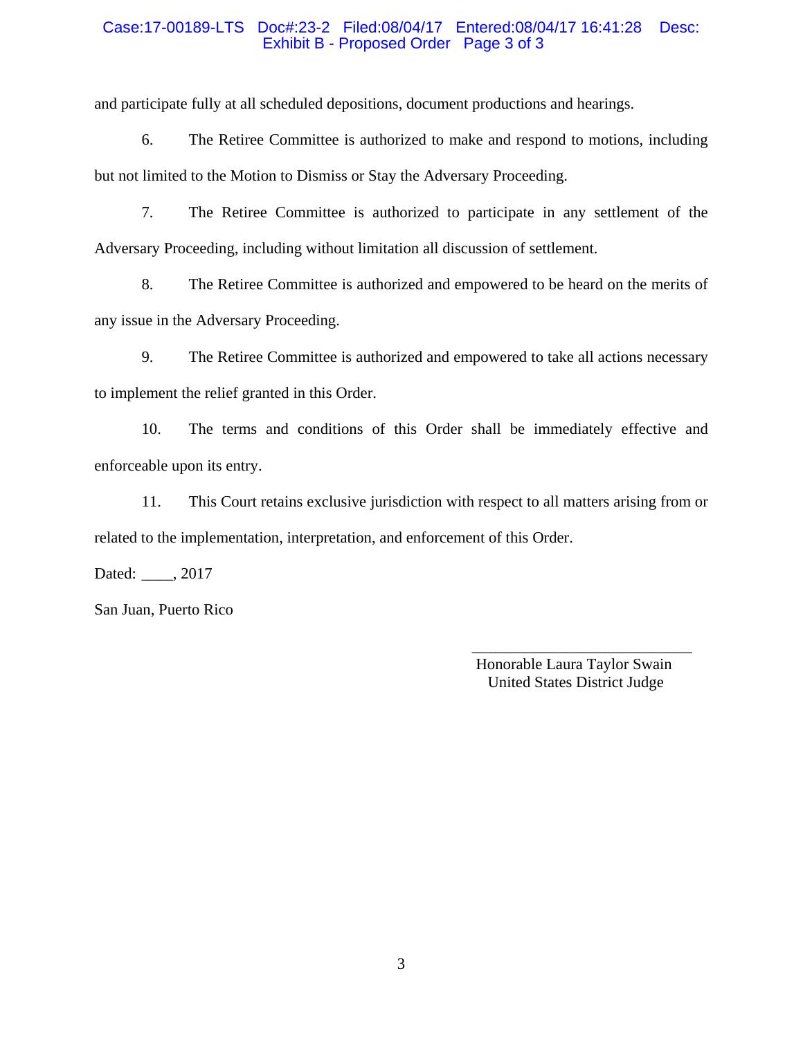and participate fully at all scheduled depositions, document productions and hearings.

6. The Retiree Committee is authorized to make and respond to motions, including but not limited to the Motion to Dismiss or Stay the Adversary Proceeding.

7. The Retiree Committee is authorized to participate in any settlement of the Adversary Proceeding, including without limitation all discussion of settlement.

8. The Retiree Committee is authorized and empowered to be heard on the merits of any issue in the Adversary Proceeding.

9. The Retiree Committee is authorized and empowered to take all actions necessary to implement the relief granted in this Order.

10. The terms and conditions of this Order shall be immediately effective and enforceable upon its entry.

11. This Court retains exclusive jurisdiction with respect to all matters arising from or related to the implementation, interpretation, and enforcement of this Order.

Dated: ____, 2017

San Juan, Puerto Rico

______________________________

Honorable Laura Taylor Swain
United States District Judge